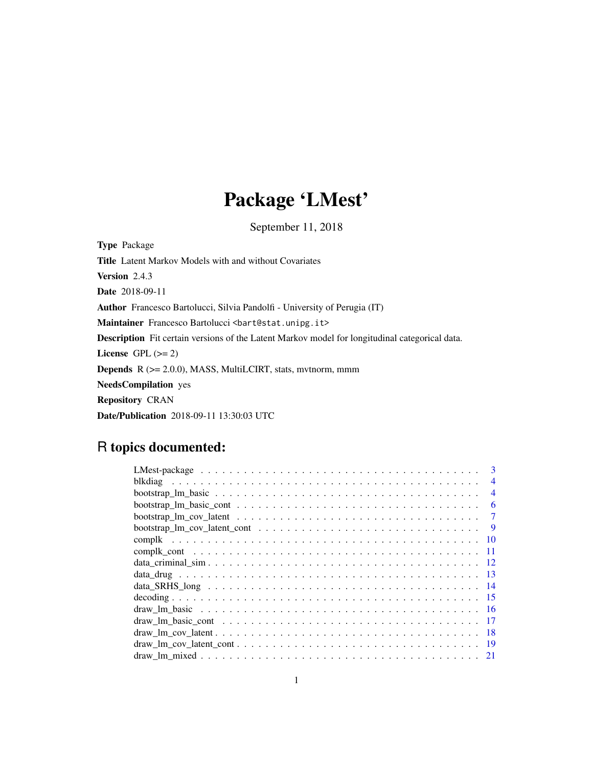# Package 'LMest'

September 11, 2018

**Type** Package

**Title** Latent Markov Models with and without Covariates

**Version** 2.4.3

**Date** 2018-09-11

**Author** Francesco Bartolucci, Silvia Pandolfi - University of Perugia (IT)

**Maintainer** Francesco Bartolucci <bart@stat.unipg.it>

**Description** Fit certain versions of the Latent Markov model for longitudinal categorical data.

**License** GPL (>= 2)

**Depends** R (>= 2.0.0), MASS, MultiLCIRT, stats, mvtnorm, mmm

**NeedsCompilation** yes

**Repository** CRAN

**Date/Publication** 2018-09-11 13:30:03 UTC

## R topics documented:

| | |
|---|---|
| LMest-package | 3 |
| blkdiag | 4 |
| bootstrap_lm_basic | 4 |
| bootstrap_lm_basic_cont | 6 |
| bootstrap_lm_cov_latent | 7 |
| bootstrap_lm_cov_latent_cont | 9 |
| complk | 10 |
| complk_cont | 11 |
| data_criminal_sim | 12 |
| data_drug | 13 |
| data_SRHS_long | 14 |
| decoding | 15 |
| draw_lm_basic | 16 |
| draw_lm_basic_cont | 17 |
| draw_lm_cov_latent | 18 |
| draw_lm_cov_latent_cont | 19 |
| draw_lm_mixed | 21 |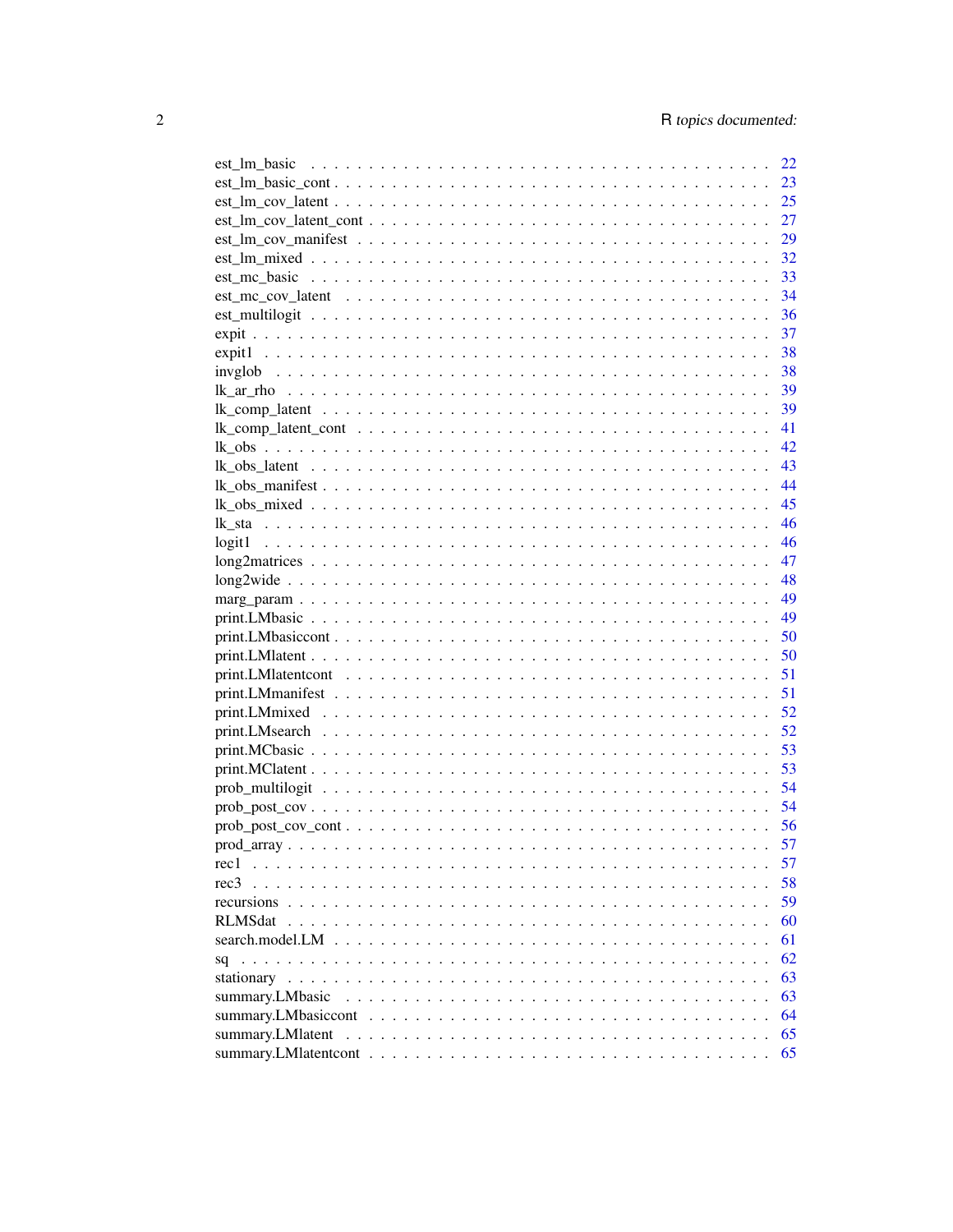| | |
|---|---|
| est_lm_basic | 22 |
| est_lm_basic_cont | 23 |
| est_lm_cov_latent | 25 |
| est_lm_cov_latent_cont | 27 |
| est_lm_cov_manifest | 29 |
| est_lm_mixed | 32 |
| est_mc_basic | 33 |
| est_mc_cov_latent | 34 |
| est_multilogit | 36 |
| expit | 37 |
| expit1 | 38 |
| invglob | 38 |
| lk_ar_rho | 39 |
| lk_comp_latent | 39 |
| lk_comp_latent_cont | 41 |
| lk_obs | 42 |
| lk_obs_latent | 43 |
| lk_obs_manifest | 44 |
| lk_obs_mixed | 45 |
| lk_sta | 46 |
| logit1 | 46 |
| long2matrices | 47 |
| long2wide | 48 |
| marg_param | 49 |
| print.LMbasic | 49 |
| print.LMbasiccont | 50 |
| print.LMlatent | 50 |
| print.LMlatentcont | 51 |
| print.LMmanifest | 51 |
| print.LMmixed | 52 |
| print.LMsearch | 52 |
| print.MCbasic | 53 |
| print.MClatent | 53 |
| prob_multilogit | 54 |
| prob_post_cov | 54 |
| prob_post_cov_cont | 56 |
| prod_array | 57 |
| rec1 | 57 |
| rec3 | 58 |
| recursions | 59 |
| RLMSdat | 60 |
| search.model.LM | 61 |
| sq | 62 |
| stationary | 63 |
| summary.LMbasic | 63 |
| summary.LMbasiccont | 64 |
| summary.LMlatent | 65 |
| summary.LMlatentcont | 65 |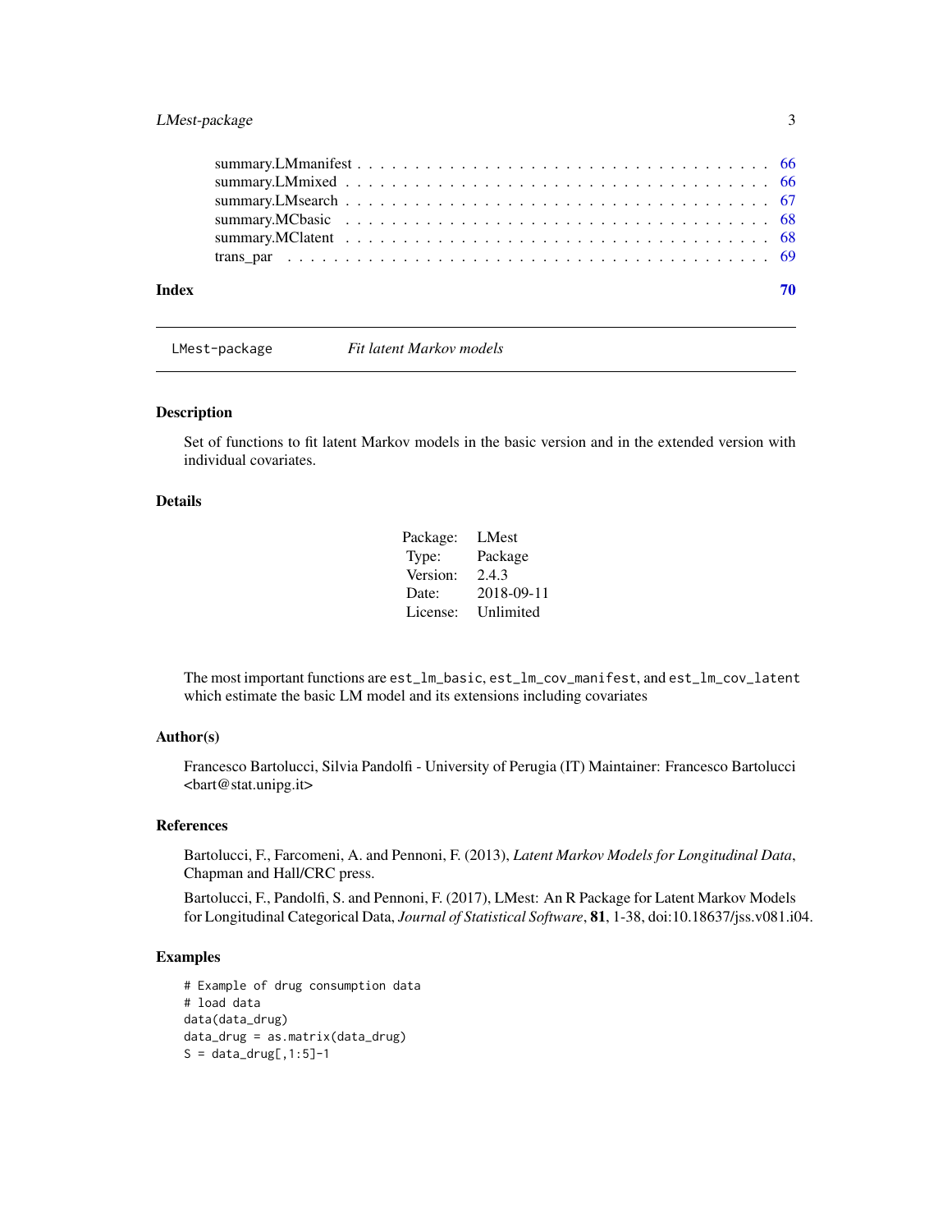| | |
|---|---|
| summary.LMmanifest | 66 |
| summary.LMmixed | 66 |
| summary.LMsearch | 67 |
| summary.MCbasic | 68 |
| summary.MClatent | 68 |
| trans_par | 69 |

**Index** **70**

---

`LMest-package` *Fit latent Markov models*

---

## Description

Set of functions to fit latent Markov models in the basic version and in the extended version with individual covariates.

## Details

| | |
|---|---|
| Package: | LMest |
| Type: | Package |
| Version: | 2.4.3 |
| Date: | 2018-09-11 |
| License: | Unlimited |

The most important functions are `est_lm_basic`, `est_lm_cov_manifest`, and `est_lm_cov_latent` which estimate the basic LM model and its extensions including covariates

## Author(s)

Francesco Bartolucci, Silvia Pandolfi - University of Perugia (IT) Maintainer: Francesco Bartolucci <bart@stat.unipg.it>

## References

Bartolucci, F., Farcomeni, A. and Pennoni, F. (2013), *Latent Markov Models for Longitudinal Data*, Chapman and Hall/CRC press.

Bartolucci, F., Pandolfi, S. and Pennoni, F. (2017), LMest: An R Package for Latent Markov Models for Longitudinal Categorical Data, *Journal of Statistical Software*, **81**, 1-38, doi:10.18637/jss.v081.i04.

## Examples

```
# Example of drug consumption data
# load data
data(data_drug)
data_drug = as.matrix(data_drug)
S = data_drug[,1:5]-1
```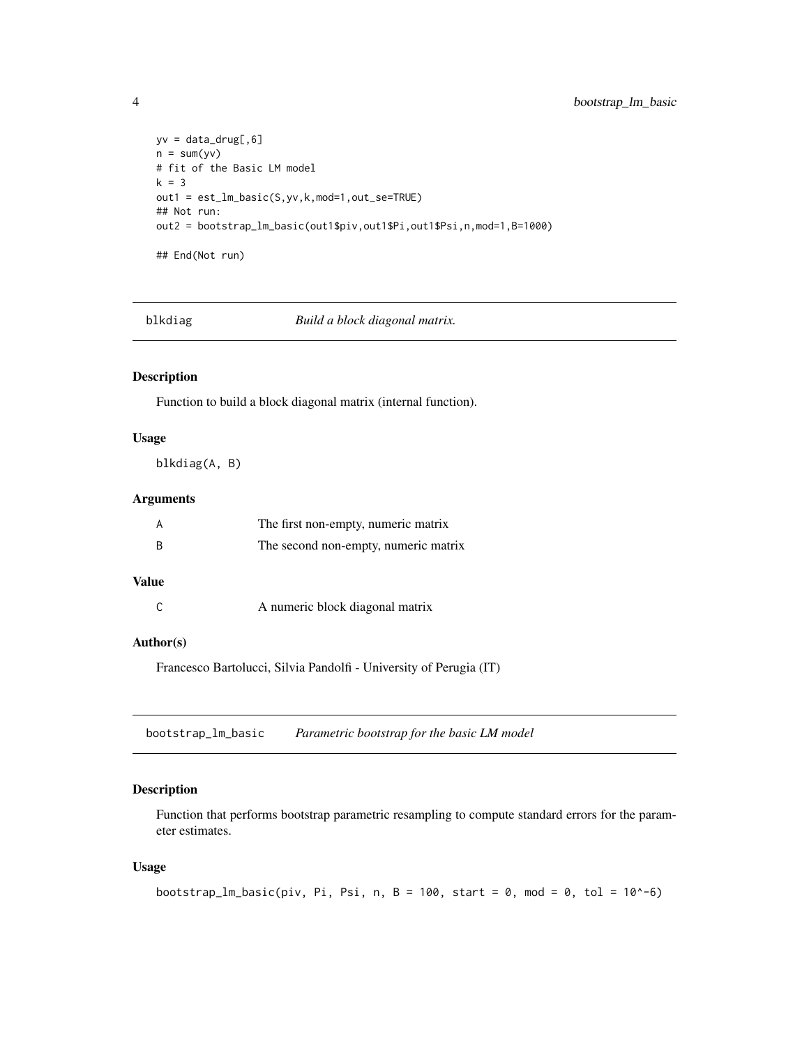```
yv = data_drug[,6]
n = sum(yv)
# fit of the Basic LM model
k = 3
out1 = est_lm_basic(S,yv,k,mod=1,out_se=TRUE)
## Not run:
out2 = bootstrap_lm_basic(out1$piv,out1$Pi,out1$Psi,n,mod=1,B=1000)

## End(Not run)
```

## blkdiag *Build a block diagonal matrix.*

### Description

Function to build a block diagonal matrix (internal function).

### Usage

```
blkdiag(A, B)
```

### Arguments

| | |
|---|---|
| A | The first non-empty, numeric matrix |
| B | The second non-empty, numeric matrix |

### Value

| | |
|---|---|
| C | A numeric block diagonal matrix |

### Author(s)

Francesco Bartolucci, Silvia Pandolfi - University of Perugia (IT)

## bootstrap_lm_basic *Parametric bootstrap for the basic LM model*

### Description

Function that performs bootstrap parametric resampling to compute standard errors for the parameter estimates.

### Usage

```
bootstrap_lm_basic(piv, Pi, Psi, n, B = 100, start = 0, mod = 0, tol = 10^-6)
```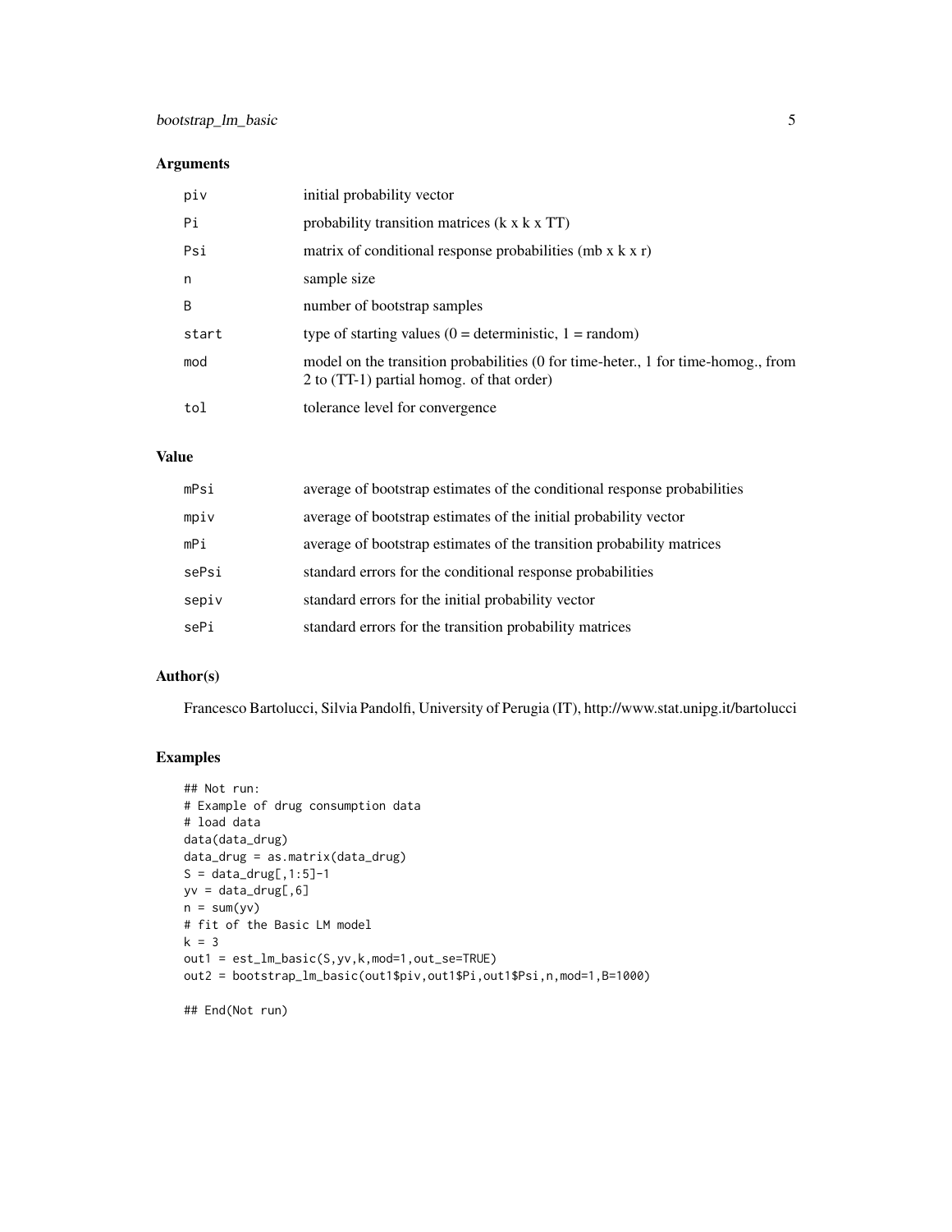## Arguments

| | |
|---|---|
| piv | initial probability vector |
| Pi | probability transition matrices (k x k x TT) |
| Psi | matrix of conditional response probabilities (mb x k x r) |
| n | sample size |
| B | number of bootstrap samples |
| start | type of starting values (0 = deterministic, 1 = random) |
| mod | model on the transition probabilities (0 for time-heter., 1 for time-homog., from 2 to (TT-1) partial homog. of that order) |
| tol | tolerance level for convergence |

## Value

| | |
|---|---|
| mPsi | average of bootstrap estimates of the conditional response probabilities |
| mpiv | average of bootstrap estimates of the initial probability vector |
| mPi | average of bootstrap estimates of the transition probability matrices |
| sePsi | standard errors for the conditional response probabilities |
| sepiv | standard errors for the initial probability vector |
| sePi | standard errors for the transition probability matrices |

## Author(s)

Francesco Bartolucci, Silvia Pandolfi, University of Perugia (IT), http://www.stat.unipg.it/bartolucci

## Examples

```
## Not run:
# Example of drug consumption data
# load data
data(data_drug)
data_drug = as.matrix(data_drug)
S = data_drug[,1:5]-1
yv = data_drug[,6]
n = sum(yv)
# fit of the Basic LM model
k = 3
out1 = est_lm_basic(S,yv,k,mod=1,out_se=TRUE)
out2 = bootstrap_lm_basic(out1$piv,out1$Pi,out1$Psi,n,mod=1,B=1000)

## End(Not run)
```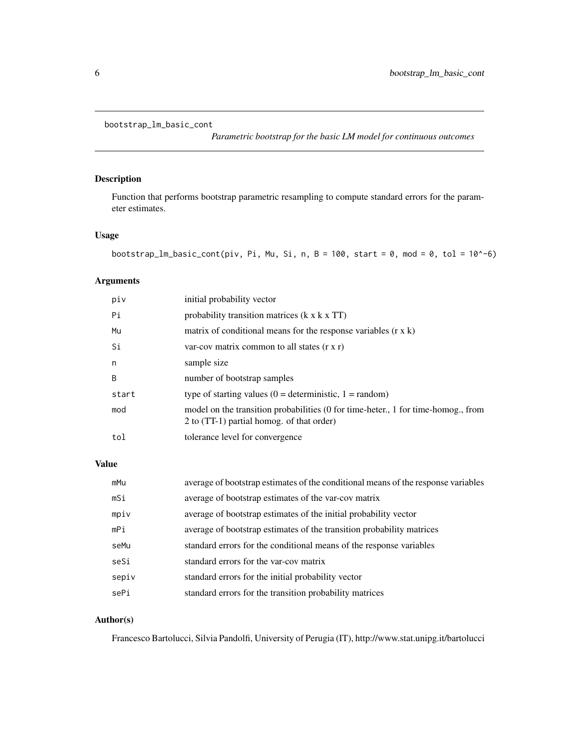```
bootstrap_lm_basic_cont
```

*Parametric bootstrap for the basic LM model for continuous outcomes*

## Description

Function that performs bootstrap parametric resampling to compute standard errors for the parameter estimates.

## Usage

```
bootstrap_lm_basic_cont(piv, Pi, Mu, Si, n, B = 100, start = 0, mod = 0, tol = 10^-6)
```

## Arguments

| | |
|---|---|
| `piv` | initial probability vector |
| `Pi` | probability transition matrices (k x k x TT) |
| `Mu` | matrix of conditional means for the response variables (r x k) |
| `Si` | var-cov matrix common to all states (r x r) |
| `n` | sample size |
| `B` | number of bootstrap samples |
| `start` | type of starting values (0 = deterministic, 1 = random) |
| `mod` | model on the transition probabilities (0 for time-heter., 1 for time-homog., from 2 to (TT-1) partial homog. of that order) |
| `tol` | tolerance level for convergence |

## Value

| | |
|---|---|
| `mMu` | average of bootstrap estimates of the conditional means of the response variables |
| `mSi` | average of bootstrap estimates of the var-cov matrix |
| `mpiv` | average of bootstrap estimates of the initial probability vector |
| `mPi` | average of bootstrap estimates of the transition probability matrices |
| `seMu` | standard errors for the conditional means of the response variables |
| `seSi` | standard errors for the var-cov matrix |
| `sepiv` | standard errors for the initial probability vector |
| `sePi` | standard errors for the transition probability matrices |

## Author(s)

Francesco Bartolucci, Silvia Pandolfi, University of Perugia (IT), http://www.stat.unipg.it/bartolucci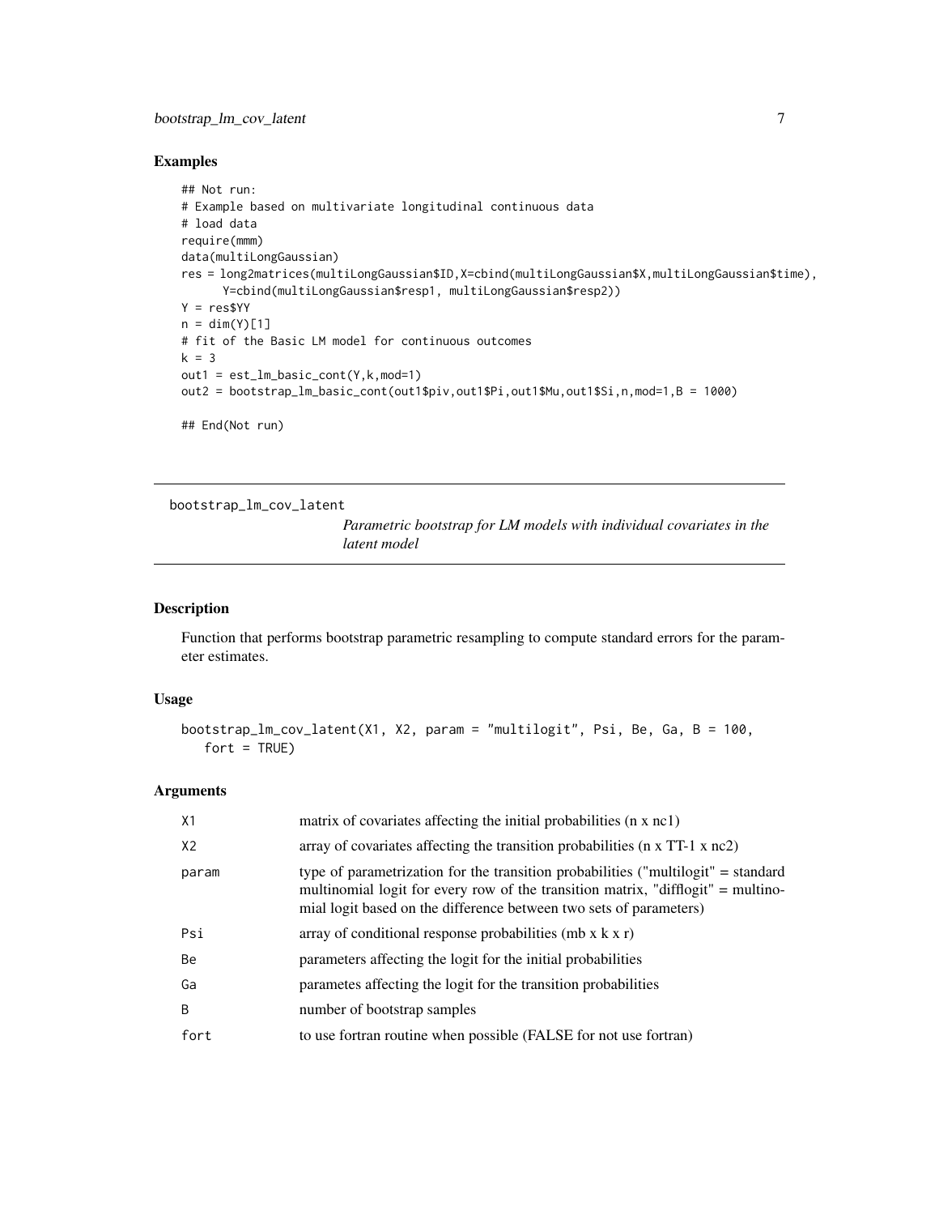### Examples

```
## Not run:
# Example based on multivariate longitudinal continuous data
# load data
require(mmm)
data(multiLongGaussian)
res = long2matrices(multiLongGaussian$ID,X=cbind(multiLongGaussian$X,multiLongGaussian$time),
      Y=cbind(multiLongGaussian$resp1, multiLongGaussian$resp2))
Y = res$YY
n = dim(Y)[1]
# fit of the Basic LM model for continuous outcomes
k = 3
out1 = est_lm_basic_cont(Y,k,mod=1)
out2 = bootstrap_lm_basic_cont(out1$piv,out1$Pi,out1$Mu,out1$Si,n,mod=1,B = 1000)

## End(Not run)
```

---

## bootstrap_lm_cov_latent

*Parametric bootstrap for LM models with individual covariates in the latent model*

---

### Description

Function that performs bootstrap parametric resampling to compute standard errors for the parameter estimates.

### Usage

```
bootstrap_lm_cov_latent(X1, X2, param = "multilogit", Psi, Be, Ga, B = 100,
   fort = TRUE)
```

### Arguments

| | |
|---|---|
| X1 | matrix of covariates affecting the initial probabilities (n x nc1) |
| X2 | array of covariates affecting the transition probabilities (n x TT-1 x nc2) |
| param | type of parametrization for the transition probabilities ("multilogit" = standard multinomial logit for every row of the transition matrix, "difflogit" = multinomial logit based on the difference between two sets of parameters) |
| Psi | array of conditional response probabilities (mb x k x r) |
| Be | parameters affecting the logit for the initial probabilities |
| Ga | parametes affecting the logit for the transition probabilities |
| B | number of bootstrap samples |
| fort | to use fortran routine when possible (FALSE for not use fortran) |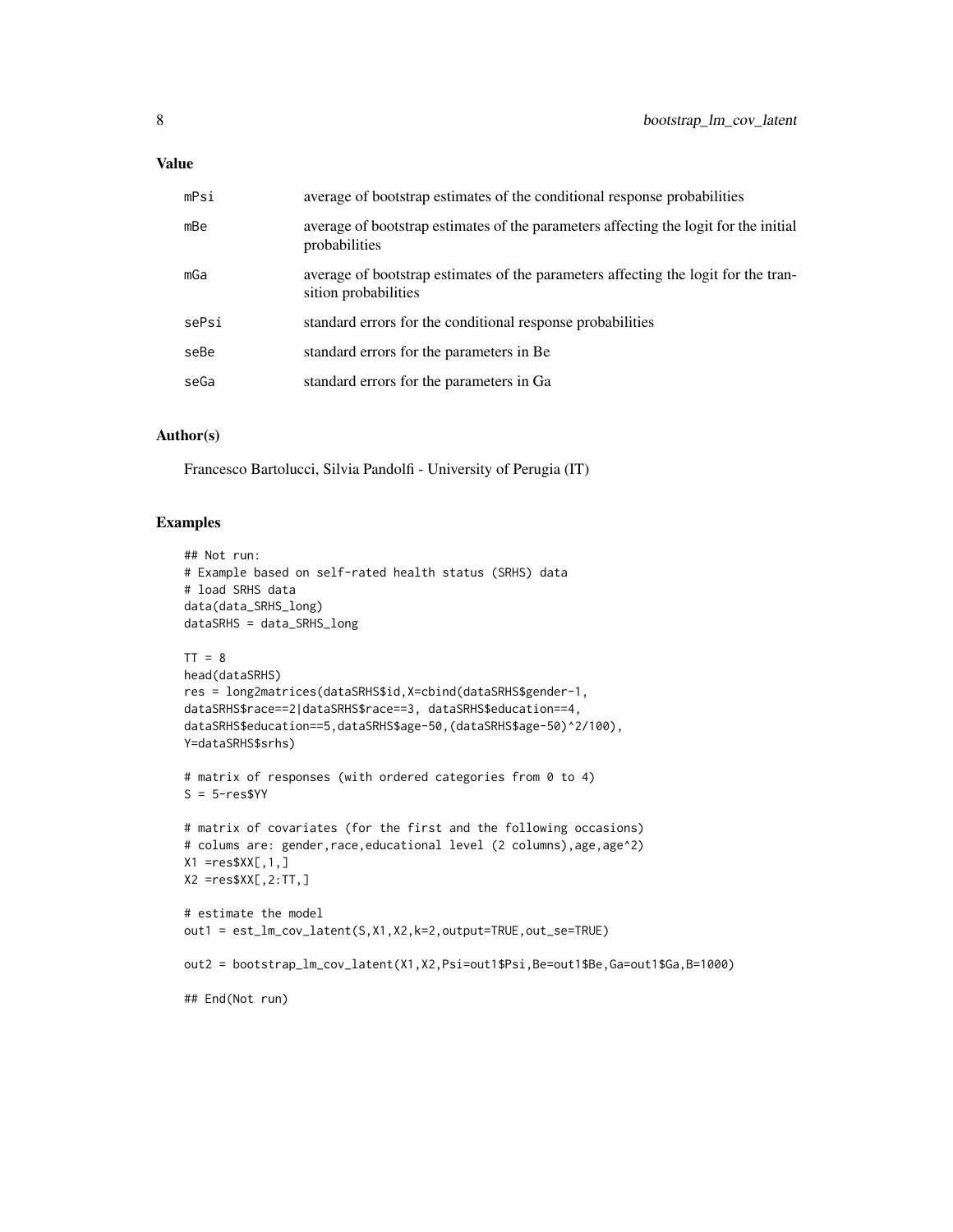## Value

| | |
|---|---|
| mPsi | average of bootstrap estimates of the conditional response probabilities |
| mBe | average of bootstrap estimates of the parameters affecting the logit for the initial probabilities |
| mGa | average of bootstrap estimates of the parameters affecting the logit for the transition probabilities |
| sePsi | standard errors for the conditional response probabilities |
| seBe | standard errors for the parameters in Be |
| seGa | standard errors for the parameters in Ga |

## Author(s)

Francesco Bartolucci, Silvia Pandolfi - University of Perugia (IT)

## Examples

```
## Not run:
# Example based on self-rated health status (SRHS) data
# load SRHS data
data(data_SRHS_long)
dataSRHS = data_SRHS_long

TT = 8
head(dataSRHS)
res = long2matrices(dataSRHS$id,X=cbind(dataSRHS$gender-1,
dataSRHS$race==2|dataSRHS$race==3, dataSRHS$education==4,
dataSRHS$education==5,dataSRHS$age-50,(dataSRHS$age-50)^2/100),
Y=dataSRHS$srhs)

# matrix of responses (with ordered categories from 0 to 4)
S = 5-res$YY

# matrix of covariates (for the first and the following occasions)
# colums are: gender,race,educational level (2 columns),age,age^2)
X1 =res$XX[,1,]
X2 =res$XX[,2:TT,]

# estimate the model
out1 = est_lm_cov_latent(S,X1,X2,k=2,output=TRUE,out_se=TRUE)

out2 = bootstrap_lm_cov_latent(X1,X2,Psi=out1$Psi,Be=out1$Be,Ga=out1$Ga,B=1000)

## End(Not run)
```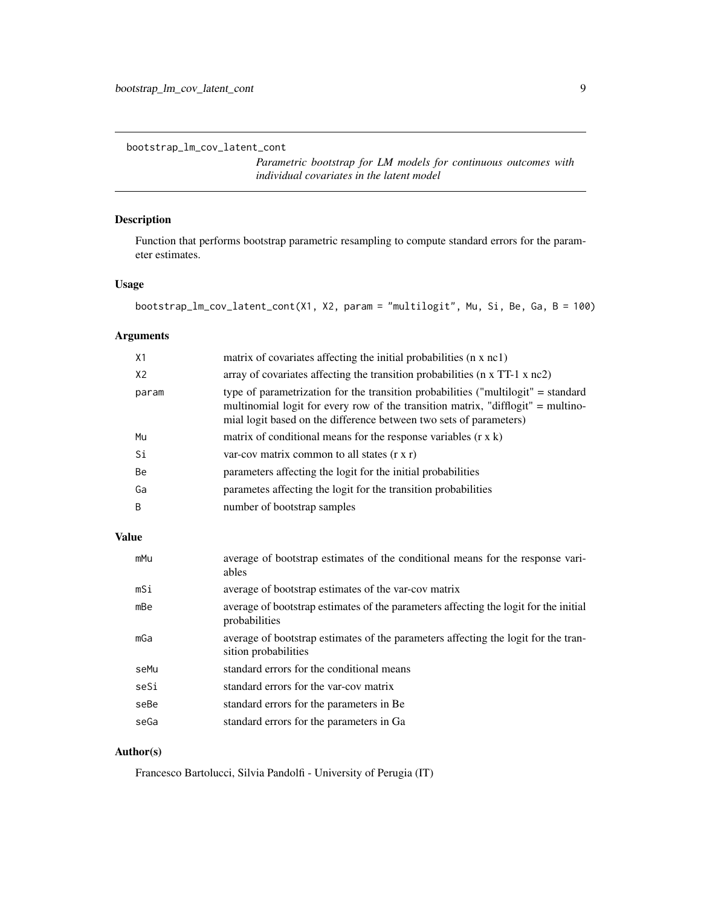`bootstrap_lm_cov_latent_cont`

# *Parametric bootstrap for LM models for continuous outcomes with individual covariates in the latent model*

## Description

Function that performs bootstrap parametric resampling to compute standard errors for the parameter estimates.

## Usage

```
bootstrap_lm_cov_latent_cont(X1, X2, param = "multilogit", Mu, Si, Be, Ga, B = 100)
```

## Arguments

| | |
|---|---|
| `X1` | matrix of covariates affecting the initial probabilities (n x nc1) |
| `X2` | array of covariates affecting the transition probabilities (n x TT-1 x nc2) |
| `param` | type of parametrization for the transition probabilities ("multilogit" = standard multinomial logit for every row of the transition matrix, "difflogit" = multinomial logit based on the difference between two sets of parameters) |
| `Mu` | matrix of conditional means for the response variables (r x k) |
| `Si` | var-cov matrix common to all states (r x r) |
| `Be` | parameters affecting the logit for the initial probabilities |
| `Ga` | parametes affecting the logit for the transition probabilities |
| `B` | number of bootstrap samples |

## Value

| | |
|---|---|
| `mMu` | average of bootstrap estimates of the conditional means for the response variables |
| `mSi` | average of bootstrap estimates of the var-cov matrix |
| `mBe` | average of bootstrap estimates of the parameters affecting the logit for the initial probabilities |
| `mGa` | average of bootstrap estimates of the parameters affecting the logit for the transition probabilities |
| `seMu` | standard errors for the conditional means |
| `seSi` | standard errors for the var-cov matrix |
| `seBe` | standard errors for the parameters in Be |
| `seGa` | standard errors for the parameters in Ga |

## Author(s)

Francesco Bartolucci, Silvia Pandolfi - University of Perugia (IT)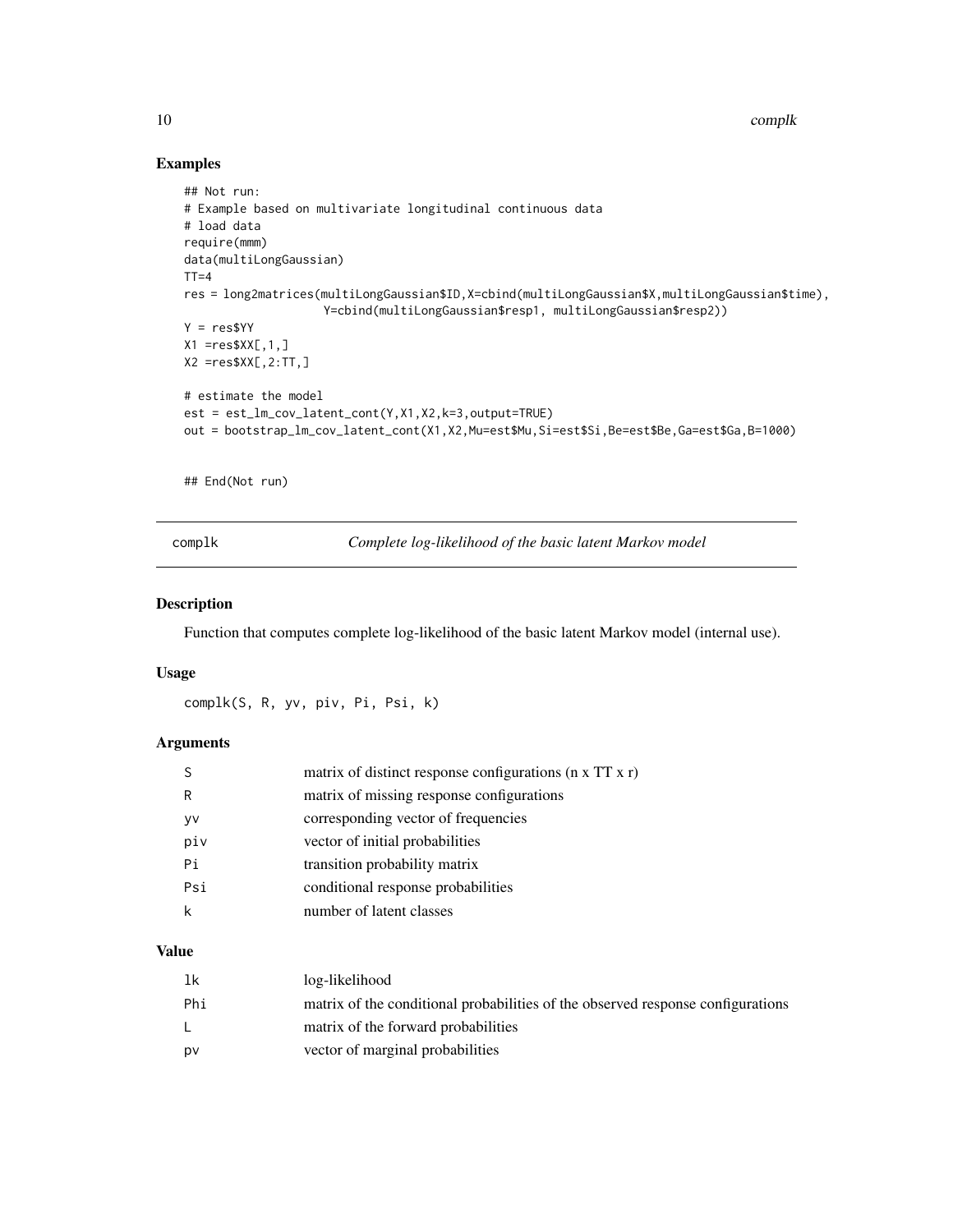## Examples

```
## Not run:
# Example based on multivariate longitudinal continuous data
# load data
require(mmm)
data(multiLongGaussian)
TT=4
res = long2matrices(multiLongGaussian$ID,X=cbind(multiLongGaussian$X,multiLongGaussian$time),
                    Y=cbind(multiLongGaussian$resp1, multiLongGaussian$resp2))
Y = res$YY
X1 =res$XX[,1,]
X2 =res$XX[,2:TT,]

# estimate the model
est = est_lm_cov_latent_cont(Y,X1,X2,k=3,output=TRUE)
out = bootstrap_lm_cov_latent_cont(X1,X2,Mu=est$Mu,Si=est$Si,Be=est$Be,Ga=est$Ga,B=1000)


## End(Not run)
```

---

# complk *Complete log-likelihood of the basic latent Markov model*

---

## Description

Function that computes complete log-likelihood of the basic latent Markov model (internal use).

## Usage

```
complk(S, R, yv, piv, Pi, Psi, k)
```

## Arguments

| | |
|---|---|
| S | matrix of distinct response configurations (n x TT x r) |
| R | matrix of missing response configurations |
| yv | corresponding vector of frequencies |
| piv | vector of initial probabilities |
| Pi | transition probability matrix |
| Psi | conditional response probabilities |
| k | number of latent classes |

## Value

| | |
|---|---|
| lk | log-likelihood |
| Phi | matrix of the conditional probabilities of the observed response configurations |
| L | matrix of the forward probabilities |
| pv | vector of marginal probabilities |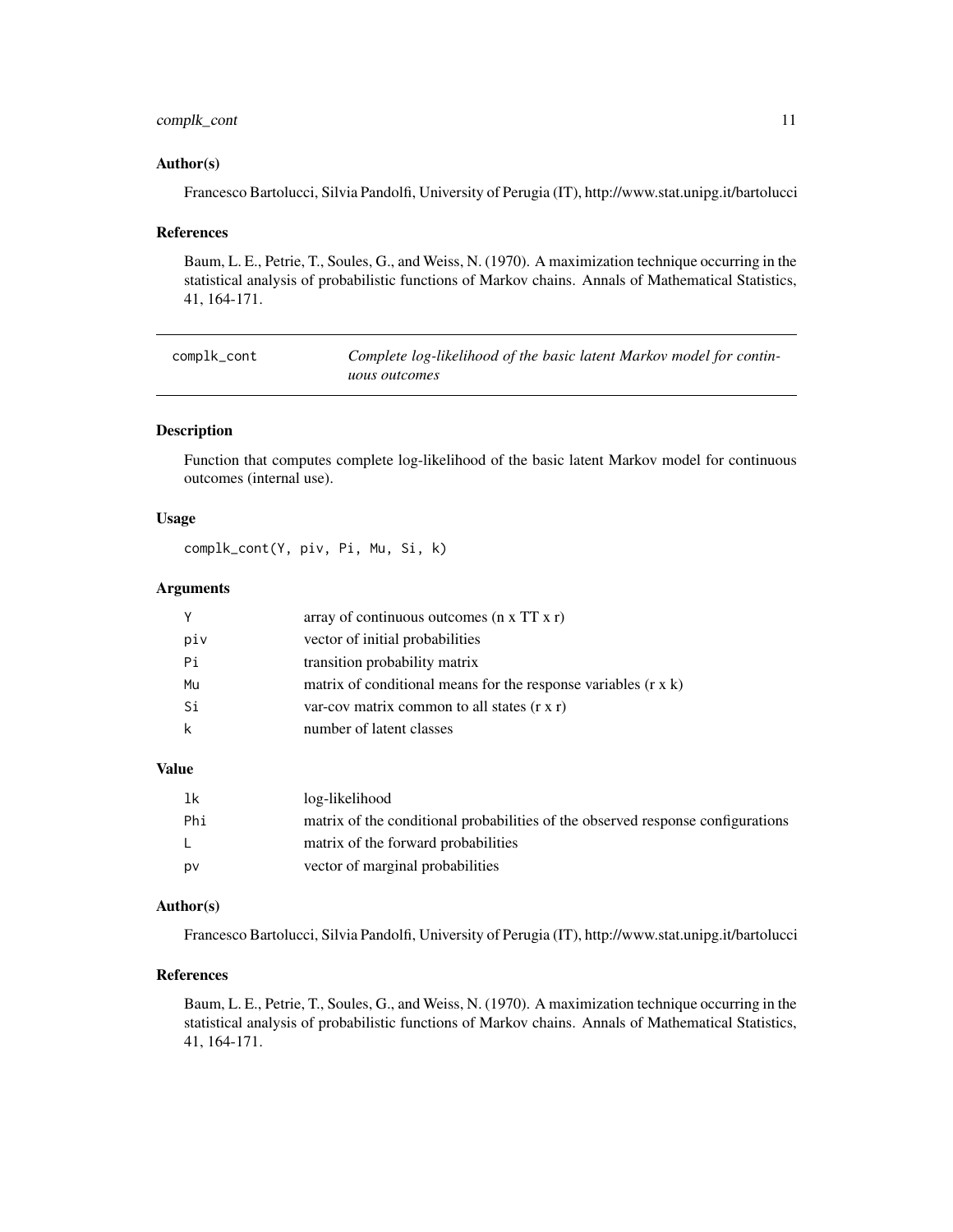### Author(s)

Francesco Bartolucci, Silvia Pandolfi, University of Perugia (IT), http://www.stat.unipg.it/bartolucci

### References

Baum, L. E., Petrie, T., Soules, G., and Weiss, N. (1970). A maximization technique occurring in the statistical analysis of probabilistic functions of Markov chains. Annals of Mathematical Statistics, 41, 164-171.

---

## complk_cont — *Complete log-likelihood of the basic latent Markov model for continuous outcomes*

---

### Description

Function that computes complete log-likelihood of the basic latent Markov model for continuous outcomes (internal use).

### Usage

```
complk_cont(Y, piv, Pi, Mu, Si, k)
```

### Arguments

| | |
|---|---|
| `Y` | array of continuous outcomes (n x TT x r) |
| `piv` | vector of initial probabilities |
| `Pi` | transition probability matrix |
| `Mu` | matrix of conditional means for the response variables (r x k) |
| `Si` | var-cov matrix common to all states (r x r) |
| `k` | number of latent classes |

### Value

| | |
|---|---|
| `lk` | log-likelihood |
| `Phi` | matrix of the conditional probabilities of the observed response configurations |
| `L` | matrix of the forward probabilities |
| `pv` | vector of marginal probabilities |

### Author(s)

Francesco Bartolucci, Silvia Pandolfi, University of Perugia (IT), http://www.stat.unipg.it/bartolucci

### References

Baum, L. E., Petrie, T., Soules, G., and Weiss, N. (1970). A maximization technique occurring in the statistical analysis of probabilistic functions of Markov chains. Annals of Mathematical Statistics, 41, 164-171.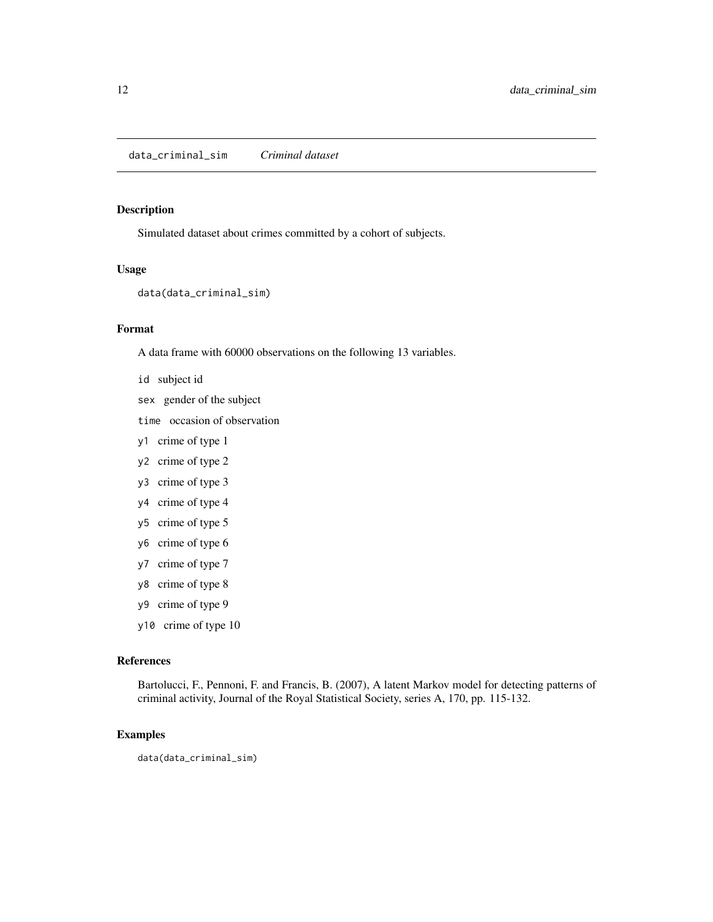# data_criminal_sim *Criminal dataset*

## Description

Simulated dataset about crimes committed by a cohort of subjects.

## Usage

```
data(data_criminal_sim)
```

## Format

A data frame with 60000 observations on the following 13 variables.

- `id` subject id
- `sex` gender of the subject
- `time` occasion of observation
- `y1` crime of type 1
- `y2` crime of type 2
- `y3` crime of type 3
- `y4` crime of type 4
- `y5` crime of type 5
- `y6` crime of type 6
- `y7` crime of type 7
- `y8` crime of type 8
- `y9` crime of type 9
- `y10` crime of type 10

## References

Bartolucci, F., Pennoni, F. and Francis, B. (2007), A latent Markov model for detecting patterns of criminal activity, Journal of the Royal Statistical Society, series A, 170, pp. 115-132.

## Examples

```
data(data_criminal_sim)
```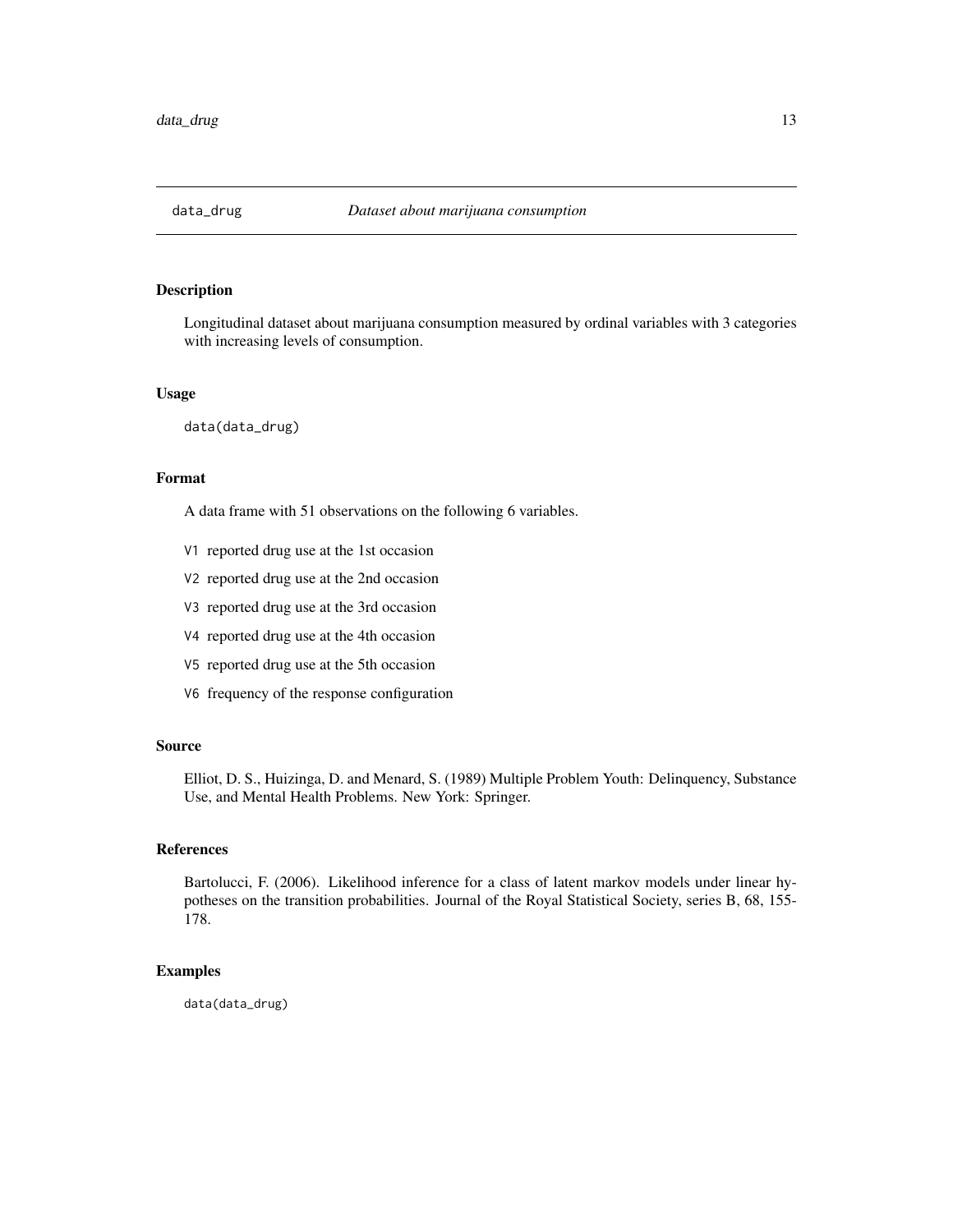# data_drug *Dataset about marijuana consumption*

## Description

Longitudinal dataset about marijuana consumption measured by ordinal variables with 3 categories with increasing levels of consumption.

## Usage

```
data(data_drug)
```

## Format

A data frame with 51 observations on the following 6 variables.

- `V1` reported drug use at the 1st occasion
- `V2` reported drug use at the 2nd occasion
- `V3` reported drug use at the 3rd occasion
- `V4` reported drug use at the 4th occasion
- `V5` reported drug use at the 5th occasion
- `V6` frequency of the response configuration

## Source

Elliot, D. S., Huizinga, D. and Menard, S. (1989) Multiple Problem Youth: Delinquency, Substance Use, and Mental Health Problems. New York: Springer.

## References

Bartolucci, F. (2006). Likelihood inference for a class of latent markov models under linear hypotheses on the transition probabilities. Journal of the Royal Statistical Society, series B, 68, 155-178.

## Examples

```
data(data_drug)
```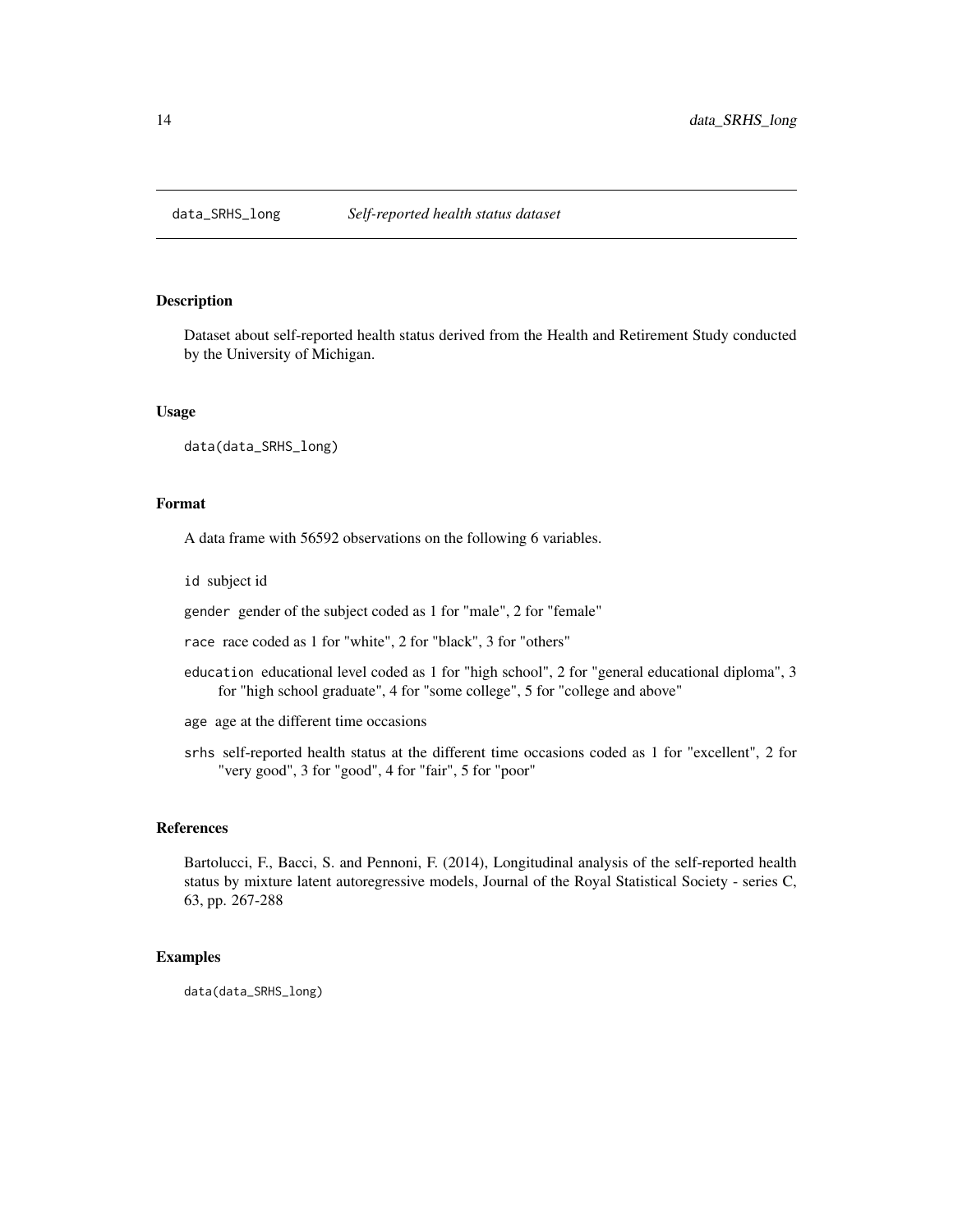## data_SRHS_long    *Self-reported health status dataset*

### Description

Dataset about self-reported health status derived from the Health and Retirement Study conducted by the University of Michigan.

### Usage

```
data(data_SRHS_long)
```

### Format

A data frame with 56592 observations on the following 6 variables.

- `id` subject id
- `gender` gender of the subject coded as 1 for "male", 2 for "female"
- `race` race coded as 1 for "white", 2 for "black", 3 for "others"
- `education` educational level coded as 1 for "high school", 2 for "general educational diploma", 3 for "high school graduate", 4 for "some college", 5 for "college and above"
- `age` age at the different time occasions
- `srhs` self-reported health status at the different time occasions coded as 1 for "excellent", 2 for "very good", 3 for "good", 4 for "fair", 5 for "poor"

### References

Bartolucci, F., Bacci, S. and Pennoni, F. (2014), Longitudinal analysis of the self-reported health status by mixture latent autoregressive models, Journal of the Royal Statistical Society - series C, 63, pp. 267-288

### Examples

```
data(data_SRHS_long)
```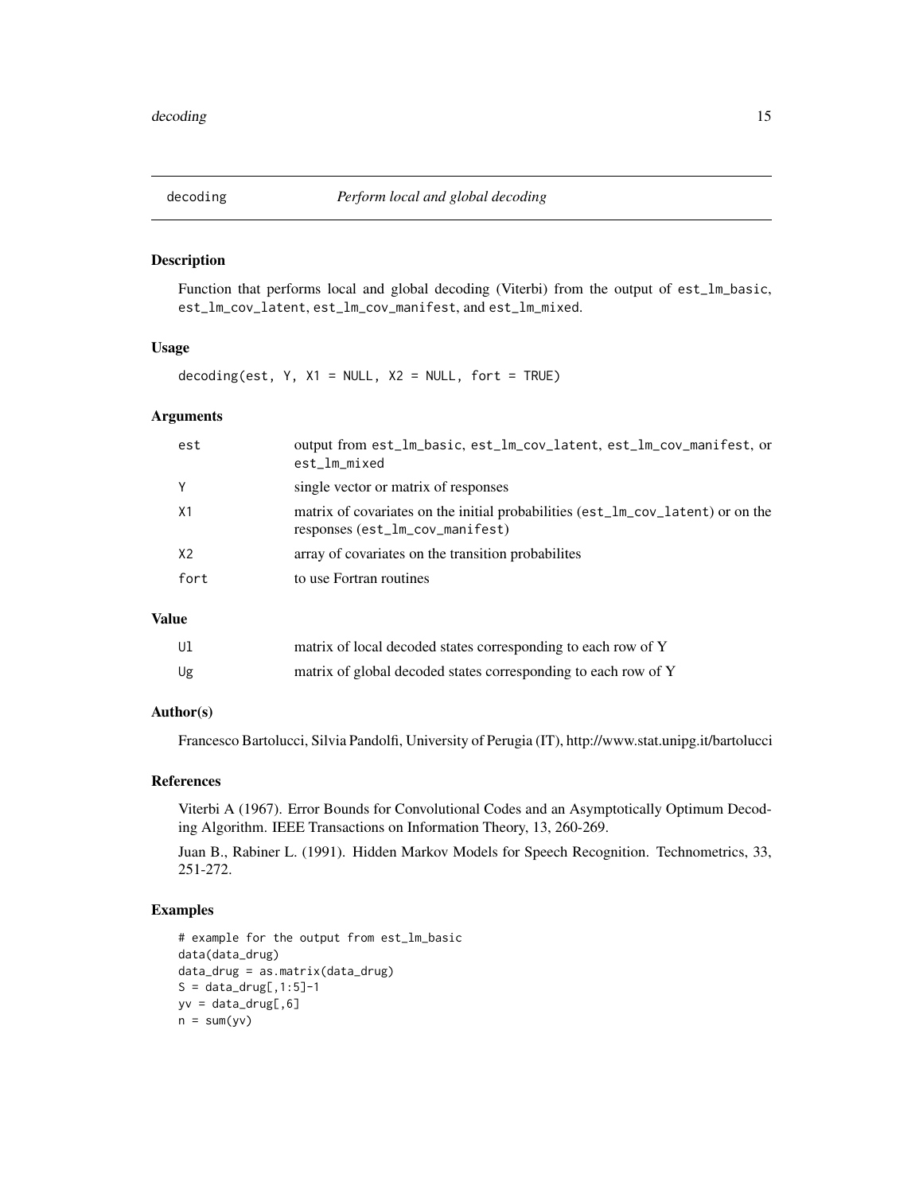# decoding *Perform local and global decoding*

## Description

Function that performs local and global decoding (Viterbi) from the output of `est_lm_basic`, `est_lm_cov_latent`, `est_lm_cov_manifest`, and `est_lm_mixed`.

## Usage

```
decoding(est, Y, X1 = NULL, X2 = NULL, fort = TRUE)
```

## Arguments

| | |
|---|---|
| `est` | output from `est_lm_basic`, `est_lm_cov_latent`, `est_lm_cov_manifest`, or `est_lm_mixed` |
| `Y` | single vector or matrix of responses |
| `X1` | matrix of covariates on the initial probabilities (`est_lm_cov_latent`) or on the responses (`est_lm_cov_manifest`) |
| `X2` | array of covariates on the transition probabilites |
| `fort` | to use Fortran routines |

## Value

| | |
|---|---|
| `Ul` | matrix of local decoded states corresponding to each row of Y |
| `Ug` | matrix of global decoded states corresponding to each row of Y |

## Author(s)

Francesco Bartolucci, Silvia Pandolfi, University of Perugia (IT), http://www.stat.unipg.it/bartolucci

## References

Viterbi A (1967). Error Bounds for Convolutional Codes and an Asymptotically Optimum Decoding Algorithm. IEEE Transactions on Information Theory, 13, 260-269.

Juan B., Rabiner L. (1991). Hidden Markov Models for Speech Recognition. Technometrics, 33, 251-272.

## Examples

```
# example for the output from est_lm_basic
data(data_drug)
data_drug = as.matrix(data_drug)
S = data_drug[,1:5]-1
yv = data_drug[,6]
n = sum(yv)
```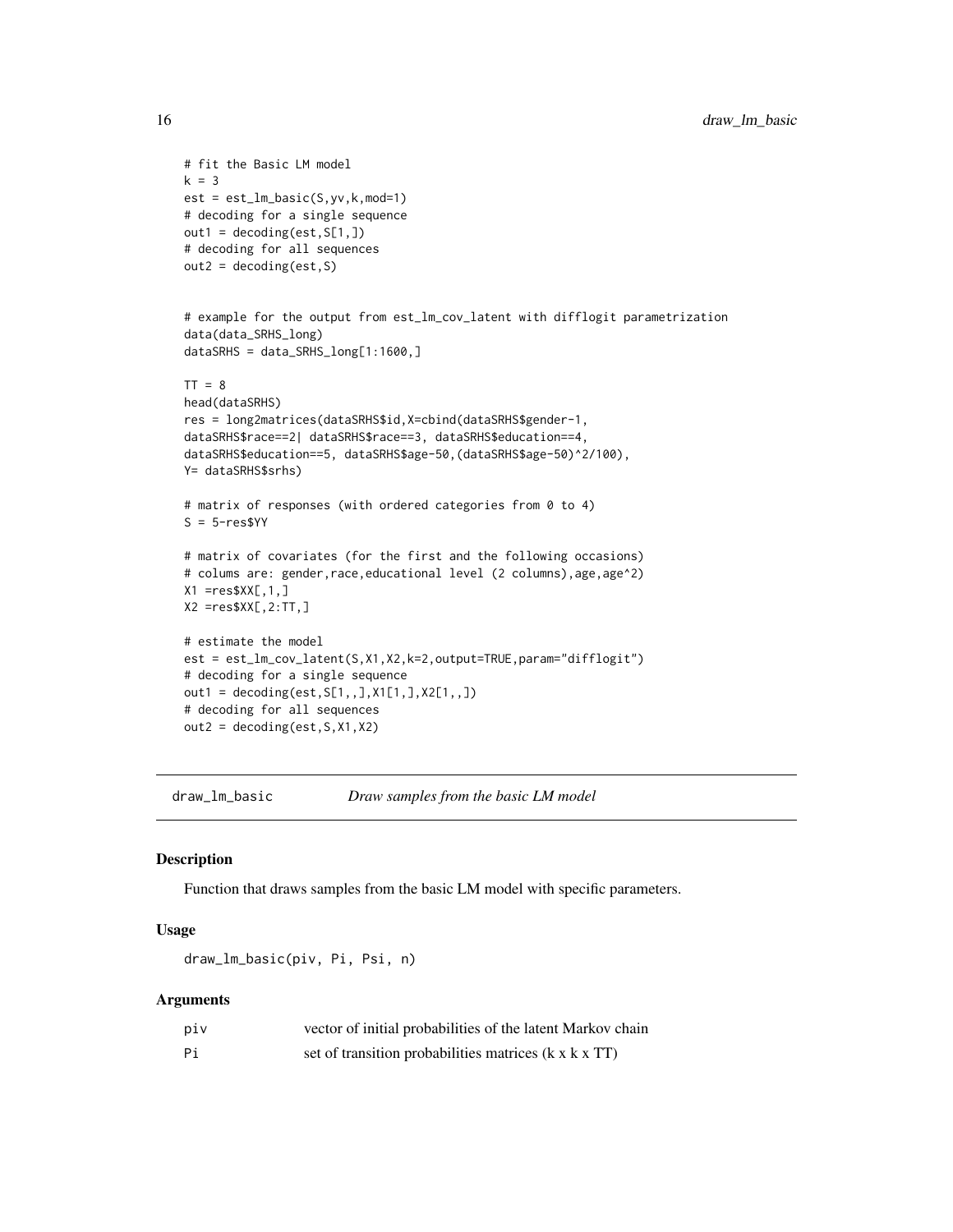```
# fit the Basic LM model
k = 3
est = est_lm_basic(S,yv,k,mod=1)
# decoding for a single sequence
out1 = decoding(est,S[1,])
# decoding for all sequences
out2 = decoding(est,S)


# example for the output from est_lm_cov_latent with difflogit parametrization
data(data_SRHS_long)
dataSRHS = data_SRHS_long[1:1600,]

TT = 8
head(dataSRHS)
res = long2matrices(dataSRHS$id,X=cbind(dataSRHS$gender-1,
dataSRHS$race==2| dataSRHS$race==3, dataSRHS$education==4,
dataSRHS$education==5, dataSRHS$age-50,(dataSRHS$age-50)^2/100),
Y= dataSRHS$srhs)

# matrix of responses (with ordered categories from 0 to 4)
S = 5-res$YY

# matrix of covariates (for the first and the following occasions)
# colums are: gender,race,educational level (2 columns),age,age^2)
X1 =res$XX[,1,]
X2 =res$XX[,2:TT,]

# estimate the model
est = est_lm_cov_latent(S,X1,X2,k=2,output=TRUE,param="difflogit")
# decoding for a single sequence
out1 = decoding(est,S[1,,],X1[1,],X2[1,,])
# decoding for all sequences
out2 = decoding(est,S,X1,X2)
```

## draw_lm_basic — *Draw samples from the basic LM model*

### Description

Function that draws samples from the basic LM model with specific parameters.

### Usage

```
draw_lm_basic(piv, Pi, Psi, n)
```

### Arguments

| | |
|---|---|
| piv | vector of initial probabilities of the latent Markov chain |
| Pi | set of transition probabilities matrices (k x k x TT) |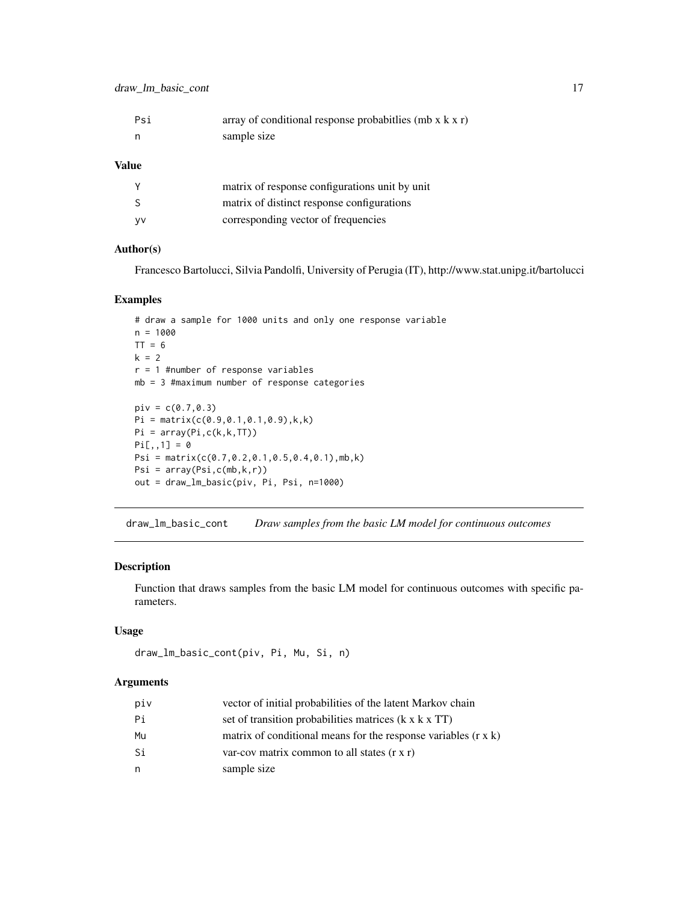| | |
|---|---|
| Psi | array of conditional response probabitlies (mb x k x r) |
| n | sample size |

### Value

| | |
|---|---|
| Y | matrix of response configurations unit by unit |
| S | matrix of distinct response configurations |
| yv | corresponding vector of frequencies |

### Author(s)

Francesco Bartolucci, Silvia Pandolfi, University of Perugia (IT), http://www.stat.unipg.it/bartolucci

### Examples

```
# draw a sample for 1000 units and only one response variable
n = 1000
TT = 6
k = 2
r = 1 #number of response variables
mb = 3 #maximum number of response categories

piv = c(0.7,0.3)
Pi = matrix(c(0.9,0.1,0.1,0.9),k,k)
Pi = array(Pi,c(k,k,TT))
Pi[,,1] = 0
Psi = matrix(c(0.7,0.2,0.1,0.5,0.4,0.1),mb,k)
Psi = array(Psi,c(mb,k,r))
out = draw_lm_basic(piv, Pi, Psi, n=1000)
```

---

## draw_lm_basic_cont    *Draw samples from the basic LM model for continuous outcomes*

---

### Description

Function that draws samples from the basic LM model for continuous outcomes with specific parameters.

### Usage

```
draw_lm_basic_cont(piv, Pi, Mu, Si, n)
```

### Arguments

| | |
|---|---|
| piv | vector of initial probabilities of the latent Markov chain |
| Pi | set of transition probabilities matrices (k x k x TT) |
| Mu | matrix of conditional means for the response variables (r x k) |
| Si | var-cov matrix common to all states (r x r) |
| n | sample size |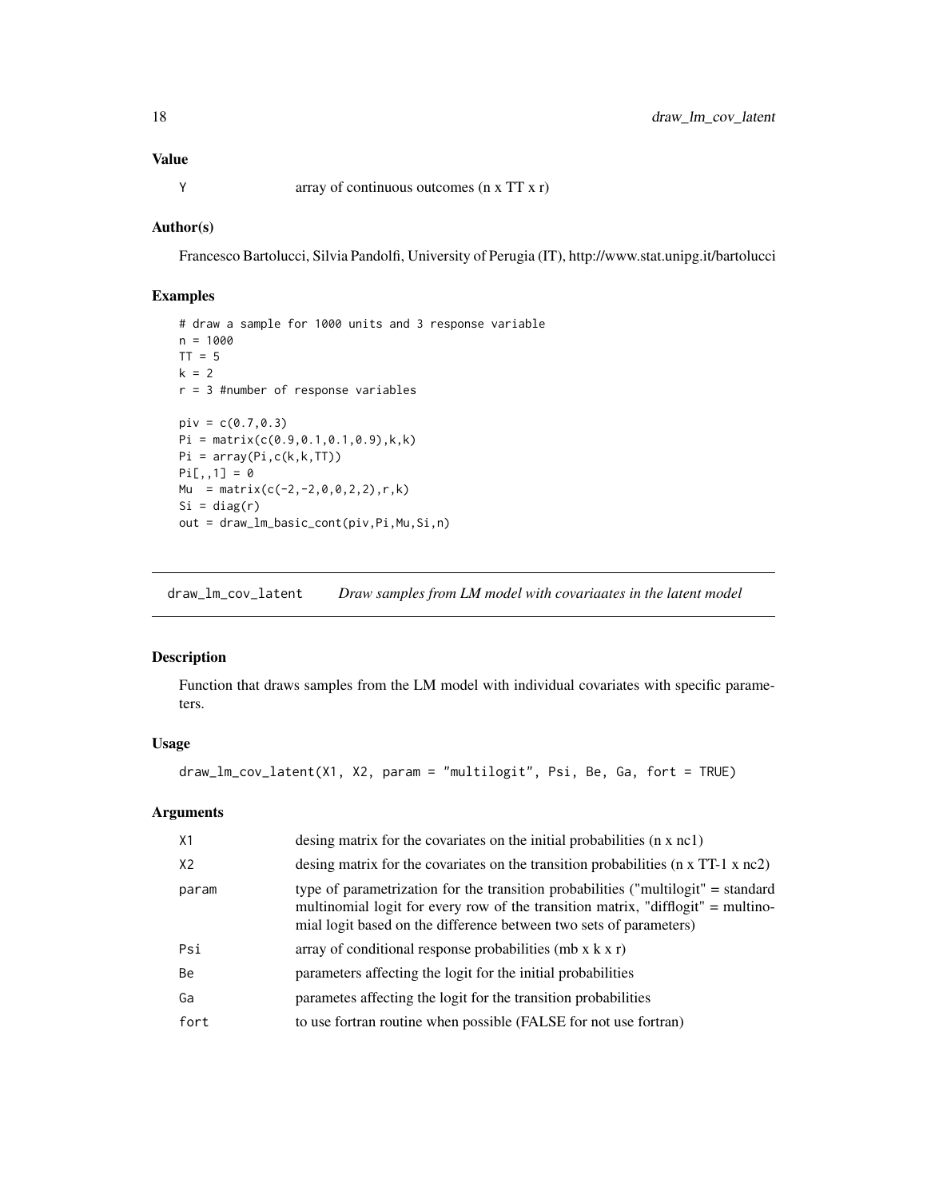## Value

| | |
|---|---|
| Y | array of continuous outcomes (n x TT x r) |

## Author(s)

Francesco Bartolucci, Silvia Pandolfi, University of Perugia (IT), http://www.stat.unipg.it/bartolucci

## Examples

```
# draw a sample for 1000 units and 3 response variable
n = 1000
TT = 5
k = 2
r = 3 #number of response variables

piv = c(0.7,0.3)
Pi = matrix(c(0.9,0.1,0.1,0.9),k,k)
Pi = array(Pi,c(k,k,TT))
Pi[,,1] = 0
Mu  = matrix(c(-2,-2,0,0,2,2),r,k)
Si = diag(r)
out = draw_lm_basic_cont(piv,Pi,Mu,Si,n)
```

---

# draw_lm_cov_latent &nbsp;&nbsp; *Draw samples from LM model with covariaates in the latent model*

## Description

Function that draws samples from the LM model with individual covariates with specific parameters.

## Usage

```
draw_lm_cov_latent(X1, X2, param = "multilogit", Psi, Be, Ga, fort = TRUE)
```

## Arguments

| | |
|---|---|
| X1 | desing matrix for the covariates on the initial probabilities (n x nc1) |
| X2 | desing matrix for the covariates on the transition probabilities (n x TT-1 x nc2) |
| param | type of parametrization for the transition probabilities ("multilogit" = standard multinomial logit for every row of the transition matrix, "difflogit" = multinomial logit based on the difference between two sets of parameters) |
| Psi | array of conditional response probabilities (mb x k x r) |
| Be | parameters affecting the logit for the initial probabilities |
| Ga | parametes affecting the logit for the transition probabilities |
| fort | to use fortran routine when possible (FALSE for not use fortran) |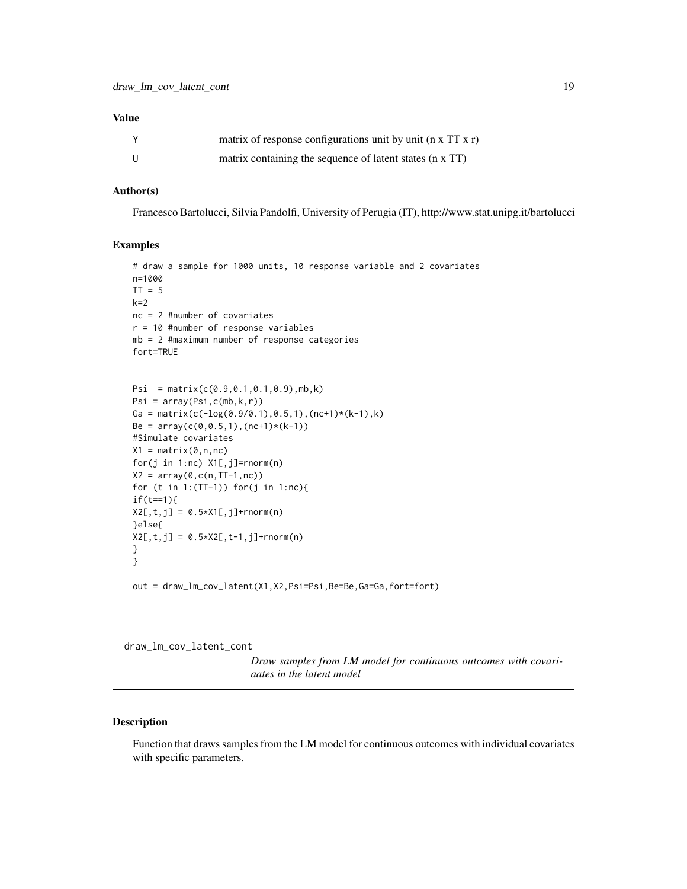## Value

| | |
|---|---|
| Y | matrix of response configurations unit by unit (n x TT x r) |
| U | matrix containing the sequence of latent states (n x TT) |

## Author(s)

Francesco Bartolucci, Silvia Pandolfi, University of Perugia (IT), http://www.stat.unipg.it/bartolucci

## Examples

```
# draw a sample for 1000 units, 10 response variable and 2 covariates
n=1000
TT = 5
k=2
nc = 2 #number of covariates
r = 10 #number of response variables
mb = 2 #maximum number of response categories
fort=TRUE


Psi  = matrix(c(0.9,0.1,0.1,0.9),mb,k)
Psi = array(Psi,c(mb,k,r))
Ga = matrix(c(-log(0.9/0.1),0.5,1),(nc+1)*(k-1),k)
Be = array(c(0,0.5,1),(nc+1)*(k-1))
#Simulate covariates
X1 = matrix(0,n,nc)
for(j in 1:nc) X1[,j]=rnorm(n)
X2 = array(0,c(n,TT-1,nc))
for (t in 1:(TT-1)) for(j in 1:nc){
if(t==1){
X2[,t,j] = 0.5*X1[,j]+rnorm(n)
}else{
X2[,t,j] = 0.5*X2[,t-1,j]+rnorm(n)
}
}

out = draw_lm_cov_latent(X1,X2,Psi=Psi,Be=Be,Ga=Ga,fort=fort)
```

---

# draw_lm_cov_latent_cont

*Draw samples from LM model for continuous outcomes with covariaates in the latent model*

---

## Description

Function that draws samples from the LM model for continuous outcomes with individual covariates with specific parameters.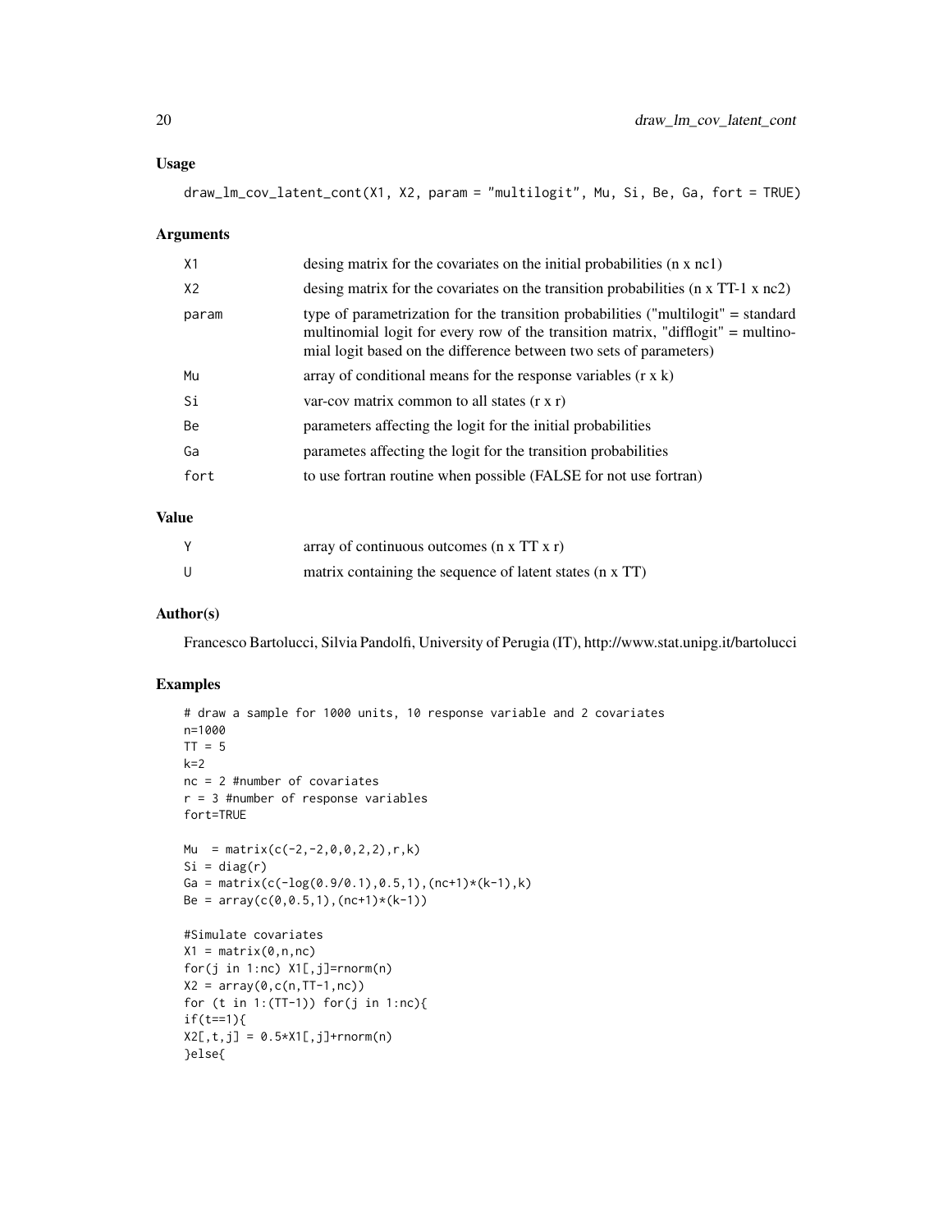## Usage

```
draw_lm_cov_latent_cont(X1, X2, param = "multilogit", Mu, Si, Be, Ga, fort = TRUE)
```

## Arguments

| | |
|---|---|
| X1 | desing matrix for the covariates on the initial probabilities (n x nc1) |
| X2 | desing matrix for the covariates on the transition probabilities (n x TT-1 x nc2) |
| param | type of parametrization for the transition probabilities ("multilogit" = standard multinomial logit for every row of the transition matrix, "difflogit" = multinomial logit based on the difference between two sets of parameters) |
| Mu | array of conditional means for the response variables (r x k) |
| Si | var-cov matrix common to all states (r x r) |
| Be | parameters affecting the logit for the initial probabilities |
| Ga | parametes affecting the logit for the transition probabilities |
| fort | to use fortran routine when possible (FALSE for not use fortran) |

## Value

| | |
|---|---|
| Y | array of continuous outcomes (n x TT x r) |
| U | matrix containing the sequence of latent states (n x TT) |

## Author(s)

Francesco Bartolucci, Silvia Pandolfi, University of Perugia (IT), http://www.stat.unipg.it/bartolucci

## Examples

```
# draw a sample for 1000 units, 10 response variable and 2 covariates
n=1000
TT = 5
k=2
nc = 2 #number of covariates
r = 3 #number of response variables
fort=TRUE

Mu  = matrix(c(-2,-2,0,0,2,2),r,k)
Si = diag(r)
Ga = matrix(c(-log(0.9/0.1),0.5,1),(nc+1)*(k-1),k)
Be = array(c(0,0.5,1),(nc+1)*(k-1))

#Simulate covariates
X1 = matrix(0,n,nc)
for(j in 1:nc) X1[,j]=rnorm(n)
X2 = array(0,c(n,TT-1,nc))
for (t in 1:(TT-1)) for(j in 1:nc){
if(t==1){
X2[,t,j] = 0.5*X1[,j]+rnorm(n)
}else{
```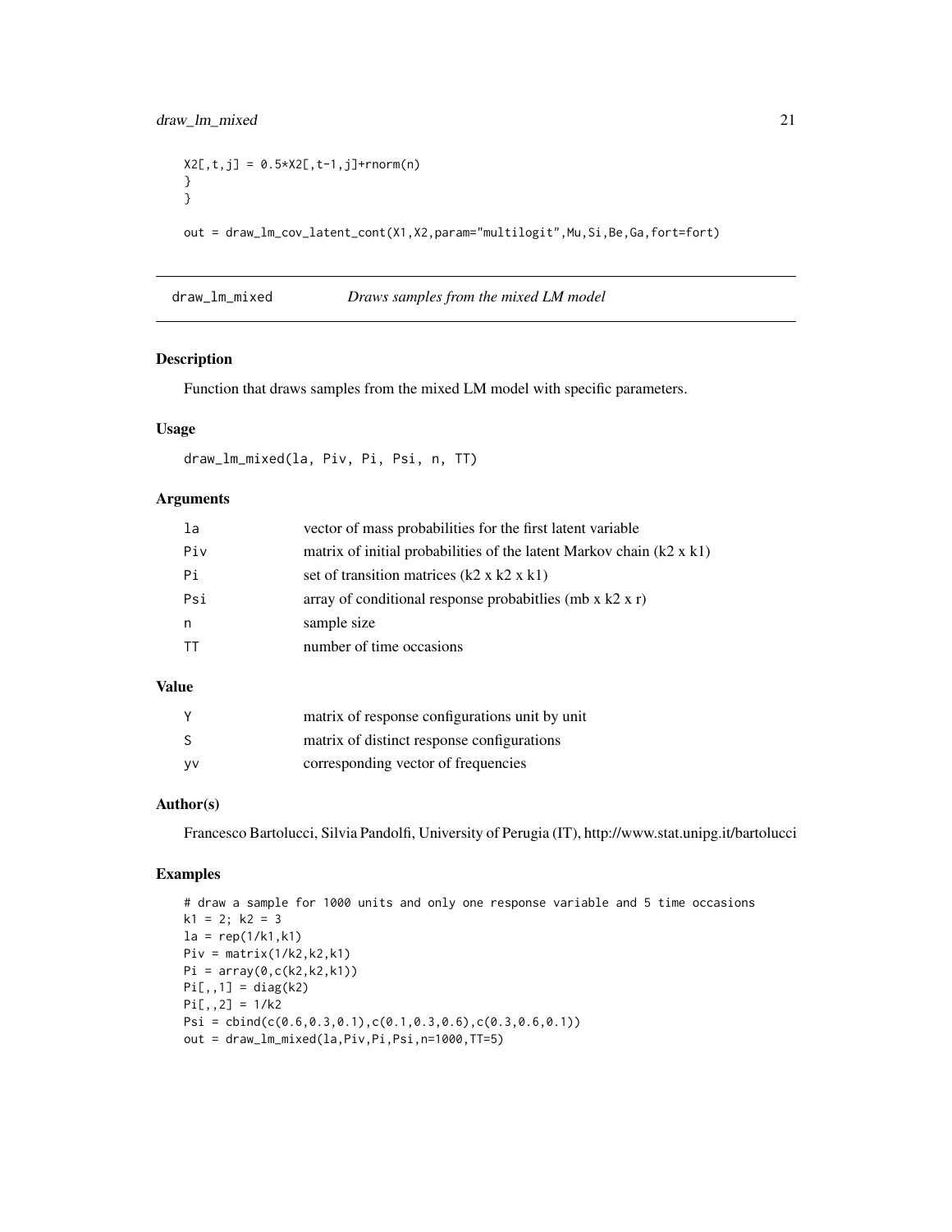```
X2[,t,j] = 0.5*X2[,t-1,j]+rnorm(n)
}
}

out = draw_lm_cov_latent_cont(X1,X2,param="multilogit",Mu,Si,Be,Ga,fort=fort)
```

## draw_lm_mixed &nbsp;&nbsp;&nbsp; *Draws samples from the mixed LM model*

### Description

Function that draws samples from the mixed LM model with specific parameters.

### Usage

```
draw_lm_mixed(la, Piv, Pi, Psi, n, TT)
```

### Arguments

| | |
|---|---|
| la | vector of mass probabilities for the first latent variable |
| Piv | matrix of initial probabilities of the latent Markov chain (k2 x k1) |
| Pi | set of transition matrices (k2 x k2 x k1) |
| Psi | array of conditional response probabitlies (mb x k2 x r) |
| n | sample size |
| TT | number of time occasions |

### Value

| | |
|---|---|
| Y | matrix of response configurations unit by unit |
| S | matrix of distinct response configurations |
| yv | corresponding vector of frequencies |

### Author(s)

Francesco Bartolucci, Silvia Pandolfi, University of Perugia (IT), http://www.stat.unipg.it/bartolucci

### Examples

```
# draw a sample for 1000 units and only one response variable and 5 time occasions
k1 = 2; k2 = 3
la = rep(1/k1,k1)
Piv = matrix(1/k2,k2,k1)
Pi = array(0,c(k2,k2,k1))
Pi[,,1] = diag(k2)
Pi[,,2] = 1/k2
Psi = cbind(c(0.6,0.3,0.1),c(0.1,0.3,0.6),c(0.3,0.6,0.1))
out = draw_lm_mixed(la,Piv,Pi,Psi,n=1000,TT=5)
```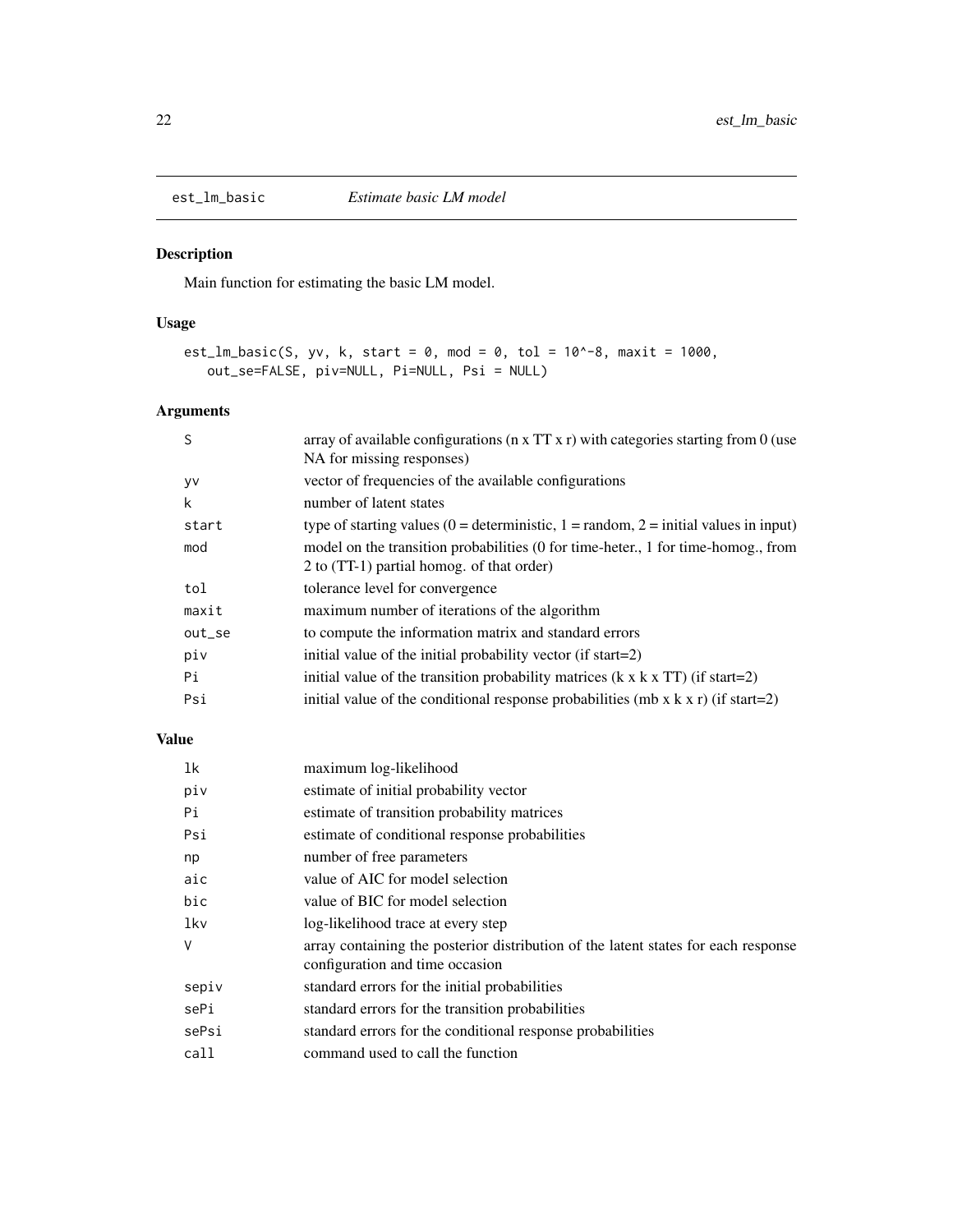# est_lm_basic *Estimate basic LM model*

## Description

Main function for estimating the basic LM model.

## Usage

```
est_lm_basic(S, yv, k, start = 0, mod = 0, tol = 10^-8, maxit = 1000,
   out_se=FALSE, piv=NULL, Pi=NULL, Psi = NULL)
```

## Arguments

| | |
|---|---|
| S | array of available configurations (n x TT x r) with categories starting from 0 (use NA for missing responses) |
| yv | vector of frequencies of the available configurations |
| k | number of latent states |
| start | type of starting values (0 = deterministic, 1 = random, 2 = initial values in input) |
| mod | model on the transition probabilities (0 for time-heter., 1 for time-homog., from 2 to (TT-1) partial homog. of that order) |
| tol | tolerance level for convergence |
| maxit | maximum number of iterations of the algorithm |
| out_se | to compute the information matrix and standard errors |
| piv | initial value of the initial probability vector (if start=2) |
| Pi | initial value of the transition probability matrices (k x k x TT) (if start=2) |
| Psi | initial value of the conditional response probabilities (mb x k x r) (if start=2) |

## Value

| | |
|---|---|
| lk | maximum log-likelihood |
| piv | estimate of initial probability vector |
| Pi | estimate of transition probability matrices |
| Psi | estimate of conditional response probabilities |
| np | number of free parameters |
| aic | value of AIC for model selection |
| bic | value of BIC for model selection |
| lkv | log-likelihood trace at every step |
| V | array containing the posterior distribution of the latent states for each response configuration and time occasion |
| sepiv | standard errors for the initial probabilities |
| sePi | standard errors for the transition probabilities |
| sePsi | standard errors for the conditional response probabilities |
| call | command used to call the function |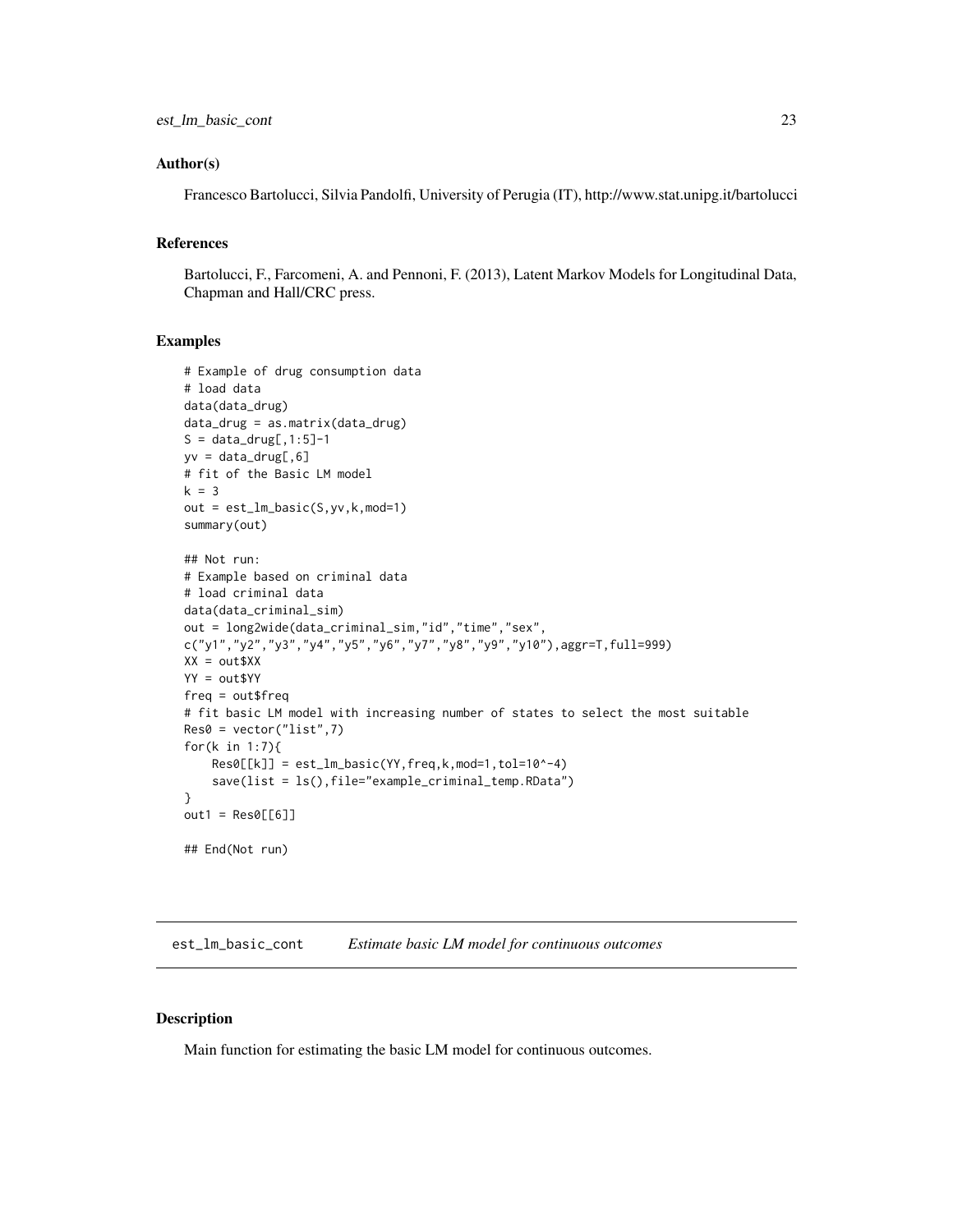### Author(s)

Francesco Bartolucci, Silvia Pandolfi, University of Perugia (IT), http://www.stat.unipg.it/bartolucci

### References

Bartolucci, F., Farcomeni, A. and Pennoni, F. (2013), Latent Markov Models for Longitudinal Data, Chapman and Hall/CRC press.

### Examples

```
# Example of drug consumption data
# load data
data(data_drug)
data_drug = as.matrix(data_drug)
S = data_drug[,1:5]-1
yv = data_drug[,6]
# fit of the Basic LM model
k = 3
out = est_lm_basic(S,yv,k,mod=1)
summary(out)

## Not run:
# Example based on criminal data
# load criminal data
data(data_criminal_sim)
out = long2wide(data_criminal_sim,"id","time","sex",
c("y1","y2","y3","y4","y5","y6","y7","y8","y9","y10"),aggr=T,full=999)
XX = out$XX
YY = out$YY
freq = out$freq
# fit basic LM model with increasing number of states to select the most suitable
Res0 = vector("list",7)
for(k in 1:7){
    Res0[[k]] = est_lm_basic(YY,freq,k,mod=1,tol=10^-4)
    save(list = ls(),file="example_criminal_temp.RData")
}
out1 = Res0[[6]]

## End(Not run)
```

---

## est_lm_basic_cont    *Estimate basic LM model for continuous outcomes*

### Description

Main function for estimating the basic LM model for continuous outcomes.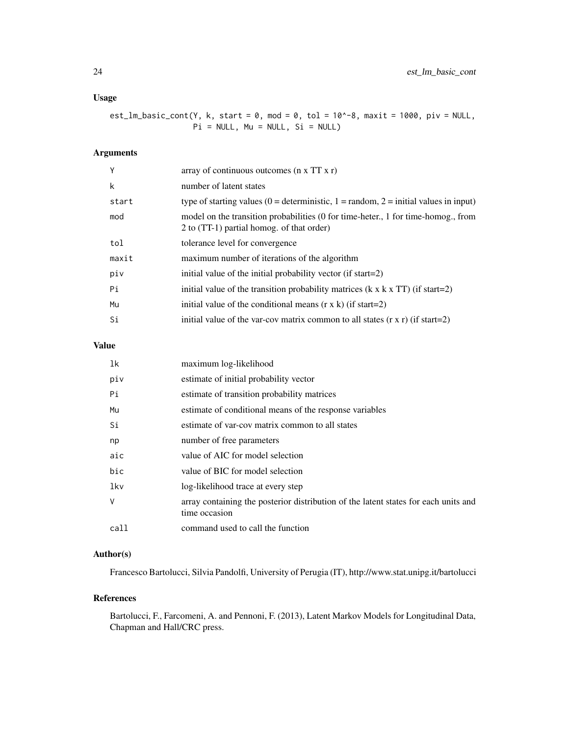## Usage

```
est_lm_basic_cont(Y, k, start = 0, mod = 0, tol = 10^-8, maxit = 1000, piv = NULL,
                  Pi = NULL, Mu = NULL, Si = NULL)
```

## Arguments

| | |
|---|---|
| Y | array of continuous outcomes (n x TT x r) |
| k | number of latent states |
| start | type of starting values (0 = deterministic, 1 = random, 2 = initial values in input) |
| mod | model on the transition probabilities (0 for time-heter., 1 for time-homog., from 2 to (TT-1) partial homog. of that order) |
| tol | tolerance level for convergence |
| maxit | maximum number of iterations of the algorithm |
| piv | initial value of the initial probability vector (if start=2) |
| Pi | initial value of the transition probability matrices (k x k x TT) (if start=2) |
| Mu | initial value of the conditional means (r x k) (if start=2) |
| Si | initial value of the var-cov matrix common to all states (r x r) (if start=2) |

## Value

| | |
|---|---|
| lk | maximum log-likelihood |
| piv | estimate of initial probability vector |
| Pi | estimate of transition probability matrices |
| Mu | estimate of conditional means of the response variables |
| Si | estimate of var-cov matrix common to all states |
| np | number of free parameters |
| aic | value of AIC for model selection |
| bic | value of BIC for model selection |
| lkv | log-likelihood trace at every step |
| V | array containing the posterior distribution of the latent states for each units and time occasion |
| call | command used to call the function |

## Author(s)

Francesco Bartolucci, Silvia Pandolfi, University of Perugia (IT), http://www.stat.unipg.it/bartolucci

## References

Bartolucci, F., Farcomeni, A. and Pennoni, F. (2013), Latent Markov Models for Longitudinal Data, Chapman and Hall/CRC press.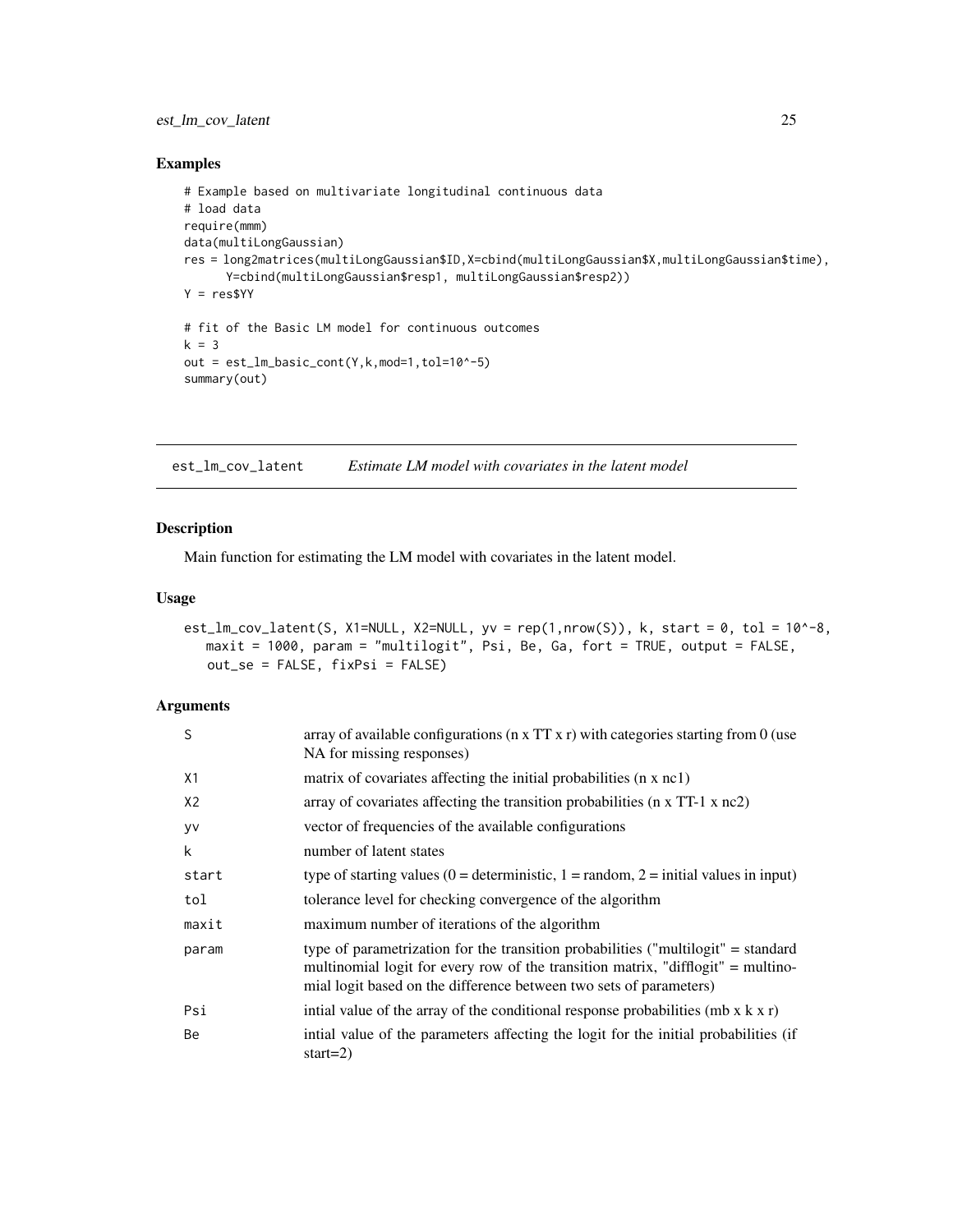## Examples

```
# Example based on multivariate longitudinal continuous data
# load data
require(mmm)
data(multiLongGaussian)
res = long2matrices(multiLongGaussian$ID,X=cbind(multiLongGaussian$X,multiLongGaussian$time),
      Y=cbind(multiLongGaussian$resp1, multiLongGaussian$resp2))
Y = res$YY

# fit of the Basic LM model for continuous outcomes
k = 3
out = est_lm_basic_cont(Y,k,mod=1,tol=10^-5)
summary(out)
```

# est_lm_cov_latent — *Estimate LM model with covariates in the latent model*

## Description

Main function for estimating the LM model with covariates in the latent model.

## Usage

```
est_lm_cov_latent(S, X1=NULL, X2=NULL, yv = rep(1,nrow(S)), k, start = 0, tol = 10^-8,
   maxit = 1000, param = "multilogit", Psi, Be, Ga, fort = TRUE, output = FALSE,
   out_se = FALSE, fixPsi = FALSE)
```

## Arguments

| | |
|---|---|
| S | array of available configurations (n x TT x r) with categories starting from 0 (use NA for missing responses) |
| X1 | matrix of covariates affecting the initial probabilities (n x nc1) |
| X2 | array of covariates affecting the transition probabilities (n x TT-1 x nc2) |
| yv | vector of frequencies of the available configurations |
| k | number of latent states |
| start | type of starting values (0 = deterministic, 1 = random, 2 = initial values in input) |
| tol | tolerance level for checking convergence of the algorithm |
| maxit | maximum number of iterations of the algorithm |
| param | type of parametrization for the transition probabilities ("multilogit" = standard multinomial logit for every row of the transition matrix, "difflogit" = multinomial logit based on the difference between two sets of parameters) |
| Psi | intial value of the array of the conditional response probabilities (mb x k x r) |
| Be | intial value of the parameters affecting the logit for the initial probabilities (if start=2) |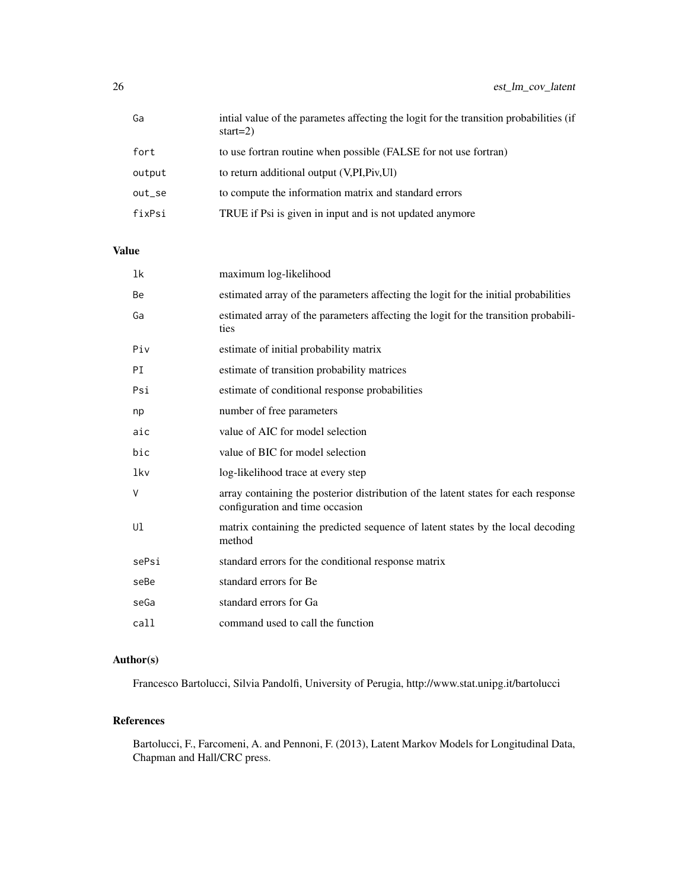| | |
|---|---|
| Ga | intial value of the parametes affecting the logit for the transition probabilities (if start=2) |
| fort | to use fortran routine when possible (FALSE for not use fortran) |
| output | to return additional output (V,PI,Piv,Ul) |
| out_se | to compute the information matrix and standard errors |
| fixPsi | TRUE if Psi is given in input and is not updated anymore |

## Value

| | |
|---|---|
| lk | maximum log-likelihood |
| Be | estimated array of the parameters affecting the logit for the initial probabilities |
| Ga | estimated array of the parameters affecting the logit for the transition probabilities |
| Piv | estimate of initial probability matrix |
| PI | estimate of transition probability matrices |
| Psi | estimate of conditional response probabilities |
| np | number of free parameters |
| aic | value of AIC for model selection |
| bic | value of BIC for model selection |
| lkv | log-likelihood trace at every step |
| V | array containing the posterior distribution of the latent states for each response configuration and time occasion |
| Ul | matrix containing the predicted sequence of latent states by the local decoding method |
| sePsi | standard errors for the conditional response matrix |
| seBe | standard errors for Be |
| seGa | standard errors for Ga |
| call | command used to call the function |

## Author(s)

Francesco Bartolucci, Silvia Pandolfi, University of Perugia, http://www.stat.unipg.it/bartolucci

## References

Bartolucci, F., Farcomeni, A. and Pennoni, F. (2013), Latent Markov Models for Longitudinal Data, Chapman and Hall/CRC press.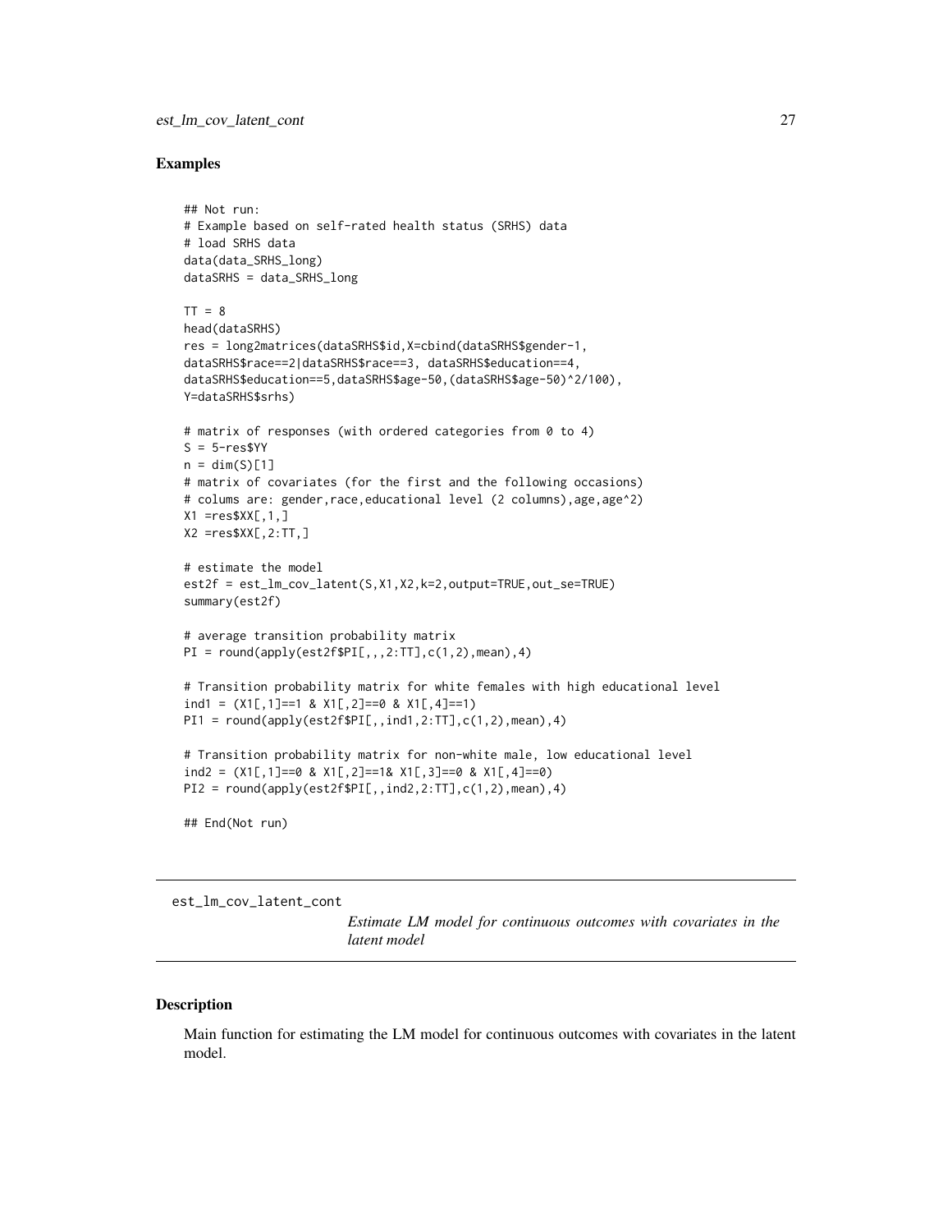## Examples

```
## Not run:
# Example based on self-rated health status (SRHS) data
# load SRHS data
data(data_SRHS_long)
dataSRHS = data_SRHS_long

TT = 8
head(dataSRHS)
res = long2matrices(dataSRHS$id,X=cbind(dataSRHS$gender-1,
dataSRHS$race==2|dataSRHS$race==3, dataSRHS$education==4,
dataSRHS$education==5,dataSRHS$age-50,(dataSRHS$age-50)^2/100),
Y=dataSRHS$srhs)

# matrix of responses (with ordered categories from 0 to 4)
S = 5-res$YY
n = dim(S)[1]
# matrix of covariates (for the first and the following occasions)
# colums are: gender,race,educational level (2 columns),age,age^2)
X1 =res$XX[,1,]
X2 =res$XX[,2:TT,]

# estimate the model
est2f = est_lm_cov_latent(S,X1,X2,k=2,output=TRUE,out_se=TRUE)
summary(est2f)

# average transition probability matrix
PI = round(apply(est2f$PI[,,,2:TT],c(1,2),mean),4)

# Transition probability matrix for white females with high educational level
ind1 = (X1[,1]==1 & X1[,2]==0 & X1[,4]==1)
PI1 = round(apply(est2f$PI[,,ind1,2:TT],c(1,2),mean),4)

# Transition probability matrix for non-white male, low educational level
ind2 = (X1[,1]==0 & X1[,2]==1& X1[,3]==0 & X1[,4]==0)
PI2 = round(apply(est2f$PI[,,ind2,2:TT],c(1,2),mean),4)

## End(Not run)
```

---

`est_lm_cov_latent_cont` *Estimate LM model for continuous outcomes with covariates in the latent model*

---

## Description

Main function for estimating the LM model for continuous outcomes with covariates in the latent model.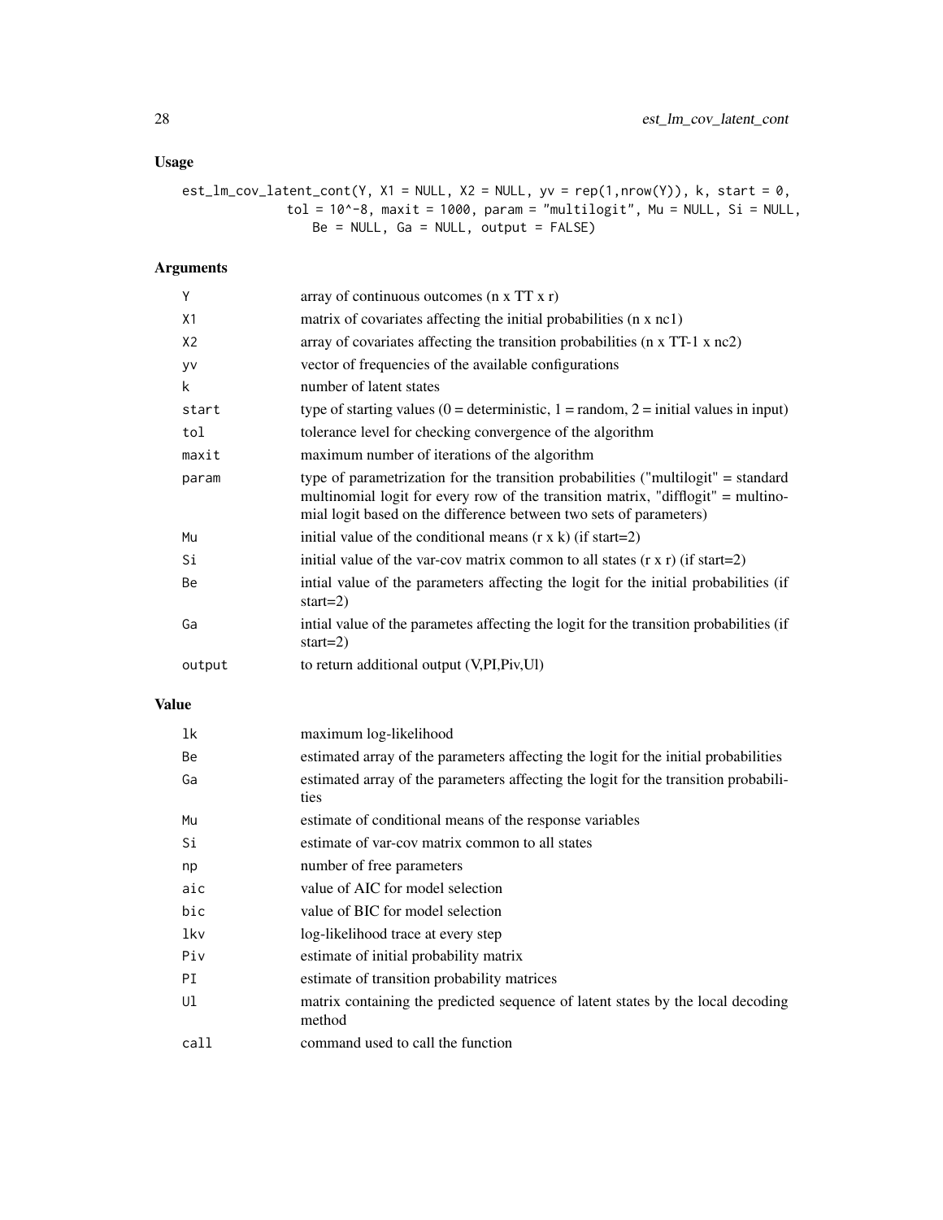## Usage

```
est_lm_cov_latent_cont(Y, X1 = NULL, X2 = NULL, yv = rep(1,nrow(Y)), k, start = 0,
             tol = 10^-8, maxit = 1000, param = "multilogit", Mu = NULL, Si = NULL,
                Be = NULL, Ga = NULL, output = FALSE)
```

## Arguments

| | |
|---|---|
| `Y` | array of continuous outcomes (n x TT x r) |
| `X1` | matrix of covariates affecting the initial probabilities (n x nc1) |
| `X2` | array of covariates affecting the transition probabilities (n x TT-1 x nc2) |
| `yv` | vector of frequencies of the available configurations |
| `k` | number of latent states |
| `start` | type of starting values (0 = deterministic, 1 = random, 2 = initial values in input) |
| `tol` | tolerance level for checking convergence of the algorithm |
| `maxit` | maximum number of iterations of the algorithm |
| `param` | type of parametrization for the transition probabilities ("multilogit" = standard multinomial logit for every row of the transition matrix, "difflogit" = multinomial logit based on the difference between two sets of parameters) |
| `Mu` | initial value of the conditional means (r x k) (if start=2) |
| `Si` | initial value of the var-cov matrix common to all states (r x r) (if start=2) |
| `Be` | intial value of the parameters affecting the logit for the initial probabilities (if start=2) |
| `Ga` | intial value of the parametes affecting the logit for the transition probabilities (if start=2) |
| `output` | to return additional output (V,PI,Piv,Ul) |

## Value

| | |
|---|---|
| `lk` | maximum log-likelihood |
| `Be` | estimated array of the parameters affecting the logit for the initial probabilities |
| `Ga` | estimated array of the parameters affecting the logit for the transition probabilities |
| `Mu` | estimate of conditional means of the response variables |
| `Si` | estimate of var-cov matrix common to all states |
| `np` | number of free parameters |
| `aic` | value of AIC for model selection |
| `bic` | value of BIC for model selection |
| `lkv` | log-likelihood trace at every step |
| `Piv` | estimate of initial probability matrix |
| `PI` | estimate of transition probability matrices |
| `Ul` | matrix containing the predicted sequence of latent states by the local decoding method |
| `call` | command used to call the function |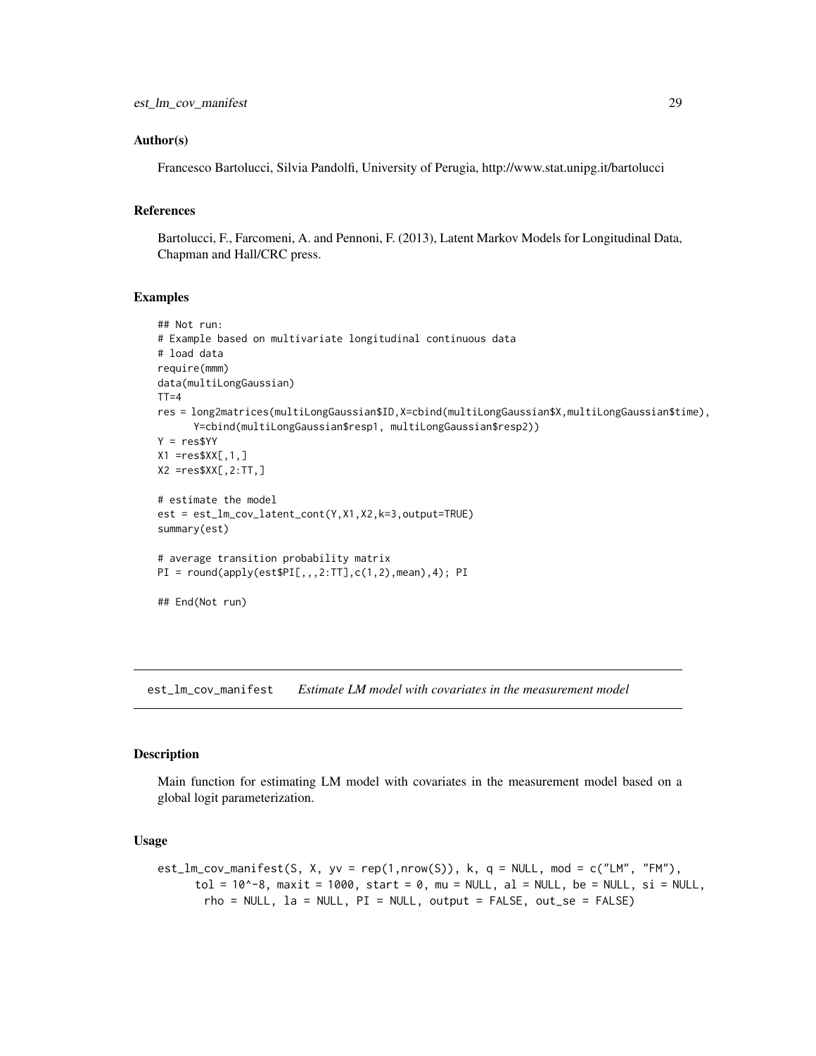### Author(s)

Francesco Bartolucci, Silvia Pandolfi, University of Perugia, http://www.stat.unipg.it/bartolucci

### References

Bartolucci, F., Farcomeni, A. and Pennoni, F. (2013), Latent Markov Models for Longitudinal Data, Chapman and Hall/CRC press.

### Examples

```
## Not run:
# Example based on multivariate longitudinal continuous data
# load data
require(mmm)
data(multiLongGaussian)
TT=4
res = long2matrices(multiLongGaussian$ID,X=cbind(multiLongGaussian$X,multiLongGaussian$time),
      Y=cbind(multiLongGaussian$resp1, multiLongGaussian$resp2))
Y = res$YY
X1 =res$XX[,1,]
X2 =res$XX[,2:TT,]

# estimate the model
est = est_lm_cov_latent_cont(Y,X1,X2,k=3,output=TRUE)
summary(est)

# average transition probability matrix
PI = round(apply(est$PI[,,,2:TT],c(1,2),mean),4); PI

## End(Not run)
```

## est_lm_cov_manifest *Estimate LM model with covariates in the measurement model*

### Description

Main function for estimating LM model with covariates in the measurement model based on a global logit parameterization.

### Usage

```
est_lm_cov_manifest(S, X, yv = rep(1,nrow(S)), k, q = NULL, mod = c("LM", "FM"),
      tol = 10^-8, maxit = 1000, start = 0, mu = NULL, al = NULL, be = NULL, si = NULL,
       rho = NULL, la = NULL, PI = NULL, output = FALSE, out_se = FALSE)
```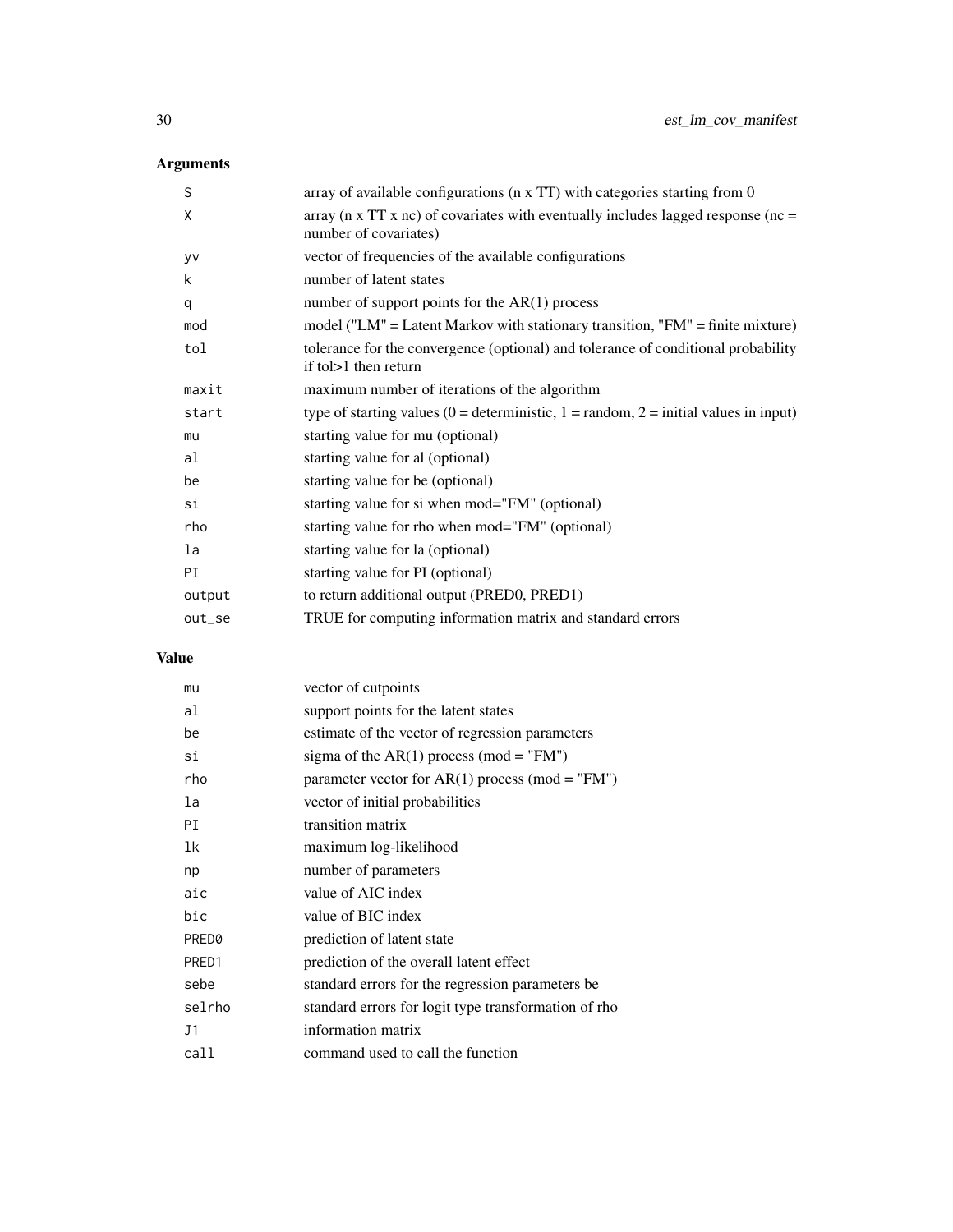## Arguments

| | |
|---|---|
| S | array of available configurations (n x TT) with categories starting from 0 |
| X | array (n x TT x nc) of covariates with eventually includes lagged response (nc = number of covariates) |
| yv | vector of frequencies of the available configurations |
| k | number of latent states |
| q | number of support points for the AR(1) process |
| mod | model ("LM" = Latent Markov with stationary transition, "FM" = finite mixture) |
| tol | tolerance for the convergence (optional) and tolerance of conditional probability if tol>1 then return |
| maxit | maximum number of iterations of the algorithm |
| start | type of starting values (0 = deterministic, 1 = random, 2 = initial values in input) |
| mu | starting value for mu (optional) |
| al | starting value for al (optional) |
| be | starting value for be (optional) |
| si | starting value for si when mod="FM" (optional) |
| rho | starting value for rho when mod="FM" (optional) |
| la | starting value for la (optional) |
| PI | starting value for PI (optional) |
| output | to return additional output (PRED0, PRED1) |
| out_se | TRUE for computing information matrix and standard errors |

## Value

| | |
|---|---|
| mu | vector of cutpoints |
| al | support points for the latent states |
| be | estimate of the vector of regression parameters |
| si | sigma of the AR(1) process (mod = "FM") |
| rho | parameter vector for AR(1) process (mod = "FM") |
| la | vector of initial probabilities |
| PI | transition matrix |
| lk | maximum log-likelihood |
| np | number of parameters |
| aic | value of AIC index |
| bic | value of BIC index |
| PRED0 | prediction of latent state |
| PRED1 | prediction of the overall latent effect |
| sebe | standard errors for the regression parameters be |
| selrho | standard errors for logit type transformation of rho |
| J1 | information matrix |
| call | command used to call the function |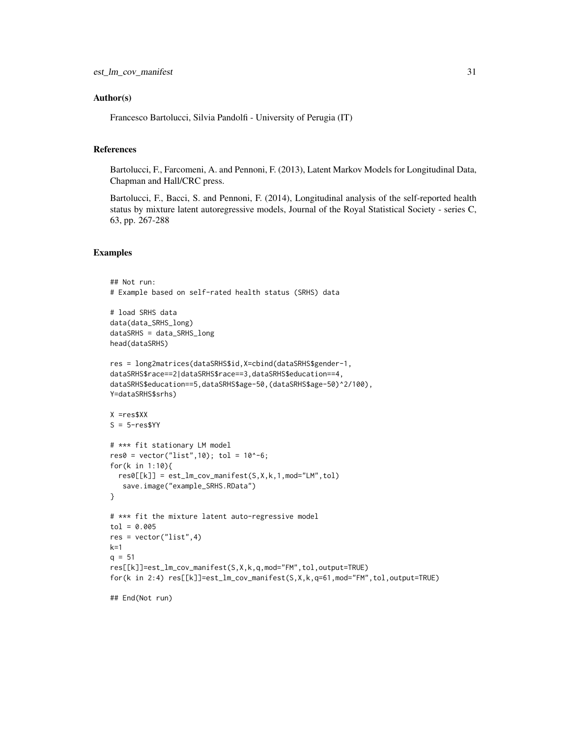## Author(s)

Francesco Bartolucci, Silvia Pandolfi - University of Perugia (IT)

## References

Bartolucci, F., Farcomeni, A. and Pennoni, F. (2013), Latent Markov Models for Longitudinal Data, Chapman and Hall/CRC press.

Bartolucci, F., Bacci, S. and Pennoni, F. (2014), Longitudinal analysis of the self-reported health status by mixture latent autoregressive models, Journal of the Royal Statistical Society - series C, 63, pp. 267-288

## Examples

```
## Not run:
# Example based on self-rated health status (SRHS) data

# load SRHS data
data(data_SRHS_long)
dataSRHS = data_SRHS_long
head(dataSRHS)

res = long2matrices(dataSRHS$id,X=cbind(dataSRHS$gender-1,
dataSRHS$race==2|dataSRHS$race==3,dataSRHS$education==4,
dataSRHS$education==5,dataSRHS$age-50,(dataSRHS$age-50)^2/100),
Y=dataSRHS$srhs)

X =res$XX
S = 5-res$YY

# *** fit stationary LM model
res0 = vector("list",10); tol = 10^-6;
for(k in 1:10){
  res0[[k]] = est_lm_cov_manifest(S,X,k,1,mod="LM",tol)
   save.image("example_SRHS.RData")
}

# *** fit the mixture latent auto-regressive model
tol = 0.005
res = vector("list",4)
k=1
q = 51
res[[k]]=est_lm_cov_manifest(S,X,k,q,mod="FM",tol,output=TRUE)
for(k in 2:4) res[[k]]=est_lm_cov_manifest(S,X,k,q=61,mod="FM",tol,output=TRUE)

## End(Not run)
```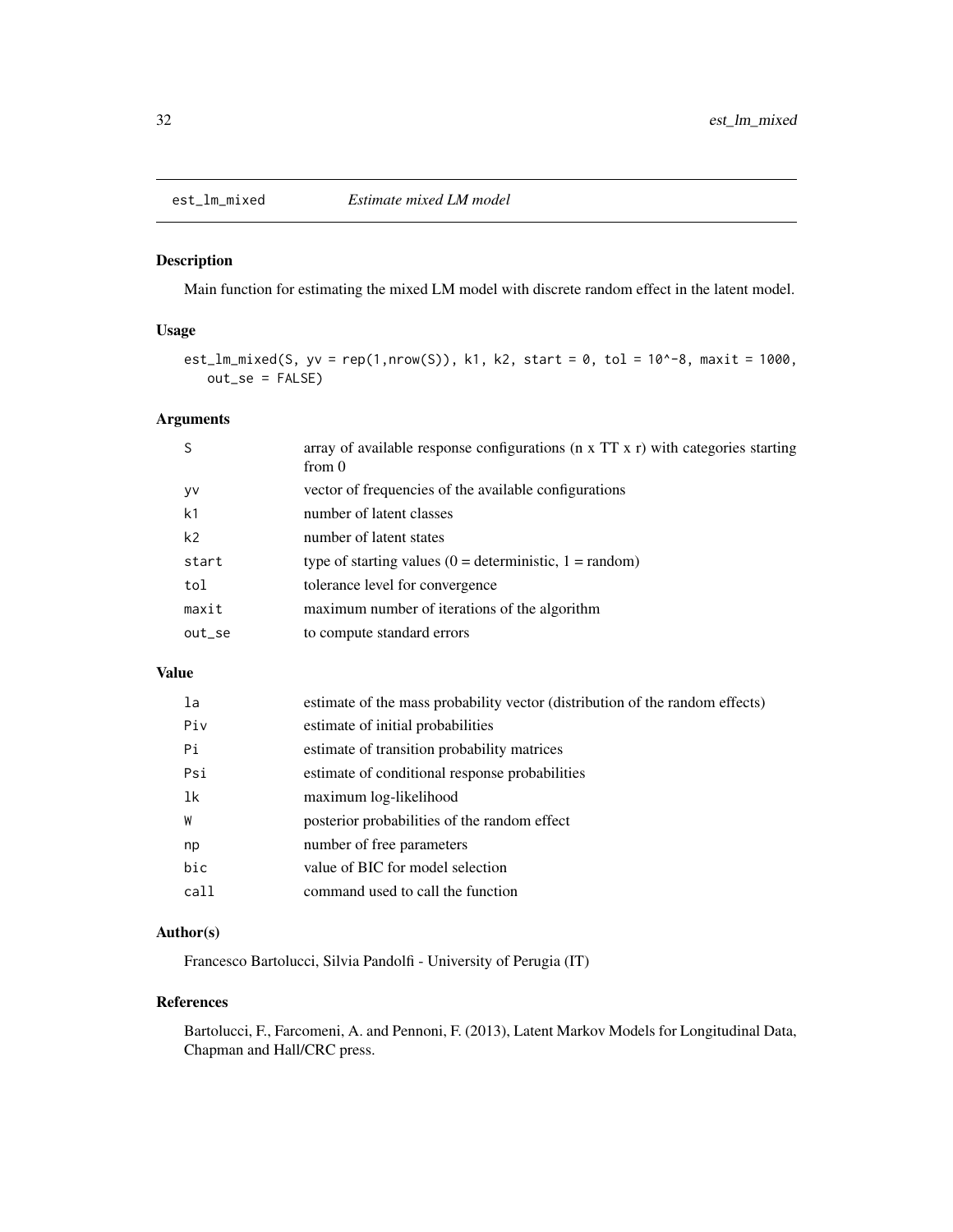# est_lm_mixed — *Estimate mixed LM model*

## Description

Main function for estimating the mixed LM model with discrete random effect in the latent model.

## Usage

```
est_lm_mixed(S, yv = rep(1,nrow(S)), k1, k2, start = 0, tol = 10^-8, maxit = 1000,
   out_se = FALSE)
```

## Arguments

| | |
|---|---|
| S | array of available response configurations (n x TT x r) with categories starting from 0 |
| yv | vector of frequencies of the available configurations |
| k1 | number of latent classes |
| k2 | number of latent states |
| start | type of starting values (0 = deterministic, 1 = random) |
| tol | tolerance level for convergence |
| maxit | maximum number of iterations of the algorithm |
| out_se | to compute standard errors |

## Value

| | |
|---|---|
| la | estimate of the mass probability vector (distribution of the random effects) |
| Piv | estimate of initial probabilities |
| Pi | estimate of transition probability matrices |
| Psi | estimate of conditional response probabilities |
| lk | maximum log-likelihood |
| W | posterior probabilities of the random effect |
| np | number of free parameters |
| bic | value of BIC for model selection |
| call | command used to call the function |

## Author(s)

Francesco Bartolucci, Silvia Pandolfi - University of Perugia (IT)

## References

Bartolucci, F., Farcomeni, A. and Pennoni, F. (2013), Latent Markov Models for Longitudinal Data, Chapman and Hall/CRC press.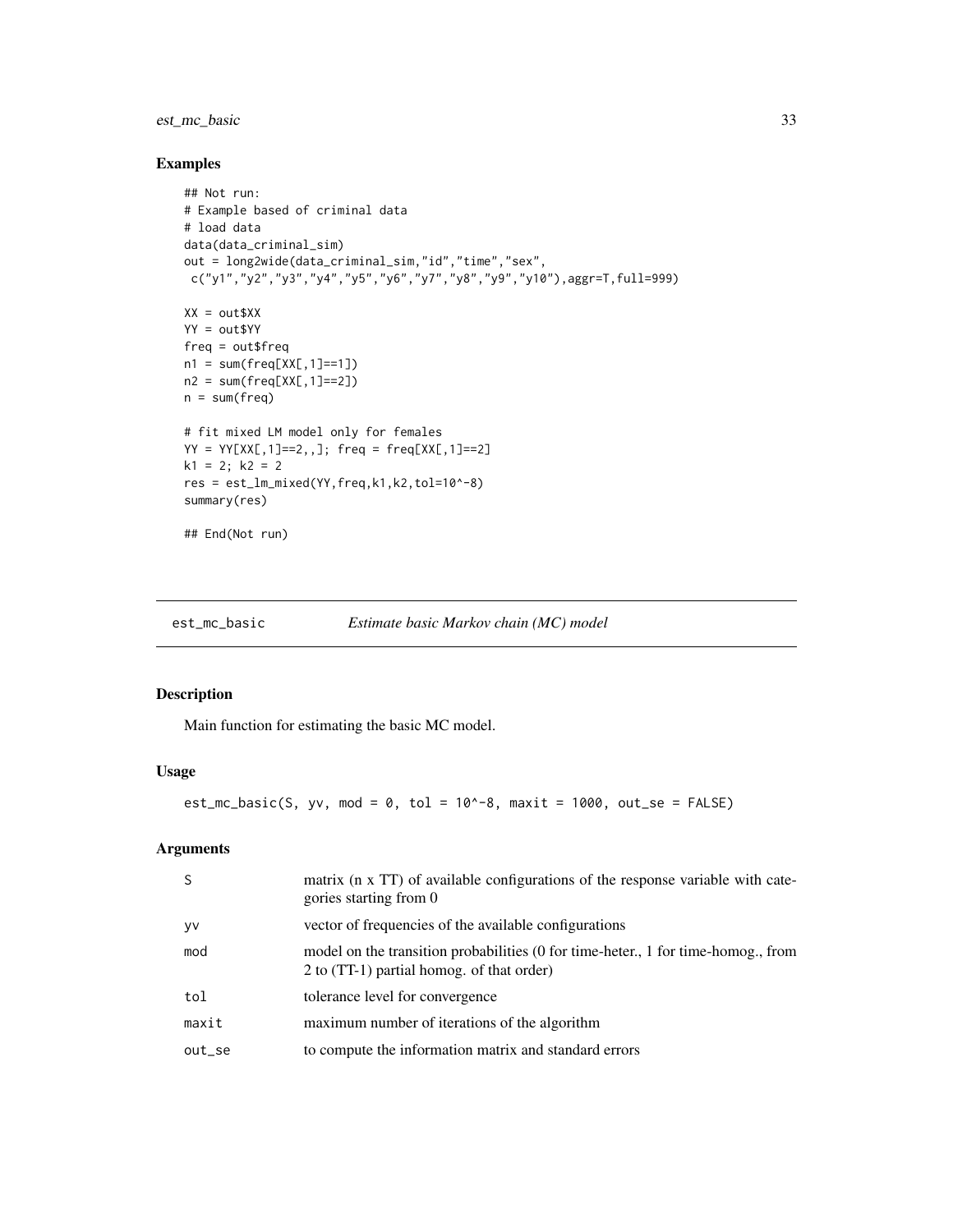## Examples

```
## Not run:
# Example based of criminal data
# load data
data(data_criminal_sim)
out = long2wide(data_criminal_sim,"id","time","sex",
 c("y1","y2","y3","y4","y5","y6","y7","y8","y9","y10"),aggr=T,full=999)

XX = out$XX
YY = out$YY
freq = out$freq
n1 = sum(freq[XX[,1]==1])
n2 = sum(freq[XX[,1]==2])
n = sum(freq)

# fit mixed LM model only for females
YY = YY[XX[,1]==2,,]; freq = freq[XX[,1]==2]
k1 = 2; k2 = 2
res = est_lm_mixed(YY,freq,k1,k2,tol=10^-8)
summary(res)

## End(Not run)
```

---

# est_mc_basic — *Estimate basic Markov chain (MC) model*

## Description

Main function for estimating the basic MC model.

## Usage

```
est_mc_basic(S, yv, mod = 0, tol = 10^-8, maxit = 1000, out_se = FALSE)
```

## Arguments

| | |
|---|---|
| S | matrix (n x TT) of available configurations of the response variable with categories starting from 0 |
| yv | vector of frequencies of the available configurations |
| mod | model on the transition probabilities (0 for time-heter., 1 for time-homog., from 2 to (TT-1) partial homog. of that order) |
| tol | tolerance level for convergence |
| maxit | maximum number of iterations of the algorithm |
| out_se | to compute the information matrix and standard errors |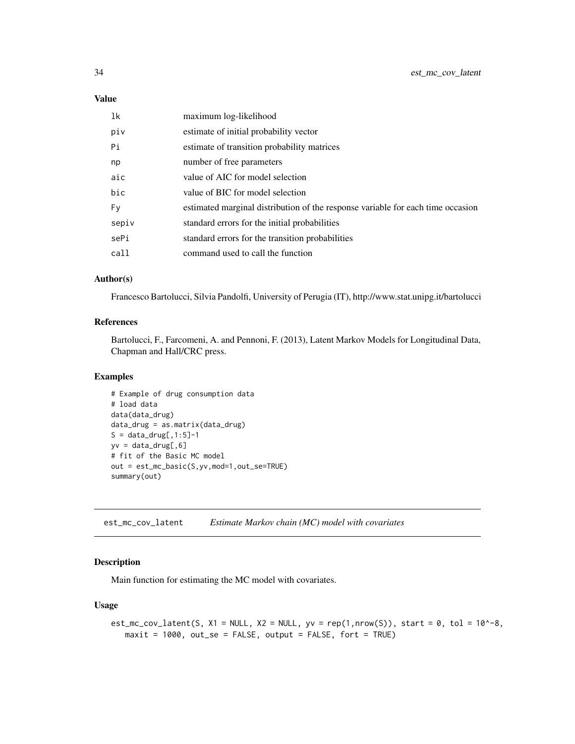## Value

| | |
|---|---|
| lk | maximum log-likelihood |
| piv | estimate of initial probability vector |
| Pi | estimate of transition probability matrices |
| np | number of free parameters |
| aic | value of AIC for model selection |
| bic | value of BIC for model selection |
| Fy | estimated marginal distribution of the response variable for each time occasion |
| sepiv | standard errors for the initial probabilities |
| sePi | standard errors for the transition probabilities |
| call | command used to call the function |

## Author(s)

Francesco Bartolucci, Silvia Pandolfi, University of Perugia (IT), http://www.stat.unipg.it/bartolucci

## References

Bartolucci, F., Farcomeni, A. and Pennoni, F. (2013), Latent Markov Models for Longitudinal Data, Chapman and Hall/CRC press.

## Examples

```
# Example of drug consumption data
# load data
data(data_drug)
data_drug = as.matrix(data_drug)
S = data_drug[,1:5]-1
yv = data_drug[,6]
# fit of the Basic MC model
out = est_mc_basic(S,yv,mod=1,out_se=TRUE)
summary(out)
```

---

# est_mc_cov_latent    *Estimate Markov chain (MC) model with covariates*

## Description

Main function for estimating the MC model with covariates.

## Usage

```
est_mc_cov_latent(S, X1 = NULL, X2 = NULL, yv = rep(1,nrow(S)), start = 0, tol = 10^-8,
   maxit = 1000, out_se = FALSE, output = FALSE, fort = TRUE)
```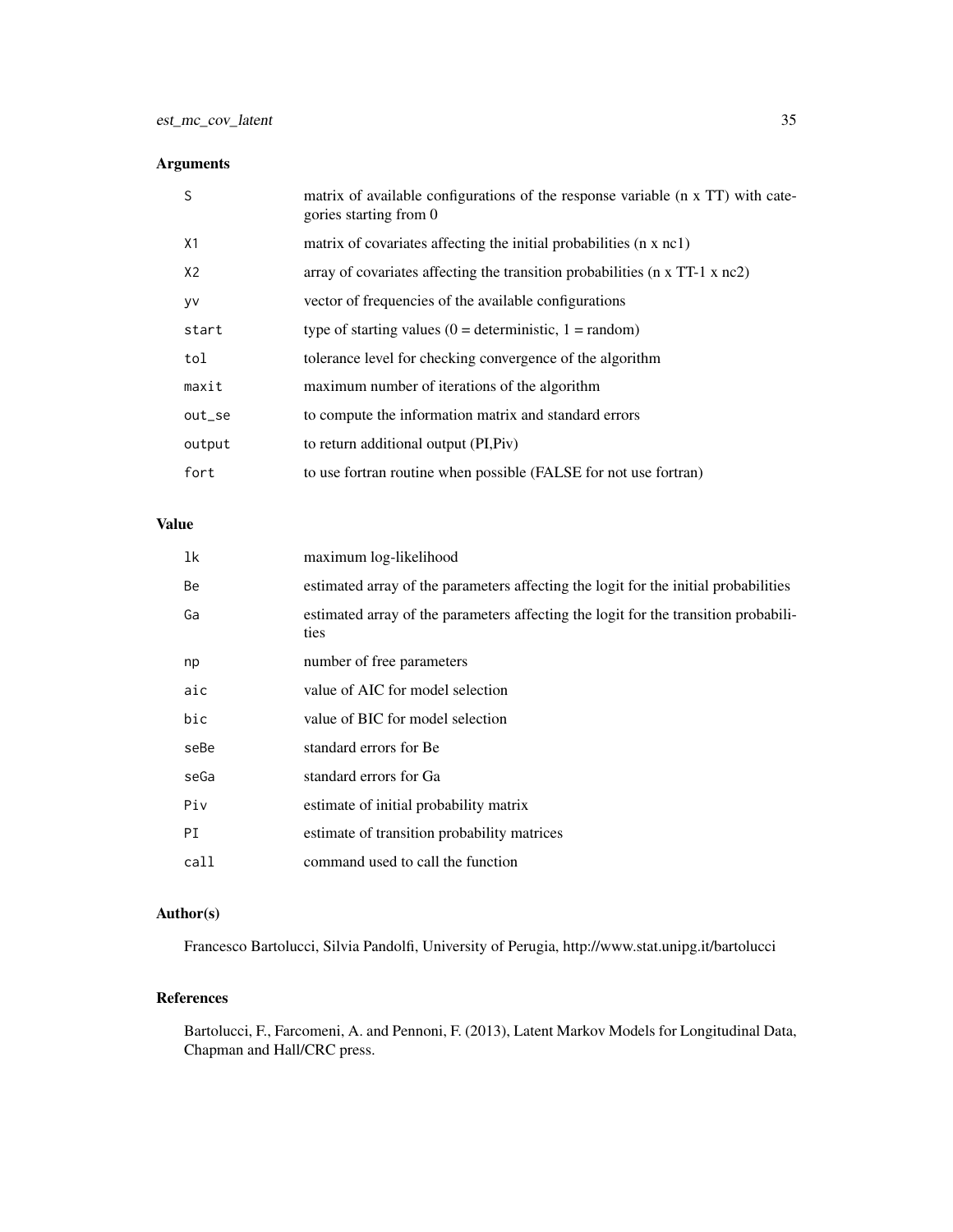## Arguments

| | |
|---|---|
| S | matrix of available configurations of the response variable (n x TT) with categories starting from 0 |
| X1 | matrix of covariates affecting the initial probabilities (n x nc1) |
| X2 | array of covariates affecting the transition probabilities (n x TT-1 x nc2) |
| yv | vector of frequencies of the available configurations |
| start | type of starting values (0 = deterministic, 1 = random) |
| tol | tolerance level for checking convergence of the algorithm |
| maxit | maximum number of iterations of the algorithm |
| out_se | to compute the information matrix and standard errors |
| output | to return additional output (PI,Piv) |
| fort | to use fortran routine when possible (FALSE for not use fortran) |

## Value

| | |
|---|---|
| lk | maximum log-likelihood |
| Be | estimated array of the parameters affecting the logit for the initial probabilities |
| Ga | estimated array of the parameters affecting the logit for the transition probabilities |
| np | number of free parameters |
| aic | value of AIC for model selection |
| bic | value of BIC for model selection |
| seBe | standard errors for Be |
| seGa | standard errors for Ga |
| Piv | estimate of initial probability matrix |
| PI | estimate of transition probability matrices |
| call | command used to call the function |

## Author(s)

Francesco Bartolucci, Silvia Pandolfi, University of Perugia, http://www.stat.unipg.it/bartolucci

## References

Bartolucci, F., Farcomeni, A. and Pennoni, F. (2013), Latent Markov Models for Longitudinal Data, Chapman and Hall/CRC press.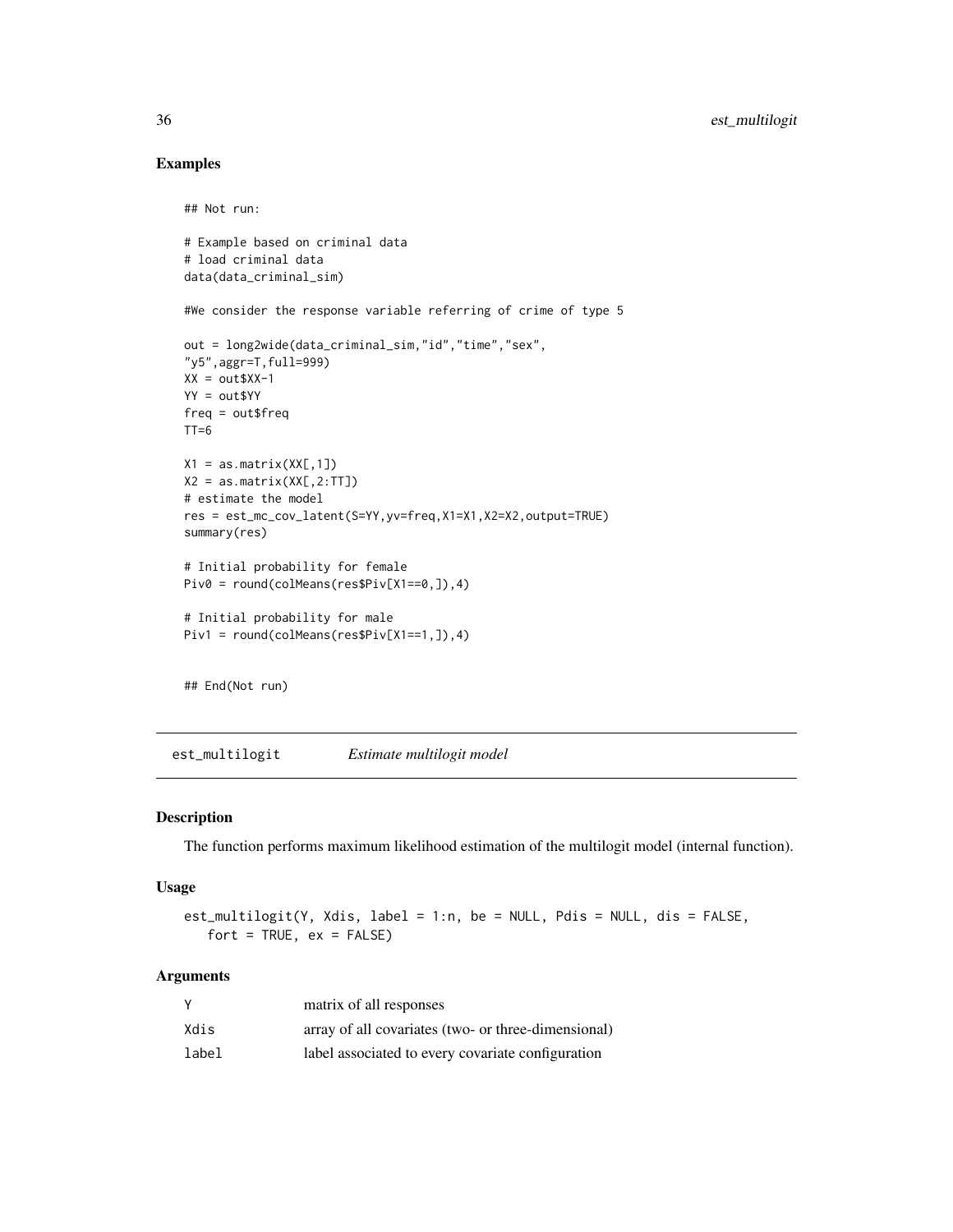## Examples

```
## Not run:

# Example based on criminal data
# load criminal data
data(data_criminal_sim)

#We consider the response variable referring of crime of type 5

out = long2wide(data_criminal_sim,"id","time","sex",
"y5",aggr=T,full=999)
XX = out$XX-1
YY = out$YY
freq = out$freq
TT=6

X1 = as.matrix(XX[,1])
X2 = as.matrix(XX[,2:TT])
# estimate the model
res = est_mc_cov_latent(S=YY,yv=freq,X1=X1,X2=X2,output=TRUE)
summary(res)

# Initial probability for female
Piv0 = round(colMeans(res$Piv[X1==0,]),4)

# Initial probability for male
Piv1 = round(colMeans(res$Piv[X1==1,]),4)


## End(Not run)
```

---

# est_multilogit — *Estimate multilogit model*

---

## Description

The function performs maximum likelihood estimation of the multilogit model (internal function).

## Usage

```
est_multilogit(Y, Xdis, label = 1:n, be = NULL, Pdis = NULL, dis = FALSE,
   fort = TRUE, ex = FALSE)
```

## Arguments

| | |
|---|---|
| Y | matrix of all responses |
| Xdis | array of all covariates (two- or three-dimensional) |
| label | label associated to every covariate configuration |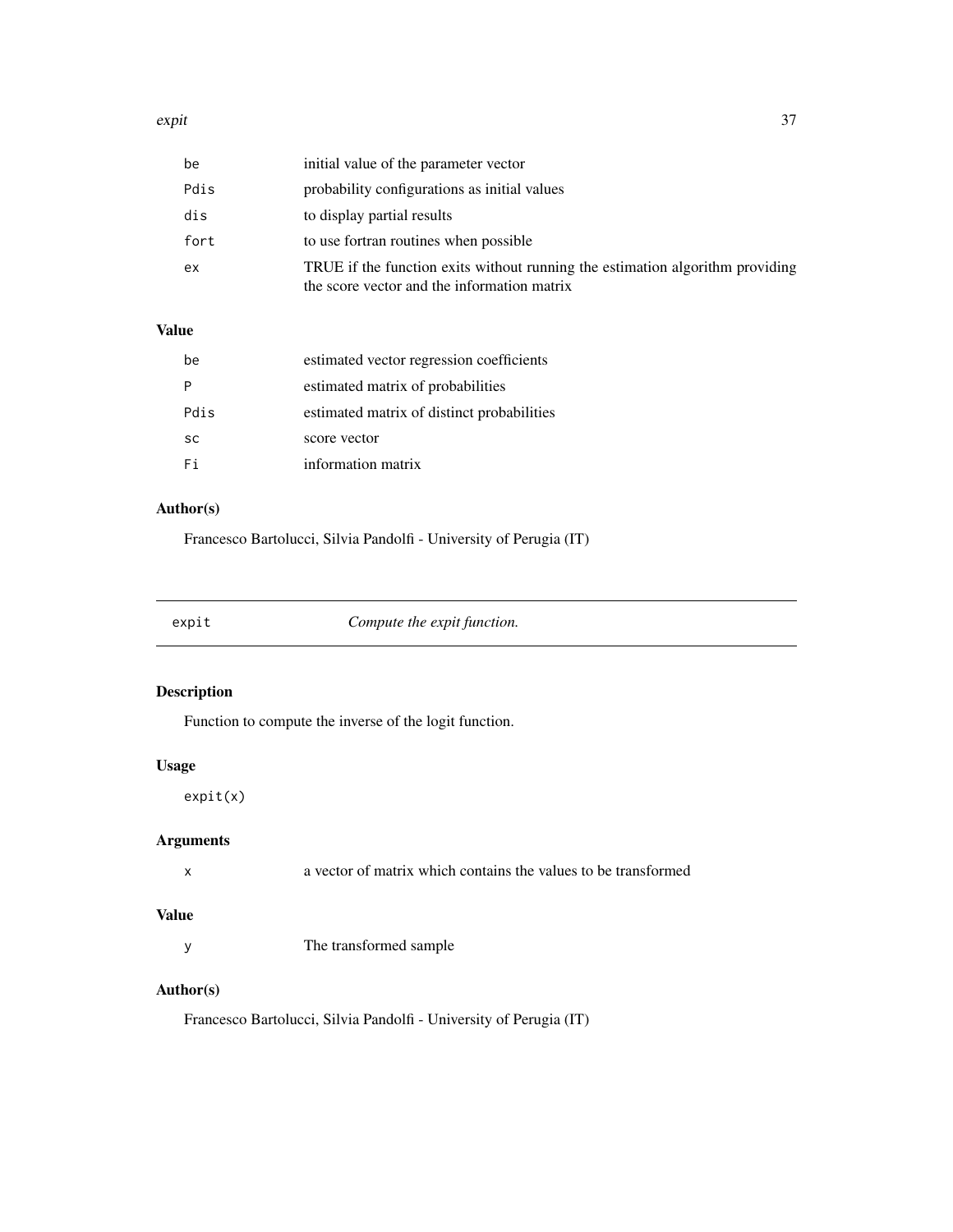| | |
|---|---|
| be | initial value of the parameter vector |
| Pdis | probability configurations as initial values |
| dis | to display partial results |
| fort | to use fortran routines when possible |
| ex | TRUE if the function exits without running the estimation algorithm providing the score vector and the information matrix |

## Value

| | |
|---|---|
| be | estimated vector regression coefficients |
| P | estimated matrix of probabilities |
| Pdis | estimated matrix of distinct probabilities |
| sc | score vector |
| Fi | information matrix |

## Author(s)

Francesco Bartolucci, Silvia Pandolfi - University of Perugia (IT)

---

# expit — *Compute the expit function.*

---

## Description

Function to compute the inverse of the logit function.

## Usage

```
expit(x)
```

## Arguments

| | |
|---|---|
| x | a vector of matrix which contains the values to be transformed |

## Value

| | |
|---|---|
| y | The transformed sample |

## Author(s)

Francesco Bartolucci, Silvia Pandolfi - University of Perugia (IT)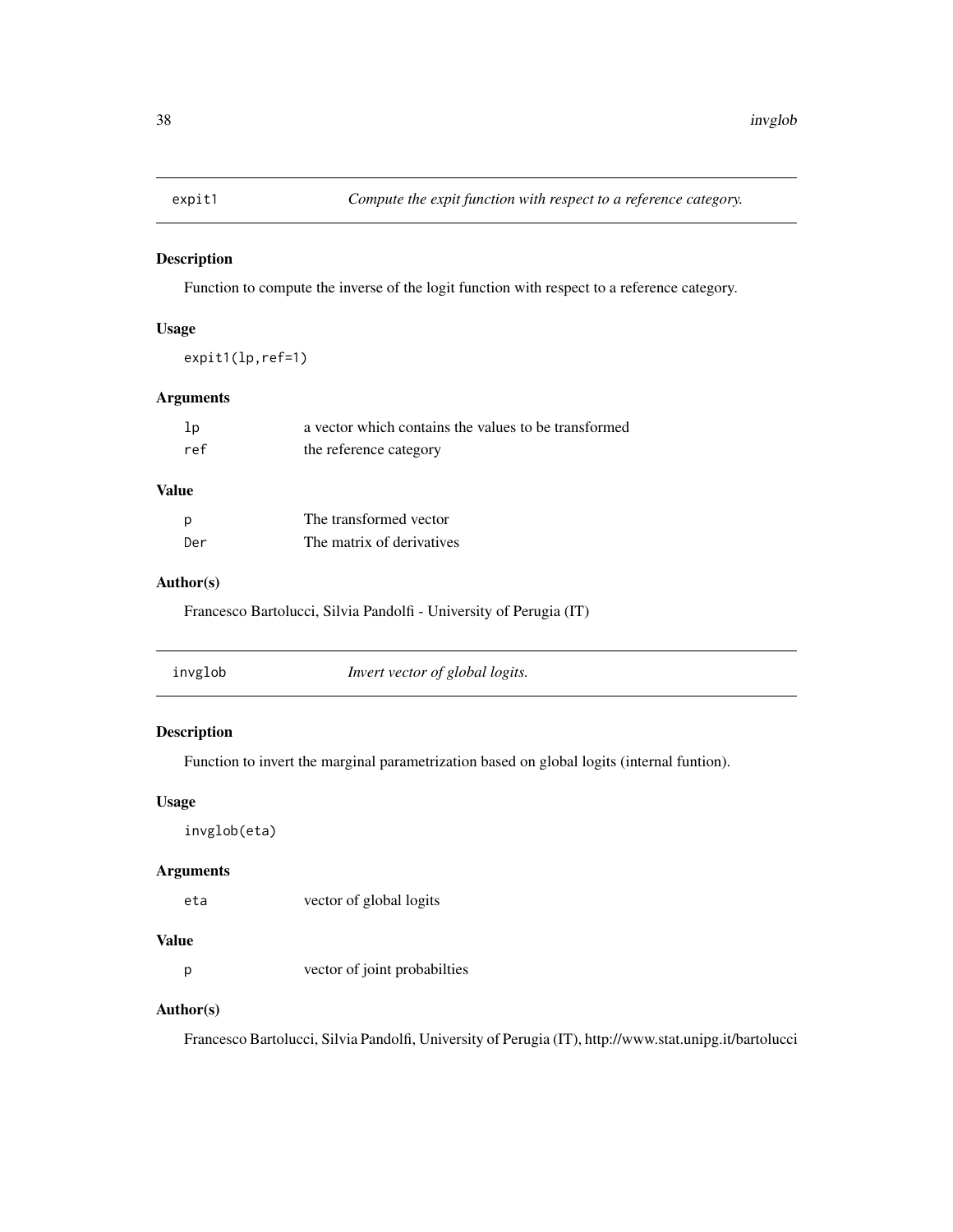## expit1 — *Compute the expit function with respect to a reference category.*

### Description

Function to compute the inverse of the logit function with respect to a reference category.

### Usage

```
expit1(lp,ref=1)
```

### Arguments

| | |
|---|---|
| `lp` | a vector which contains the values to be transformed |
| `ref` | the reference category |

### Value

| | |
|---|---|
| `p` | The transformed vector |
| `Der` | The matrix of derivatives |

### Author(s)

Francesco Bartolucci, Silvia Pandolfi - University of Perugia (IT)

## invglob — *Invert vector of global logits.*

### Description

Function to invert the marginal parametrization based on global logits (internal funtion).

### Usage

```
invglob(eta)
```

### Arguments

| | |
|---|---|
| `eta` | vector of global logits |

### Value

| | |
|---|---|
| `p` | vector of joint probabilties |

### Author(s)

Francesco Bartolucci, Silvia Pandolfi, University of Perugia (IT), http://www.stat.unipg.it/bartolucci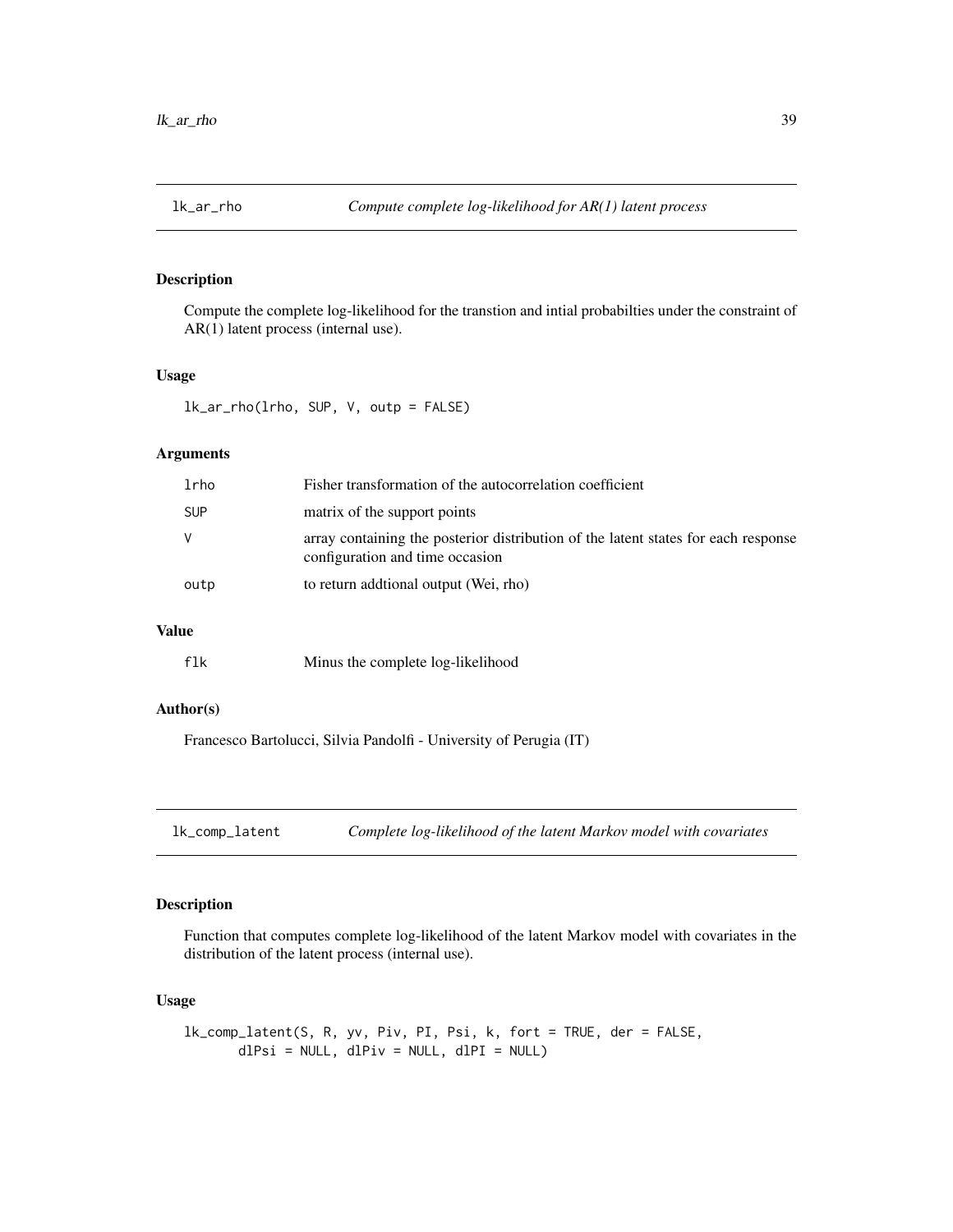## lk_ar_rho    *Compute complete log-likelihood for AR(1) latent process*

### Description

Compute the complete log-likelihood for the transtion and intial probabilties under the constraint of AR(1) latent process (internal use).

### Usage

```
lk_ar_rho(lrho, SUP, V, outp = FALSE)
```

### Arguments

| | |
|---|---|
| lrho | Fisher transformation of the autocorrelation coefficient |
| SUP | matrix of the support points |
| V | array containing the posterior distribution of the latent states for each response configuration and time occasion |
| outp | to return addtional output (Wei, rho) |

### Value

| | |
|---|---|
| flk | Minus the complete log-likelihood |

### Author(s)

Francesco Bartolucci, Silvia Pandolfi - University of Perugia (IT)

## lk_comp_latent    *Complete log-likelihood of the latent Markov model with covariates*

### Description

Function that computes complete log-likelihood of the latent Markov model with covariates in the distribution of the latent process (internal use).

### Usage

```
lk_comp_latent(S, R, yv, Piv, PI, Psi, k, fort = TRUE, der = FALSE,
       dlPsi = NULL, dlPiv = NULL, dlPI = NULL)
```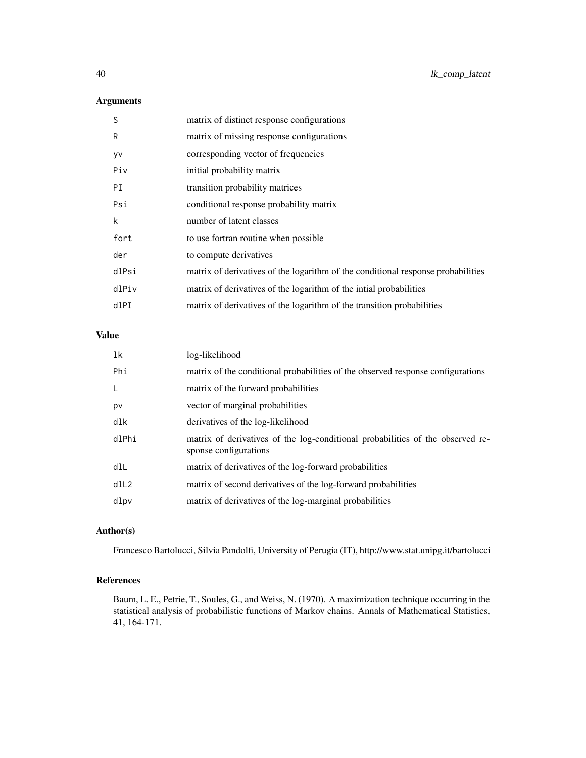## Arguments

| | |
|---|---|
| `S` | matrix of distinct response configurations |
| `R` | matrix of missing response configurations |
| `yv` | corresponding vector of frequencies |
| `Piv` | initial probability matrix |
| `PI` | transition probability matrices |
| `Psi` | conditional response probability matrix |
| `k` | number of latent classes |
| `fort` | to use fortran routine when possible |
| `der` | to compute derivatives |
| `dlPsi` | matrix of derivatives of the logarithm of the conditional response probabilities |
| `dlPiv` | matrix of derivatives of the logarithm of the intial probabilities |
| `dlPI` | matrix of derivatives of the logarithm of the transition probabilities |

## Value

| | |
|---|---|
| `lk` | log-likelihood |
| `Phi` | matrix of the conditional probabilities of the observed response configurations |
| `L` | matrix of the forward probabilities |
| `pv` | vector of marginal probabilities |
| `dlk` | derivatives of the log-likelihood |
| `dlPhi` | matrix of derivatives of the log-conditional probabilities of the observed response configurations |
| `dlL` | matrix of derivatives of the log-forward probabilities |
| `dlL2` | matrix of second derivatives of the log-forward probabilities |
| `dlpv` | matrix of derivatives of the log-marginal probabilities |

## Author(s)

Francesco Bartolucci, Silvia Pandolfi, University of Perugia (IT), http://www.stat.unipg.it/bartolucci

## References

Baum, L. E., Petrie, T., Soules, G., and Weiss, N. (1970). A maximization technique occurring in the statistical analysis of probabilistic functions of Markov chains. Annals of Mathematical Statistics, 41, 164-171.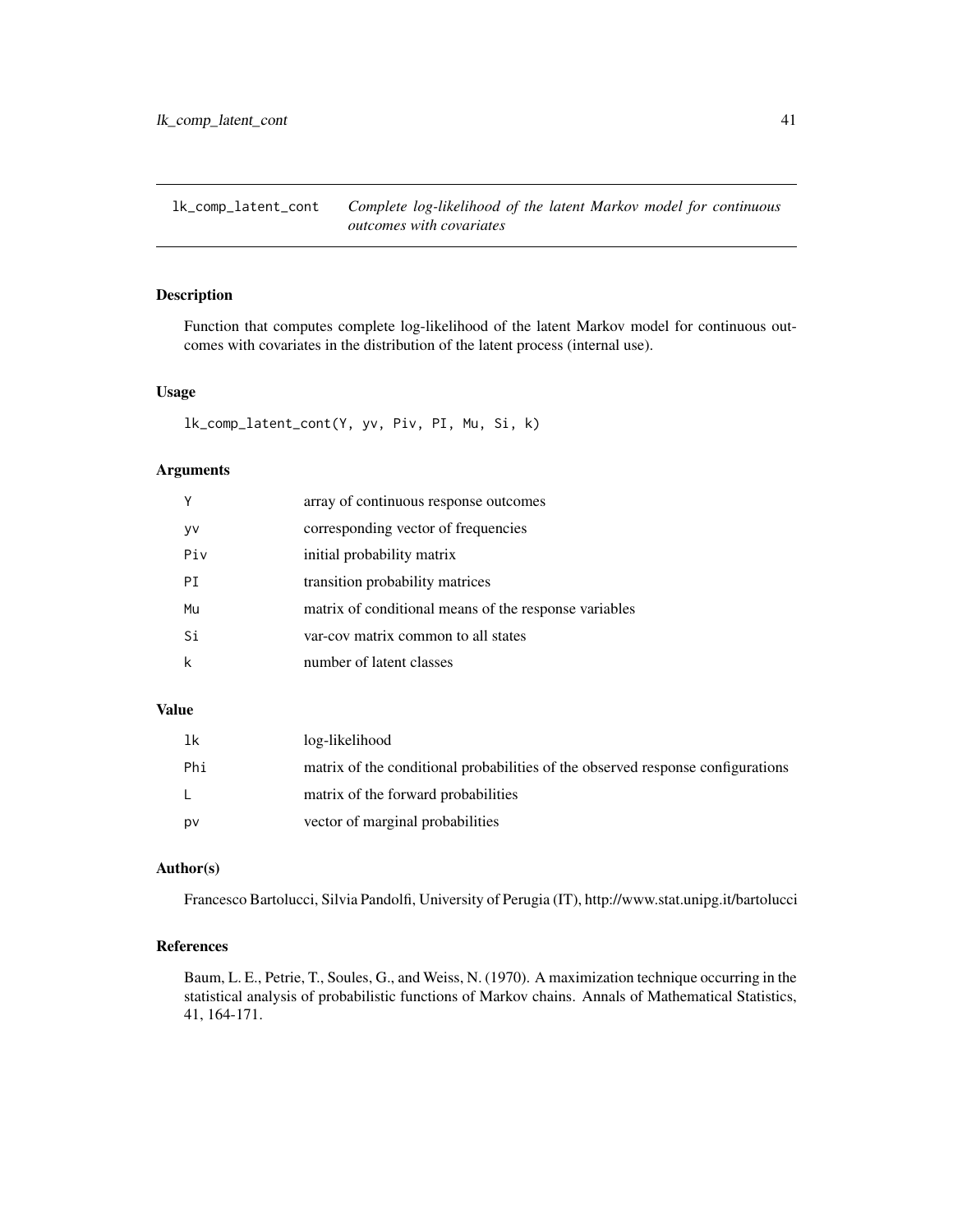# lk_comp_latent_cont — *Complete log-likelihood of the latent Markov model for continuous outcomes with covariates*

## Description

Function that computes complete log-likelihood of the latent Markov model for continuous outcomes with covariates in the distribution of the latent process (internal use).

## Usage

```
lk_comp_latent_cont(Y, yv, Piv, PI, Mu, Si, k)
```

## Arguments

| | |
|---|---|
| Y | array of continuous response outcomes |
| yv | corresponding vector of frequencies |
| Piv | initial probability matrix |
| PI | transition probability matrices |
| Mu | matrix of conditional means of the response variables |
| Si | var-cov matrix common to all states |
| k | number of latent classes |

## Value

| | |
|---|---|
| lk | log-likelihood |
| Phi | matrix of the conditional probabilities of the observed response configurations |
| L | matrix of the forward probabilities |
| pv | vector of marginal probabilities |

## Author(s)

Francesco Bartolucci, Silvia Pandolfi, University of Perugia (IT), http://www.stat.unipg.it/bartolucci

## References

Baum, L. E., Petrie, T., Soules, G., and Weiss, N. (1970). A maximization technique occurring in the statistical analysis of probabilistic functions of Markov chains. Annals of Mathematical Statistics, 41, 164-171.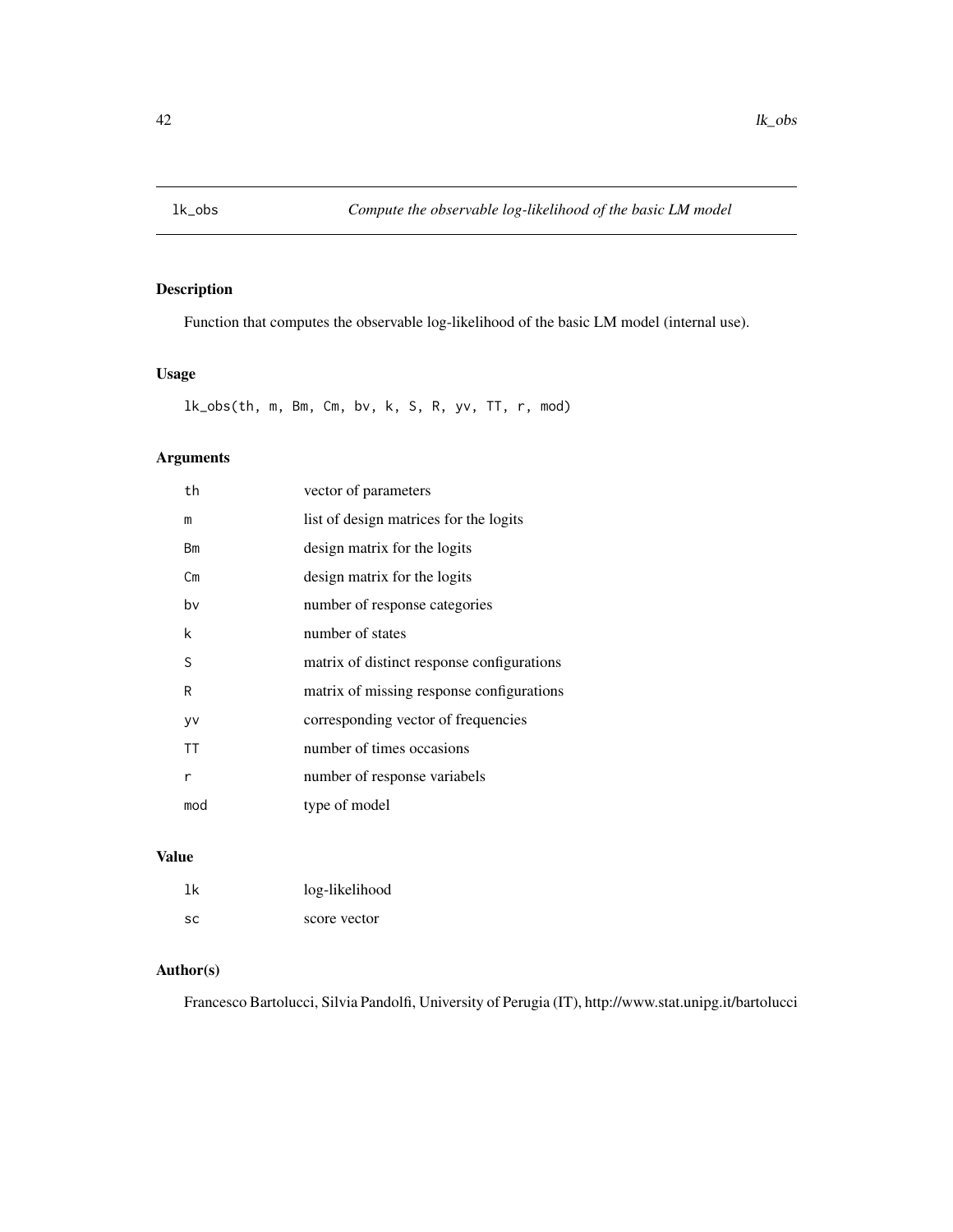# lk_obs — *Compute the observable log-likelihood of the basic LM model*

## Description

Function that computes the observable log-likelihood of the basic LM model (internal use).

## Usage

```
lk_obs(th, m, Bm, Cm, bv, k, S, R, yv, TT, r, mod)
```

## Arguments

| | |
|---|---|
| th | vector of parameters |
| m | list of design matrices for the logits |
| Bm | design matrix for the logits |
| Cm | design matrix for the logits |
| bv | number of response categories |
| k | number of states |
| S | matrix of distinct response configurations |
| R | matrix of missing response configurations |
| yv | corresponding vector of frequencies |
| TT | number of times occasions |
| r | number of response variabels |
| mod | type of model |

## Value

| | |
|---|---|
| lk | log-likelihood |
| sc | score vector |

## Author(s)

Francesco Bartolucci, Silvia Pandolfi, University of Perugia (IT), http://www.stat.unipg.it/bartolucci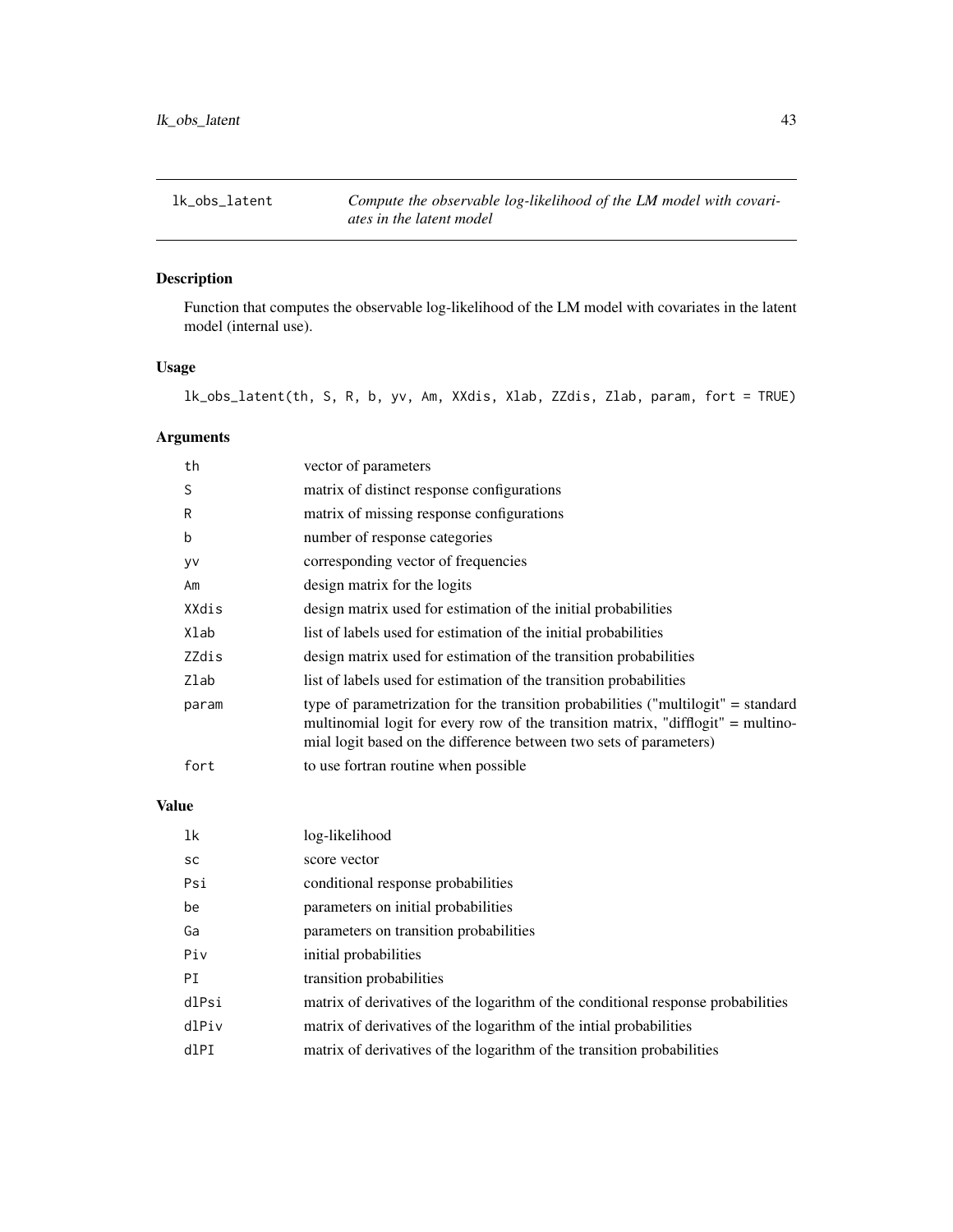# lk_obs_latent

*Compute the observable log-likelihood of the LM model with covariates in the latent model*

## Description

Function that computes the observable log-likelihood of the LM model with covariates in the latent model (internal use).

## Usage

```
lk_obs_latent(th, S, R, b, yv, Am, XXdis, Xlab, ZZdis, Zlab, param, fort = TRUE)
```

## Arguments

| | |
|---|---|
| th | vector of parameters |
| S | matrix of distinct response configurations |
| R | matrix of missing response configurations |
| b | number of response categories |
| yv | corresponding vector of frequencies |
| Am | design matrix for the logits |
| XXdis | design matrix used for estimation of the initial probabilities |
| Xlab | list of labels used for estimation of the initial probabilities |
| ZZdis | design matrix used for estimation of the transition probabilities |
| Zlab | list of labels used for estimation of the transition probabilities |
| param | type of parametrization for the transition probabilities ("multilogit" = standard multinomial logit for every row of the transition matrix, "difflogit" = multinomial logit based on the difference between two sets of parameters) |
| fort | to use fortran routine when possible |

## Value

| | |
|---|---|
| lk | log-likelihood |
| sc | score vector |
| Psi | conditional response probabilities |
| be | parameters on initial probabilities |
| Ga | parameters on transition probabilities |
| Piv | initial probabilities |
| PI | transition probabilities |
| dlPsi | matrix of derivatives of the logarithm of the conditional response probabilities |
| dlPiv | matrix of derivatives of the logarithm of the intial probabilities |
| dlPI | matrix of derivatives of the logarithm of the transition probabilities |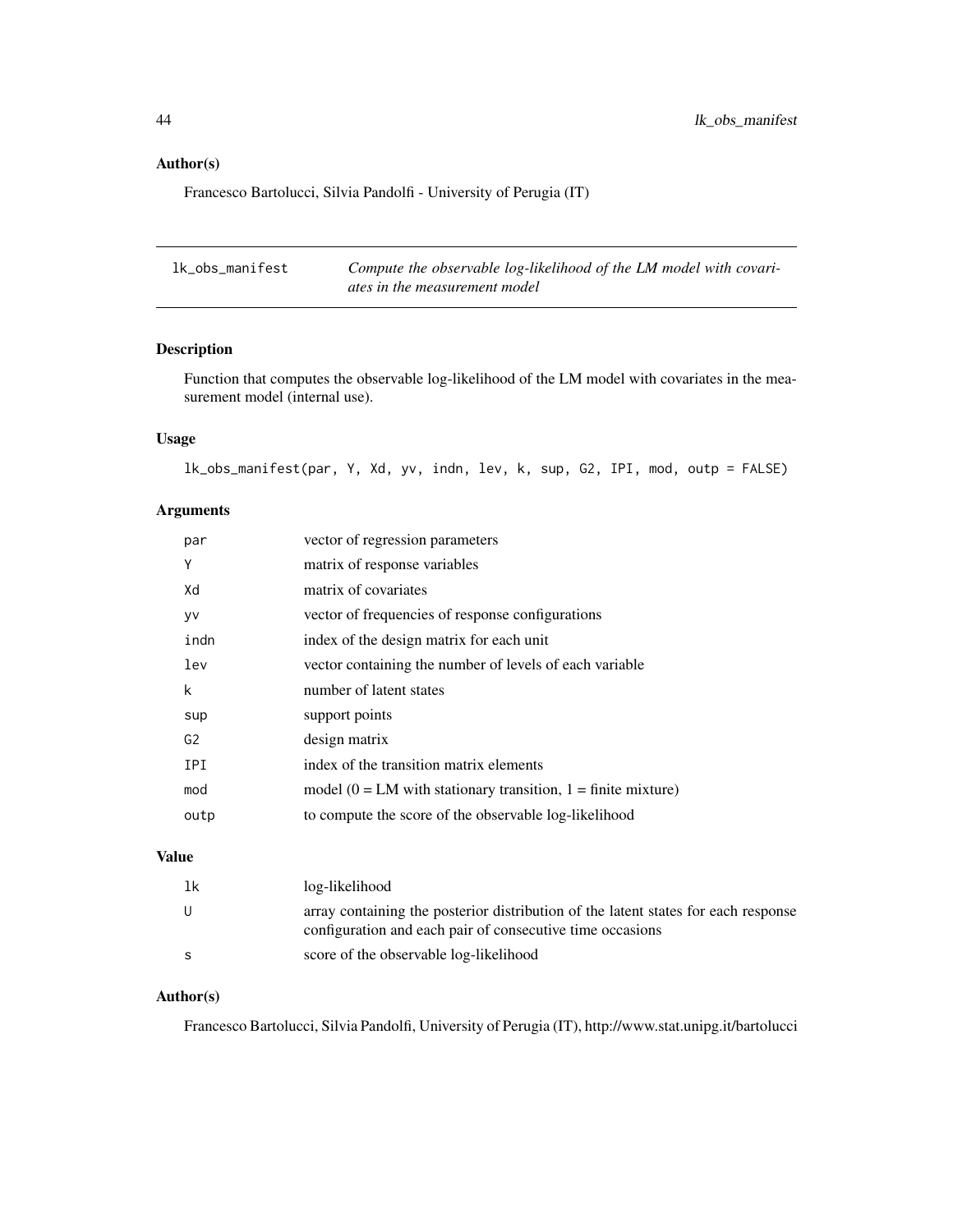## Author(s)

Francesco Bartolucci, Silvia Pandolfi - University of Perugia (IT)

---

# lk_obs_manifest — *Compute the observable log-likelihood of the LM model with covariates in the measurement model*

## Description

Function that computes the observable log-likelihood of the LM model with covariates in the measurement model (internal use).

## Usage

```
lk_obs_manifest(par, Y, Xd, yv, indn, lev, k, sup, G2, IPI, mod, outp = FALSE)
```

## Arguments

| | |
|---|---|
| par | vector of regression parameters |
| Y | matrix of response variables |
| Xd | matrix of covariates |
| yv | vector of frequencies of response configurations |
| indn | index of the design matrix for each unit |
| lev | vector containing the number of levels of each variable |
| k | number of latent states |
| sup | support points |
| G2 | design matrix |
| IPI | index of the transition matrix elements |
| mod | model (0 = LM with stationary transition, 1 = finite mixture) |
| outp | to compute the score of the observable log-likelihood |

## Value

| | |
|---|---|
| lk | log-likelihood |
| U | array containing the posterior distribution of the latent states for each response configuration and each pair of consecutive time occasions |
| s | score of the observable log-likelihood |

## Author(s)

Francesco Bartolucci, Silvia Pandolfi, University of Perugia (IT), http://www.stat.unipg.it/bartolucci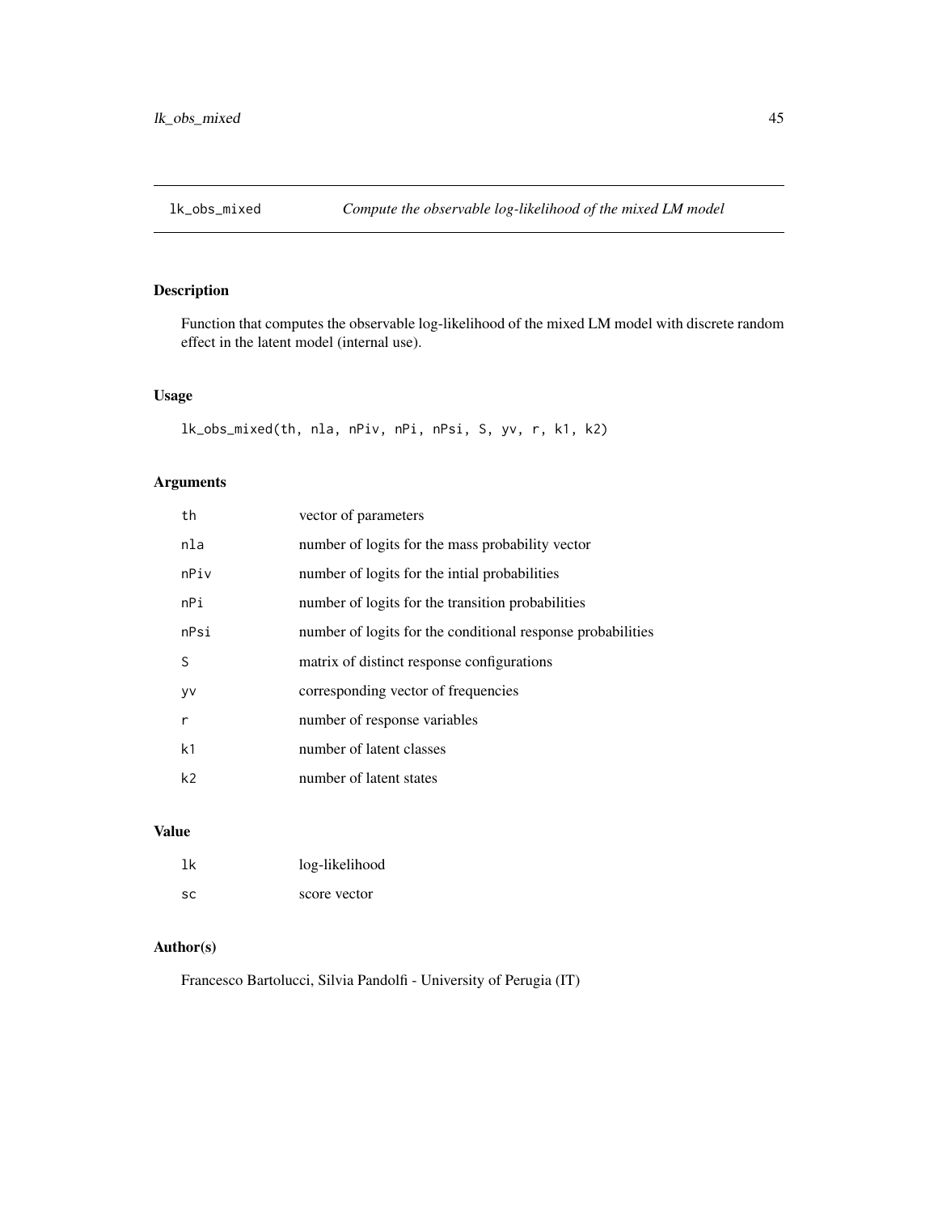# lk_obs_mixed — *Compute the observable log-likelihood of the mixed LM model*

## Description

Function that computes the observable log-likelihood of the mixed LM model with discrete random effect in the latent model (internal use).

## Usage

```
lk_obs_mixed(th, nla, nPiv, nPi, nPsi, S, yv, r, k1, k2)
```

## Arguments

| | |
|---|---|
| th | vector of parameters |
| nla | number of logits for the mass probability vector |
| nPiv | number of logits for the intial probabilities |
| nPi | number of logits for the transition probabilities |
| nPsi | number of logits for the conditional response probabilities |
| S | matrix of distinct response configurations |
| yv | corresponding vector of frequencies |
| r | number of response variables |
| k1 | number of latent classes |
| k2 | number of latent states |

## Value

| | |
|---|---|
| lk | log-likelihood |
| sc | score vector |

## Author(s)

Francesco Bartolucci, Silvia Pandolfi - University of Perugia (IT)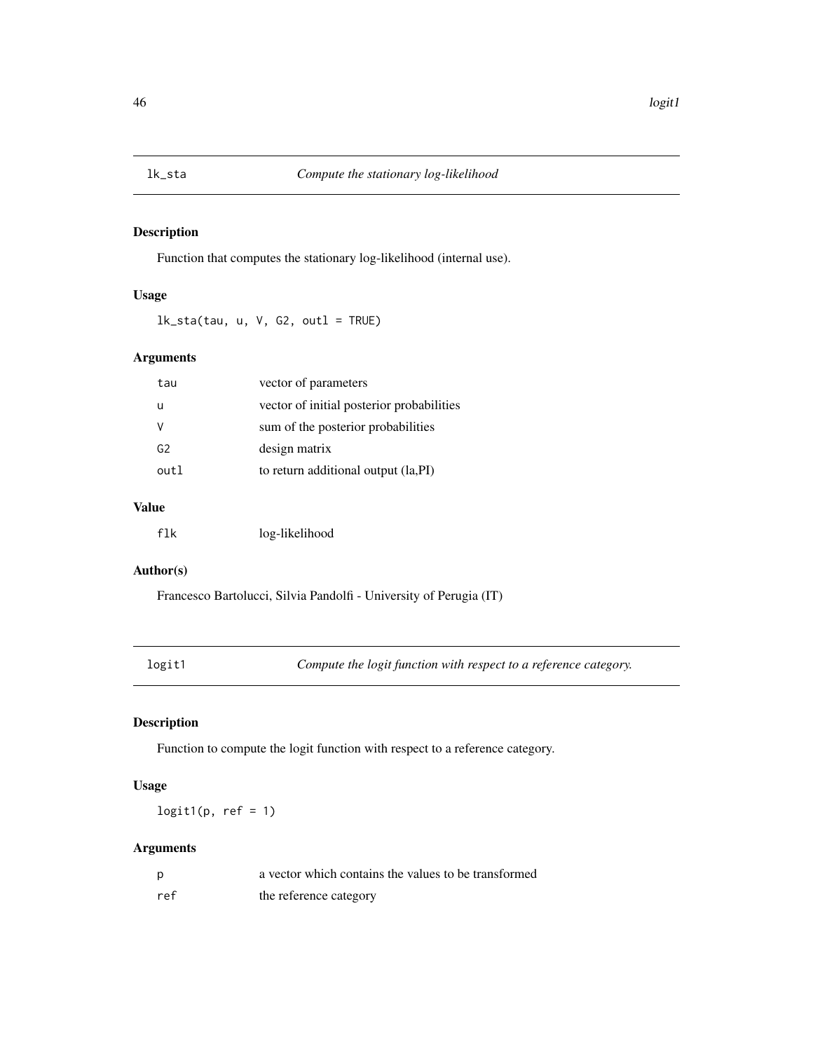## lk_sta — *Compute the stationary log-likelihood*

### Description

Function that computes the stationary log-likelihood (internal use).

### Usage

```
lk_sta(tau, u, V, G2, outl = TRUE)
```

### Arguments

| | |
|---|---|
| tau | vector of parameters |
| u | vector of initial posterior probabilities |
| V | sum of the posterior probabilities |
| G2 | design matrix |
| outl | to return additional output (la,PI) |

### Value

| | |
|---|---|
| flk | log-likelihood |

### Author(s)

Francesco Bartolucci, Silvia Pandolfi - University of Perugia (IT)

## logit1 — *Compute the logit function with respect to a reference category.*

### Description

Function to compute the logit function with respect to a reference category.

### Usage

```
logit1(p, ref = 1)
```

### Arguments

| | |
|---|---|
| p | a vector which contains the values to be transformed |
| ref | the reference category |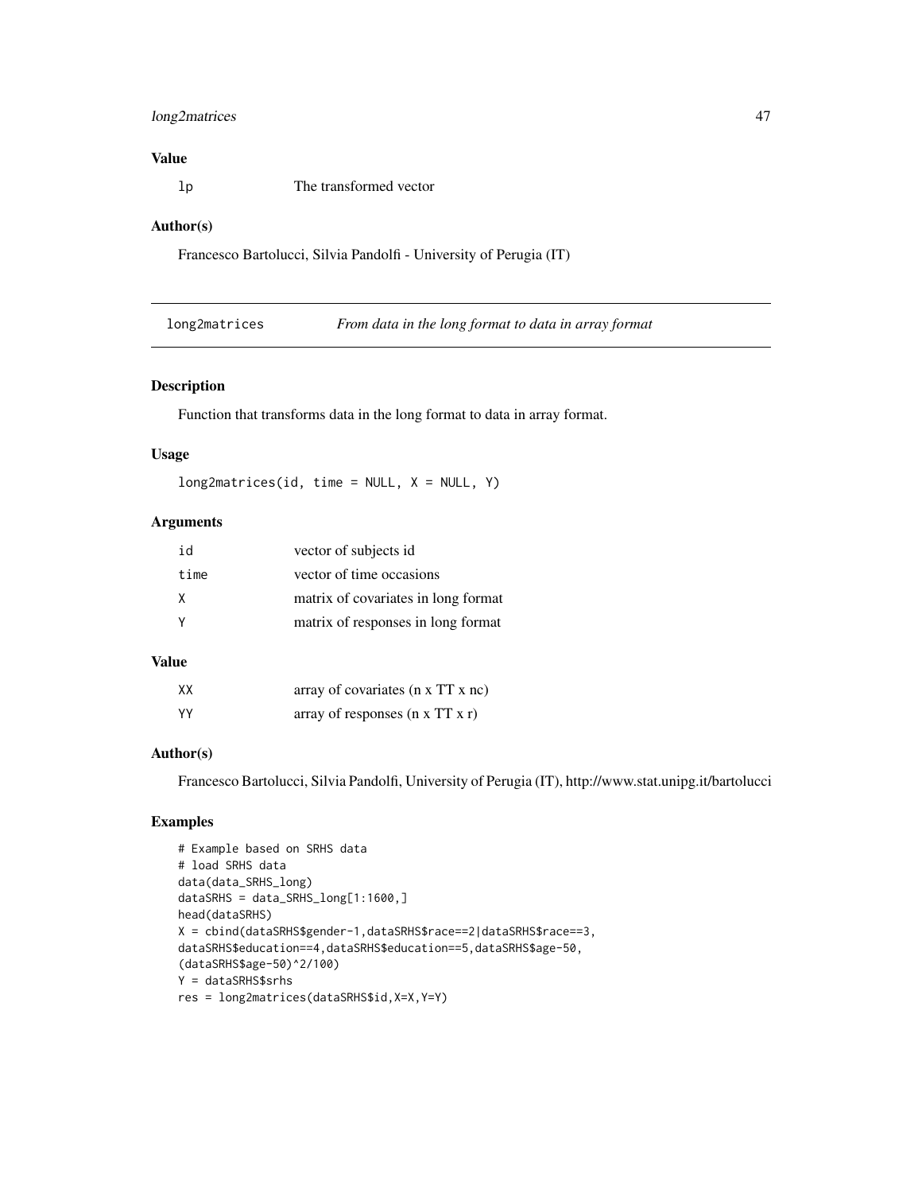### Value

| | |
|---|---|
| lp | The transformed vector |

### Author(s)

Francesco Bartolucci, Silvia Pandolfi - University of Perugia (IT)

## long2matrices — *From data in the long format to data in array format*

### Description

Function that transforms data in the long format to data in array format.

### Usage

```
long2matrices(id, time = NULL, X = NULL, Y)
```

### Arguments

| | |
|---|---|
| id | vector of subjects id |
| time | vector of time occasions |
| X | matrix of covariates in long format |
| Y | matrix of responses in long format |

### Value

| | |
|---|---|
| XX | array of covariates (n x TT x nc) |
| YY | array of responses (n x TT x r) |

### Author(s)

Francesco Bartolucci, Silvia Pandolfi, University of Perugia (IT), http://www.stat.unipg.it/bartolucci

### Examples

```
# Example based on SRHS data
# load SRHS data
data(data_SRHS_long)
dataSRHS = data_SRHS_long[1:1600,]
head(dataSRHS)
X = cbind(dataSRHS$gender-1,dataSRHS$race==2|dataSRHS$race==3,
dataSRHS$education==4,dataSRHS$education==5,dataSRHS$age-50,
(dataSRHS$age-50)^2/100)
Y = dataSRHS$srhs
res = long2matrices(dataSRHS$id,X=X,Y=Y)
```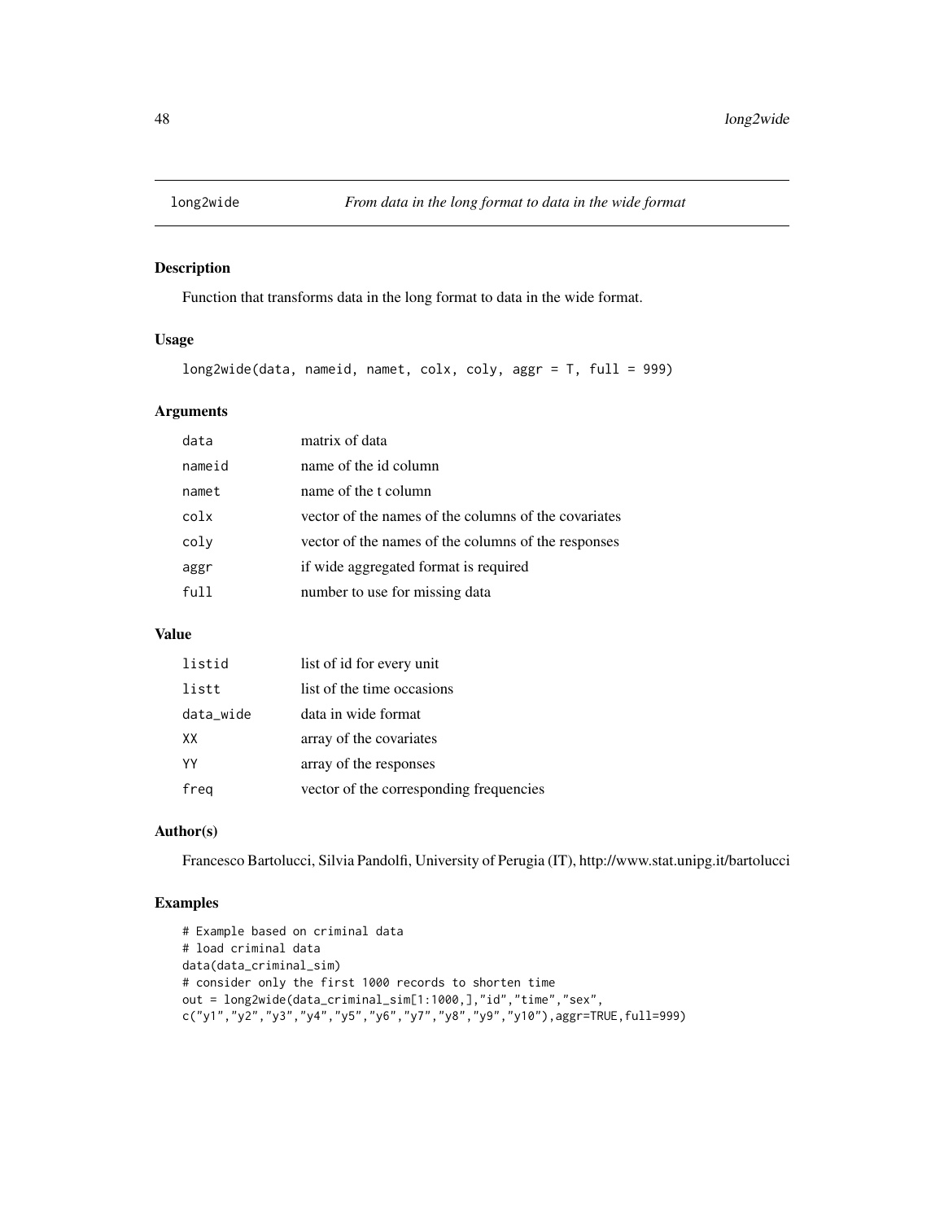# long2wide — *From data in the long format to data in the wide format*

## Description

Function that transforms data in the long format to data in the wide format.

## Usage

```
long2wide(data, nameid, namet, colx, coly, aggr = T, full = 999)
```

## Arguments

| | |
|---|---|
| `data` | matrix of data |
| `nameid` | name of the id column |
| `namet` | name of the t column |
| `colx` | vector of the names of the columns of the covariates |
| `coly` | vector of the names of the columns of the responses |
| `aggr` | if wide aggregated format is required |
| `full` | number to use for missing data |

## Value

| | |
|---|---|
| `listid` | list of id for every unit |
| `listt` | list of the time occasions |
| `data_wide` | data in wide format |
| `XX` | array of the covariates |
| `YY` | array of the responses |
| `freq` | vector of the corresponding frequencies |

## Author(s)

Francesco Bartolucci, Silvia Pandolfi, University of Perugia (IT), http://www.stat.unipg.it/bartolucci

## Examples

```
# Example based on criminal data
# load criminal data
data(data_criminal_sim)
# consider only the first 1000 records to shorten time
out = long2wide(data_criminal_sim[1:1000,],"id","time","sex",
c("y1","y2","y3","y4","y5","y6","y7","y8","y9","y10"),aggr=TRUE,full=999)
```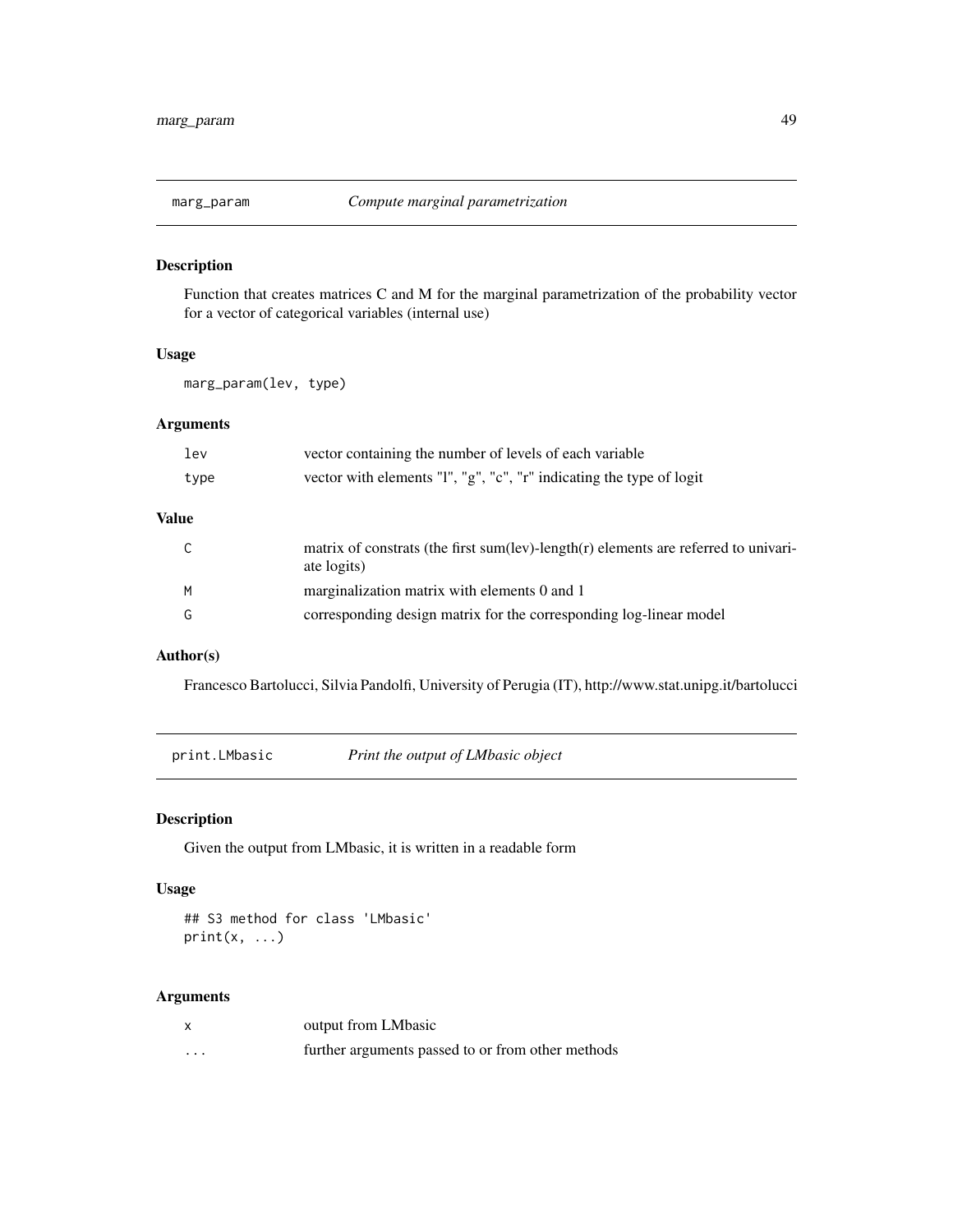## marg_param *Compute marginal parametrization*

### Description

Function that creates matrices C and M for the marginal parametrization of the probability vector for a vector of categorical variables (internal use)

### Usage

```
marg_param(lev, type)
```

### Arguments

| | |
|---|---|
| lev | vector containing the number of levels of each variable |
| type | vector with elements "l", "g", "c", "r" indicating the type of logit |

### Value

| | |
|---|---|
| C | matrix of constrats (the first sum(lev)-length(r) elements are referred to univariate logits) |
| M | marginalization matrix with elements 0 and 1 |
| G | corresponding design matrix for the corresponding log-linear model |

### Author(s)

Francesco Bartolucci, Silvia Pandolfi, University of Perugia (IT), http://www.stat.unipg.it/bartolucci

## print.LMbasic *Print the output of LMbasic object*

### Description

Given the output from LMbasic, it is written in a readable form

### Usage

```
## S3 method for class 'LMbasic'
print(x, ...)
```

### Arguments

| | |
|---|---|
| x | output from LMbasic |
| ... | further arguments passed to or from other methods |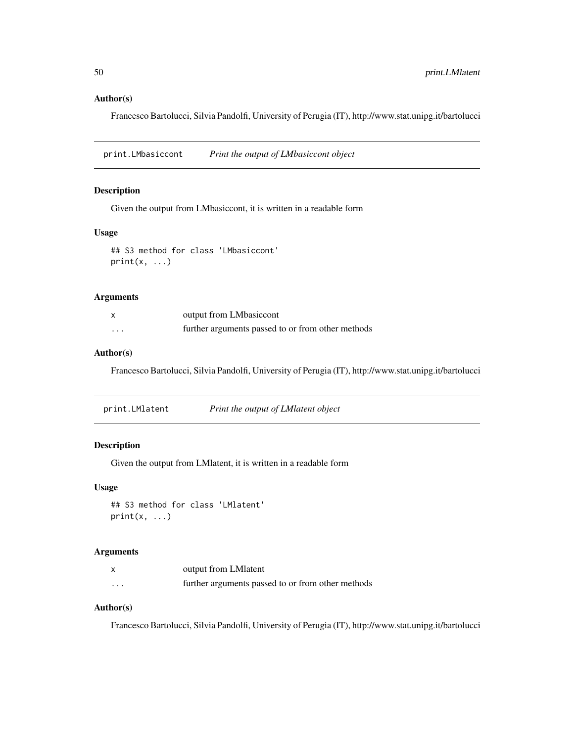## Author(s)

Francesco Bartolucci, Silvia Pandolfi, University of Perugia (IT), http://www.stat.unipg.it/bartolucci

---

# print.LMbasiccont — *Print the output of LMbasiccont object*

## Description

Given the output from LMbasiccont, it is written in a readable form

## Usage

```
## S3 method for class 'LMbasiccont'
print(x, ...)
```

## Arguments

| | |
|---|---|
| x | output from LMbasiccont |
| ... | further arguments passed to or from other methods |

## Author(s)

Francesco Bartolucci, Silvia Pandolfi, University of Perugia (IT), http://www.stat.unipg.it/bartolucci

---

# print.LMlatent — *Print the output of LMlatent object*

## Description

Given the output from LMlatent, it is written in a readable form

## Usage

```
## S3 method for class 'LMlatent'
print(x, ...)
```

## Arguments

| | |
|---|---|
| x | output from LMlatent |
| ... | further arguments passed to or from other methods |

## Author(s)

Francesco Bartolucci, Silvia Pandolfi, University of Perugia (IT), http://www.stat.unipg.it/bartolucci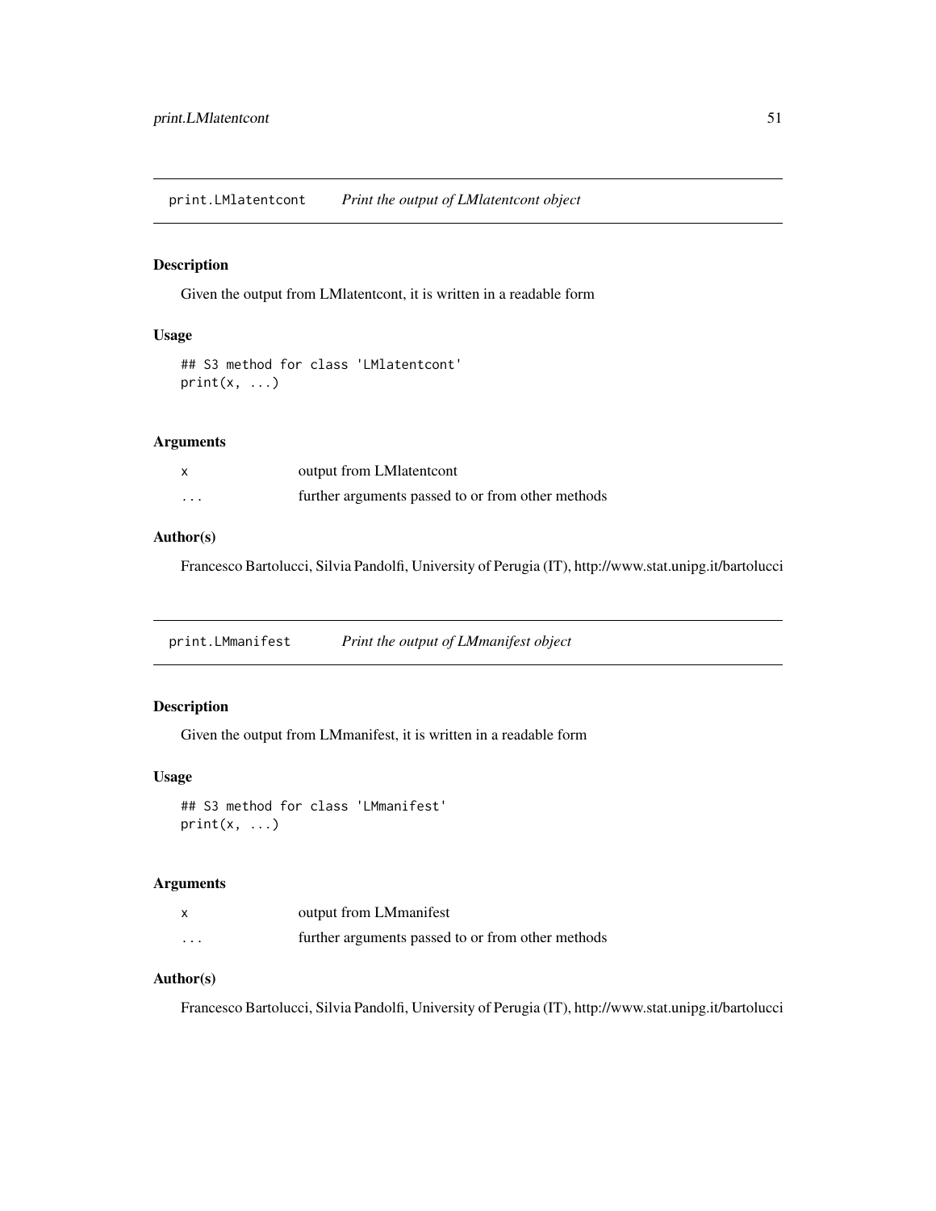## print.LMlatentcont — *Print the output of LMlatentcont object*

### Description

Given the output from LMlatentcont, it is written in a readable form

### Usage

```
## S3 method for class 'LMlatentcont'
print(x, ...)
```

### Arguments

| | |
|---|---|
| x | output from LMlatentcont |
| ... | further arguments passed to or from other methods |

### Author(s)

Francesco Bartolucci, Silvia Pandolfi, University of Perugia (IT), http://www.stat.unipg.it/bartolucci

## print.LMmanifest — *Print the output of LMmanifest object*

### Description

Given the output from LMmanifest, it is written in a readable form

### Usage

```
## S3 method for class 'LMmanifest'
print(x, ...)
```

### Arguments

| | |
|---|---|
| x | output from LMmanifest |
| ... | further arguments passed to or from other methods |

### Author(s)

Francesco Bartolucci, Silvia Pandolfi, University of Perugia (IT), http://www.stat.unipg.it/bartolucci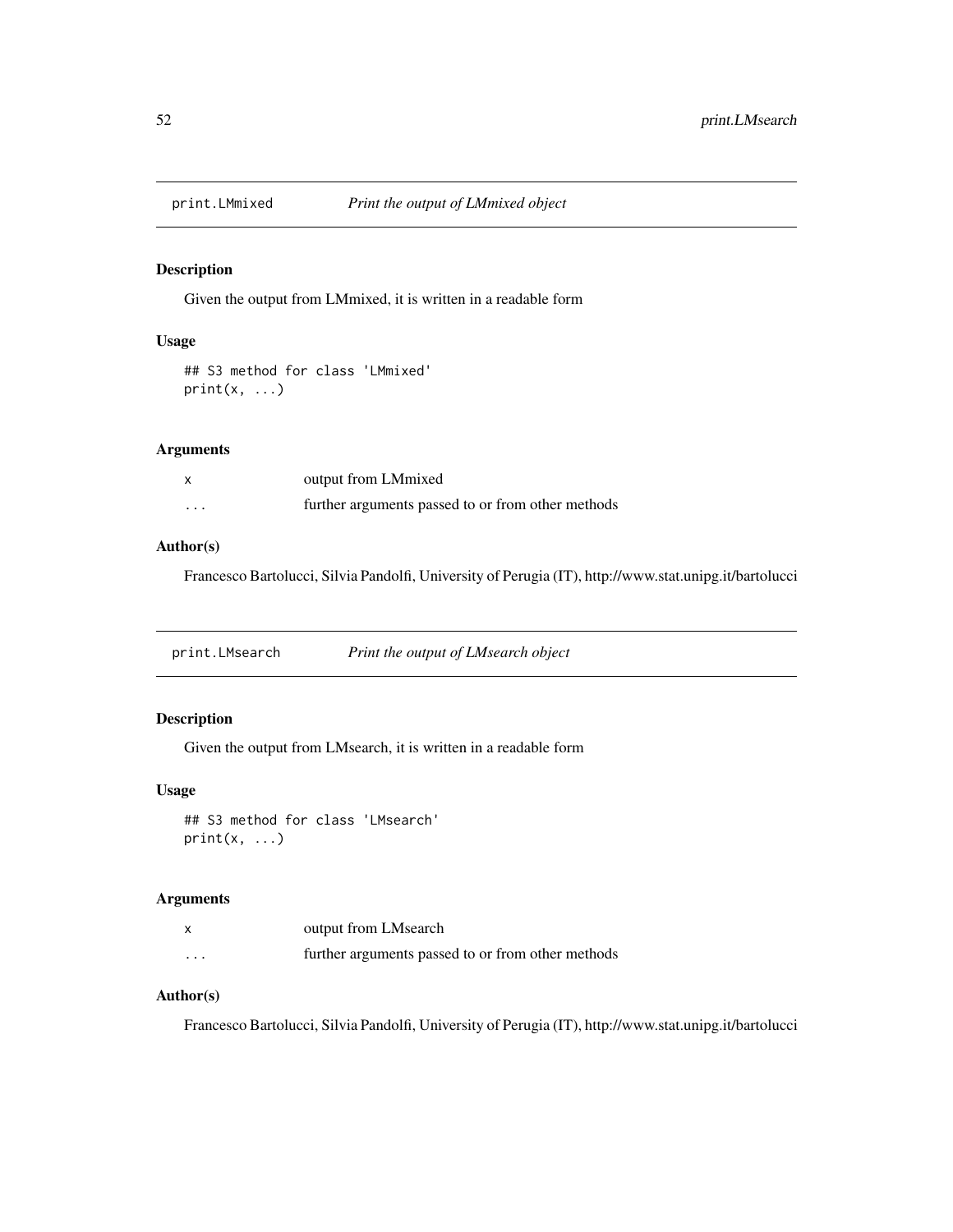## print.LMmixed *Print the output of LMmixed object*

### Description

Given the output from LMmixed, it is written in a readable form

### Usage

```
## S3 method for class 'LMmixed'
print(x, ...)
```

### Arguments

| | |
|---|---|
| x | output from LMmixed |
| ... | further arguments passed to or from other methods |

### Author(s)

Francesco Bartolucci, Silvia Pandolfi, University of Perugia (IT), http://www.stat.unipg.it/bartolucci

## print.LMsearch *Print the output of LMsearch object*

### Description

Given the output from LMsearch, it is written in a readable form

### Usage

```
## S3 method for class 'LMsearch'
print(x, ...)
```

### Arguments

| | |
|---|---|
| x | output from LMsearch |
| ... | further arguments passed to or from other methods |

### Author(s)

Francesco Bartolucci, Silvia Pandolfi, University of Perugia (IT), http://www.stat.unipg.it/bartolucci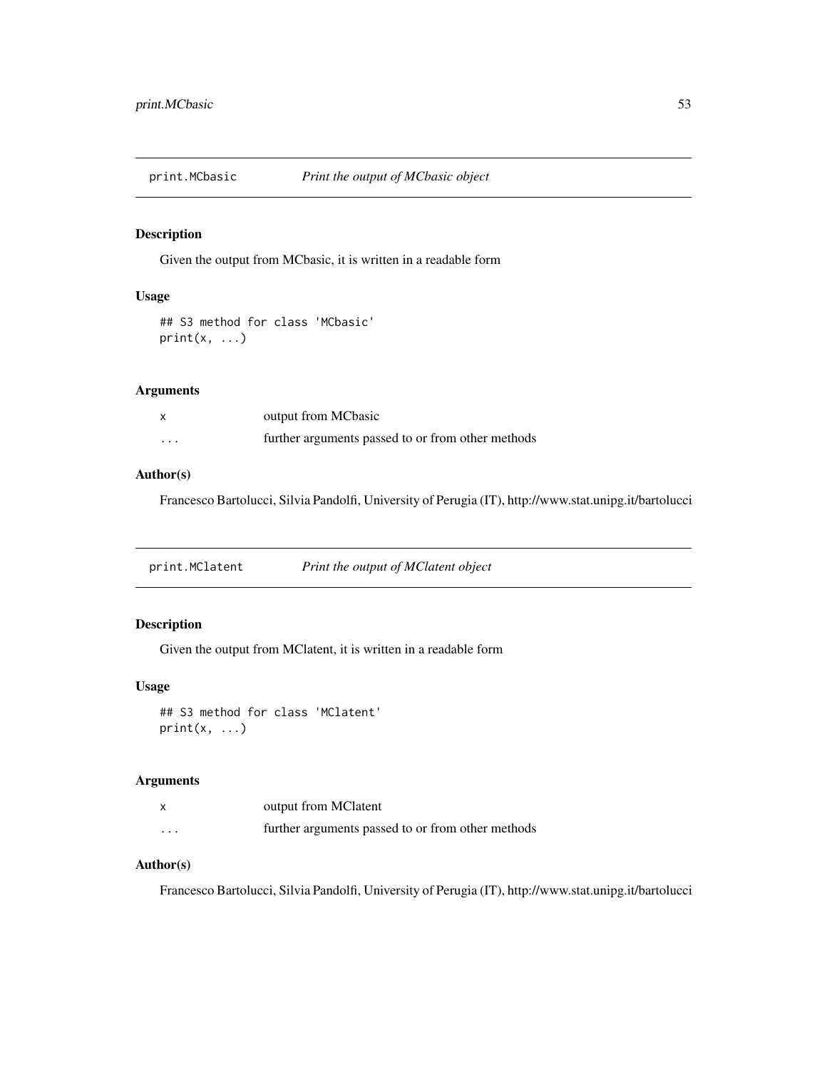## print.MCbasic — *Print the output of MCbasic object*

### Description

Given the output from MCbasic, it is written in a readable form

### Usage

```
## S3 method for class 'MCbasic'
print(x, ...)
```

### Arguments

| | |
|---|---|
| x | output from MCbasic |
| ... | further arguments passed to or from other methods |

### Author(s)

Francesco Bartolucci, Silvia Pandolfi, University of Perugia (IT), http://www.stat.unipg.it/bartolucci

## print.MClatent — *Print the output of MClatent object*

### Description

Given the output from MClatent, it is written in a readable form

### Usage

```
## S3 method for class 'MClatent'
print(x, ...)
```

### Arguments

| | |
|---|---|
| x | output from MClatent |
| ... | further arguments passed to or from other methods |

### Author(s)

Francesco Bartolucci, Silvia Pandolfi, University of Perugia (IT), http://www.stat.unipg.it/bartolucci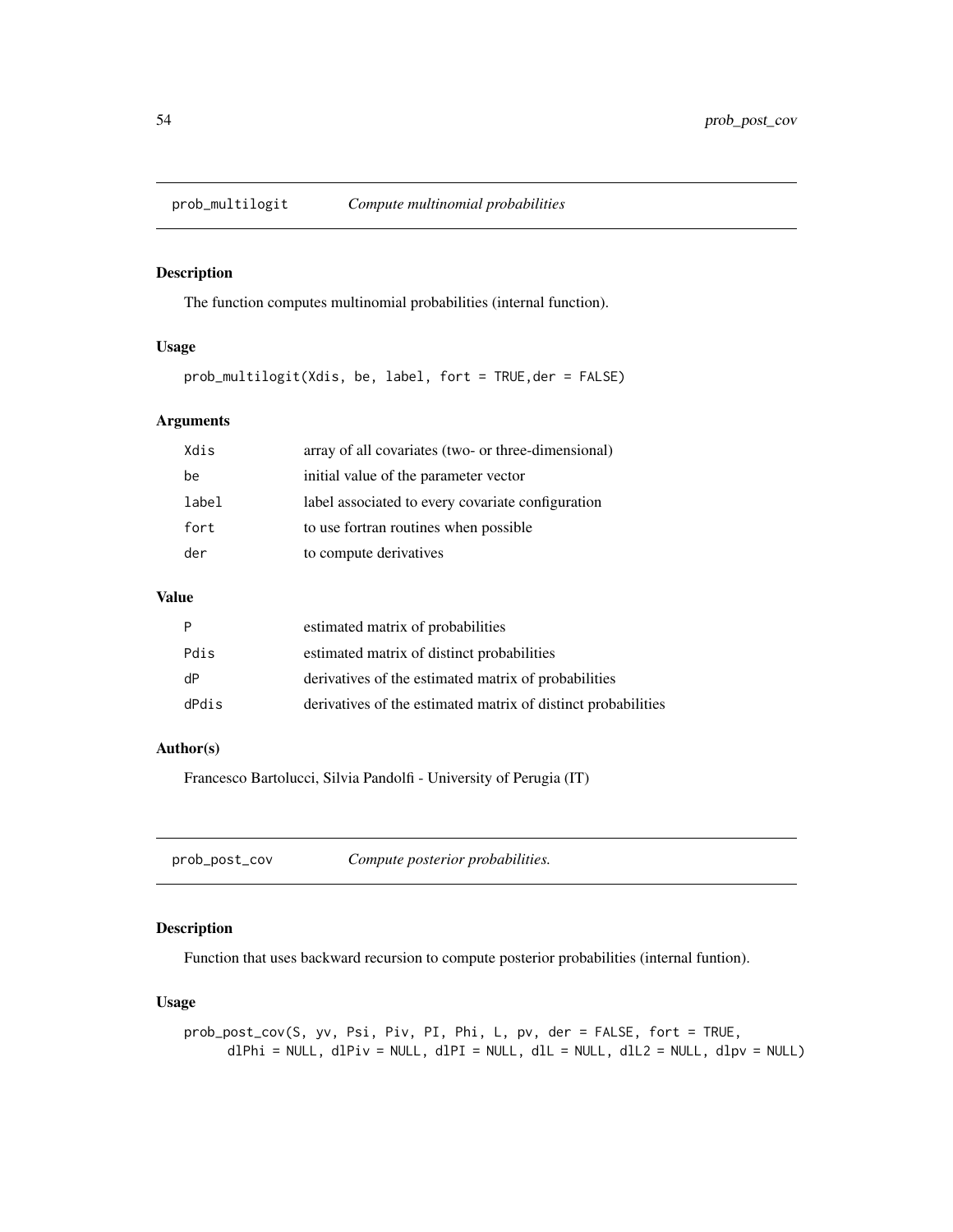## prob_multilogit — *Compute multinomial probabilities*

### Description

The function computes multinomial probabilities (internal function).

### Usage

```
prob_multilogit(Xdis, be, label, fort = TRUE,der = FALSE)
```

### Arguments

| | |
|---|---|
| Xdis | array of all covariates (two- or three-dimensional) |
| be | initial value of the parameter vector |
| label | label associated to every covariate configuration |
| fort | to use fortran routines when possible |
| der | to compute derivatives |

### Value

| | |
|---|---|
| P | estimated matrix of probabilities |
| Pdis | estimated matrix of distinct probabilities |
| dP | derivatives of the estimated matrix of probabilities |
| dPdis | derivatives of the estimated matrix of distinct probabilities |

### Author(s)

Francesco Bartolucci, Silvia Pandolfi - University of Perugia (IT)

## prob_post_cov — *Compute posterior probabilities.*

### Description

Function that uses backward recursion to compute posterior probabilities (internal funtion).

### Usage

```
prob_post_cov(S, yv, Psi, Piv, PI, Phi, L, pv, der = FALSE, fort = TRUE,
      dlPhi = NULL, dlPiv = NULL, dlPI = NULL, dlL = NULL, dlL2 = NULL, dlpv = NULL)
```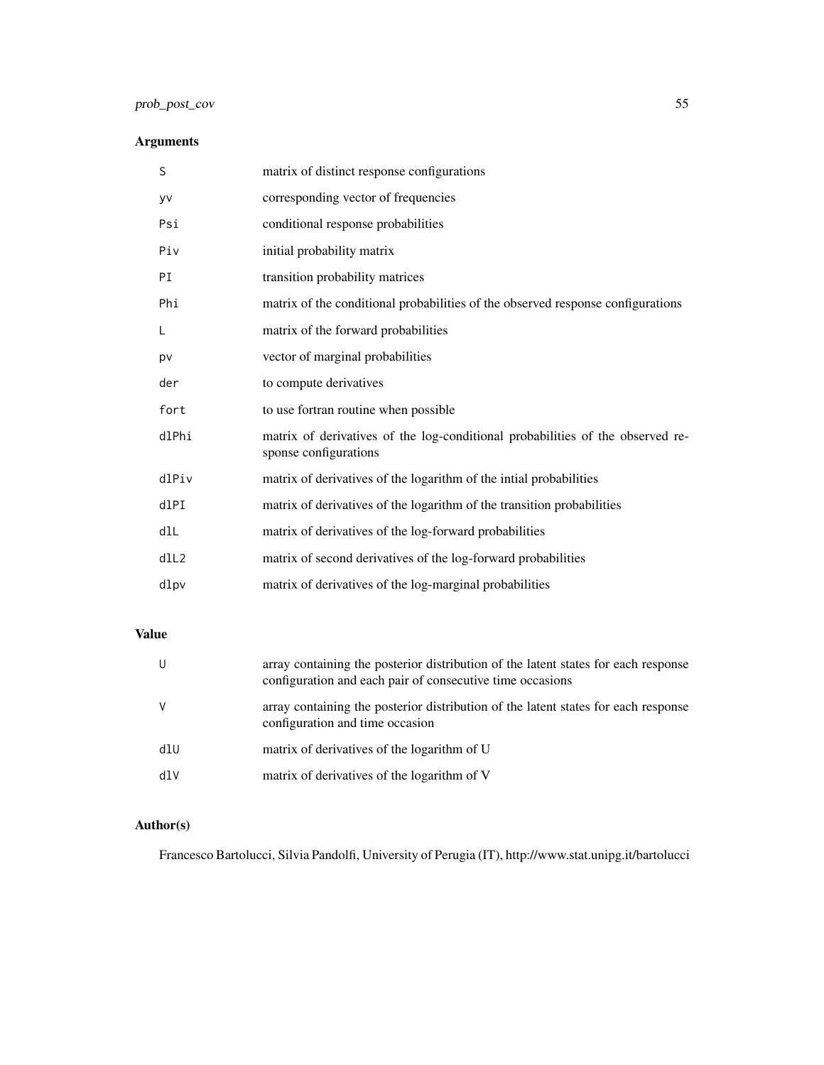## Arguments

| | |
|---|---|
| S | matrix of distinct response configurations |
| yv | corresponding vector of frequencies |
| Psi | conditional response probabilities |
| Piv | initial probability matrix |
| PI | transition probability matrices |
| Phi | matrix of the conditional probabilities of the observed response configurations |
| L | matrix of the forward probabilities |
| pv | vector of marginal probabilities |
| der | to compute derivatives |
| fort | to use fortran routine when possible |
| dlPhi | matrix of derivatives of the log-conditional probabilities of the observed response configurations |
| dlPiv | matrix of derivatives of the logarithm of the intial probabilities |
| dlPI | matrix of derivatives of the logarithm of the transition probabilities |
| dlL | matrix of derivatives of the log-forward probabilities |
| dlL2 | matrix of second derivatives of the log-forward probabilities |
| dlpv | matrix of derivatives of the log-marginal probabilities |

## Value

| | |
|---|---|
| U | array containing the posterior distribution of the latent states for each response configuration and each pair of consecutive time occasions |
| V | array containing the posterior distribution of the latent states for each response configuration and time occasion |
| dlU | matrix of derivatives of the logarithm of U |
| dlV | matrix of derivatives of the logarithm of V |

## Author(s)

Francesco Bartolucci, Silvia Pandolfi, University of Perugia (IT), http://www.stat.unipg.it/bartolucci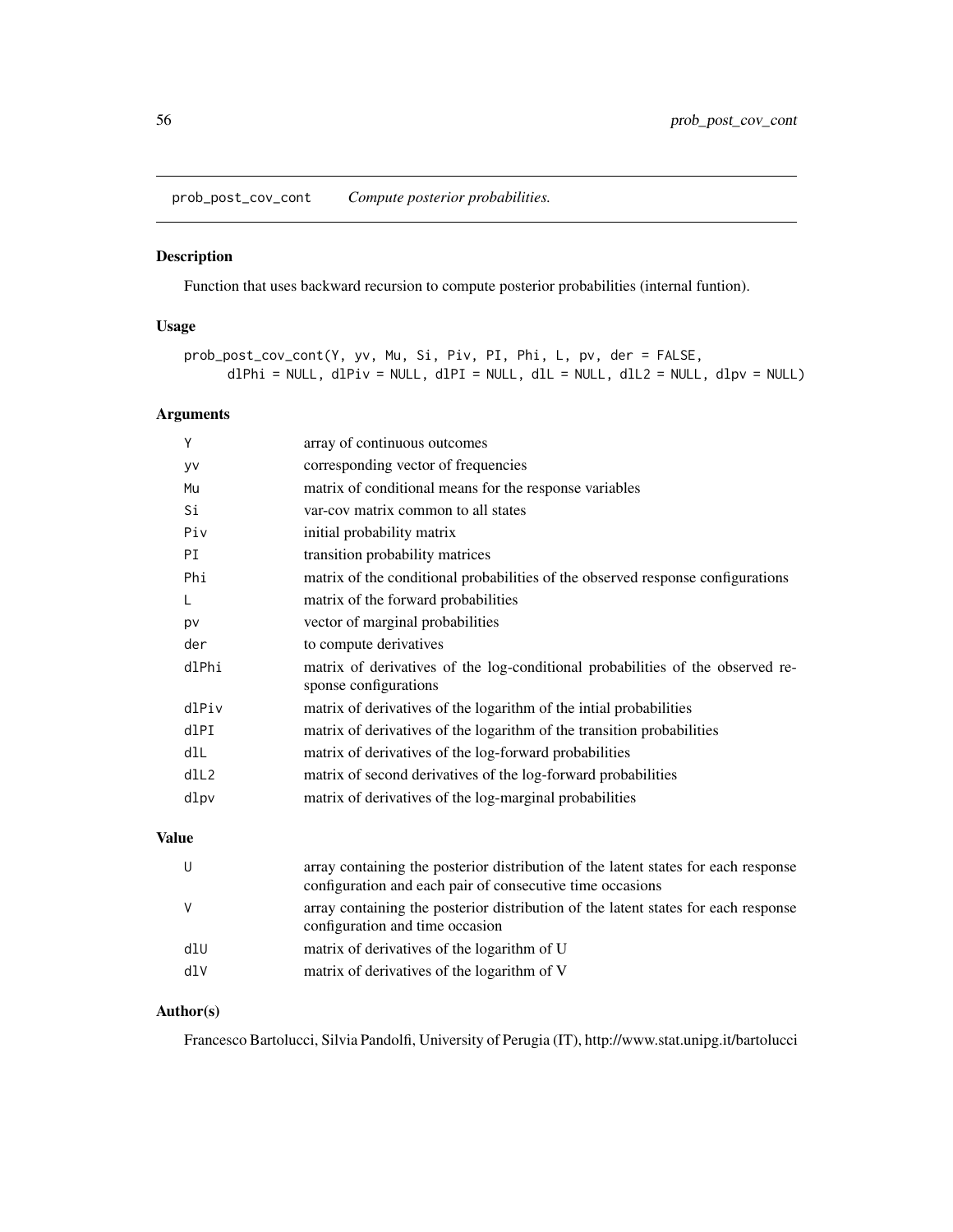prob_post_cov_cont    *Compute posterior probabilities.*

## Description

Function that uses backward recursion to compute posterior probabilities (internal funtion).

## Usage

```
prob_post_cov_cont(Y, yv, Mu, Si, Piv, PI, Phi, L, pv, der = FALSE,
      dlPhi = NULL, dlPiv = NULL, dlPI = NULL, dlL = NULL, dlL2 = NULL, dlpv = NULL)
```

## Arguments

| | |
|---|---|
| Y | array of continuous outcomes |
| yv | corresponding vector of frequencies |
| Mu | matrix of conditional means for the response variables |
| Si | var-cov matrix common to all states |
| Piv | initial probability matrix |
| PI | transition probability matrices |
| Phi | matrix of the conditional probabilities of the observed response configurations |
| L | matrix of the forward probabilities |
| pv | vector of marginal probabilities |
| der | to compute derivatives |
| dlPhi | matrix of derivatives of the log-conditional probabilities of the observed response configurations |
| dlPiv | matrix of derivatives of the logarithm of the intial probabilities |
| dlPI | matrix of derivatives of the logarithm of the transition probabilities |
| dlL | matrix of derivatives of the log-forward probabilities |
| dlL2 | matrix of second derivatives of the log-forward probabilities |
| dlpv | matrix of derivatives of the log-marginal probabilities |

## Value

| | |
|---|---|
| U | array containing the posterior distribution of the latent states for each response configuration and each pair of consecutive time occasions |
| V | array containing the posterior distribution of the latent states for each response configuration and time occasion |
| dlU | matrix of derivatives of the logarithm of U |
| dlV | matrix of derivatives of the logarithm of V |

## Author(s)

Francesco Bartolucci, Silvia Pandolfi, University of Perugia (IT), http://www.stat.unipg.it/bartolucci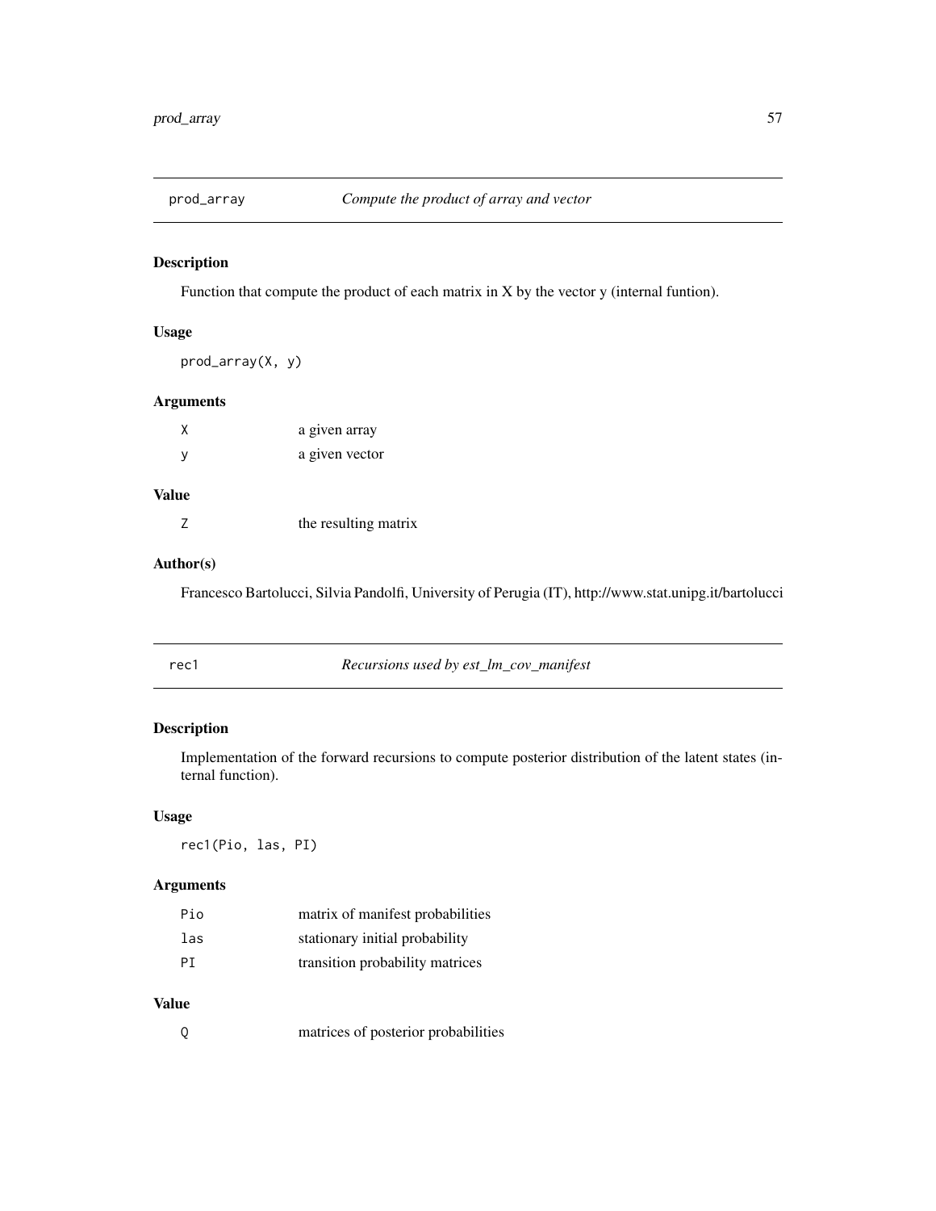## prod_array — *Compute the product of array and vector*

### Description

Function that compute the product of each matrix in X by the vector y (internal funtion).

### Usage

```
prod_array(X, y)
```

### Arguments

| | |
|---|---|
| X | a given array |
| y | a given vector |

### Value

| | |
|---|---|
| Z | the resulting matrix |

### Author(s)

Francesco Bartolucci, Silvia Pandolfi, University of Perugia (IT), http://www.stat.unipg.it/bartolucci

## rec1 — *Recursions used by est_lm_cov_manifest*

### Description

Implementation of the forward recursions to compute posterior distribution of the latent states (internal function).

### Usage

```
rec1(Pio, las, PI)
```

### Arguments

| | |
|---|---|
| Pio | matrix of manifest probabilities |
| las | stationary initial probability |
| PI | transition probability matrices |

### Value

| | |
|---|---|
| Q | matrices of posterior probabilities |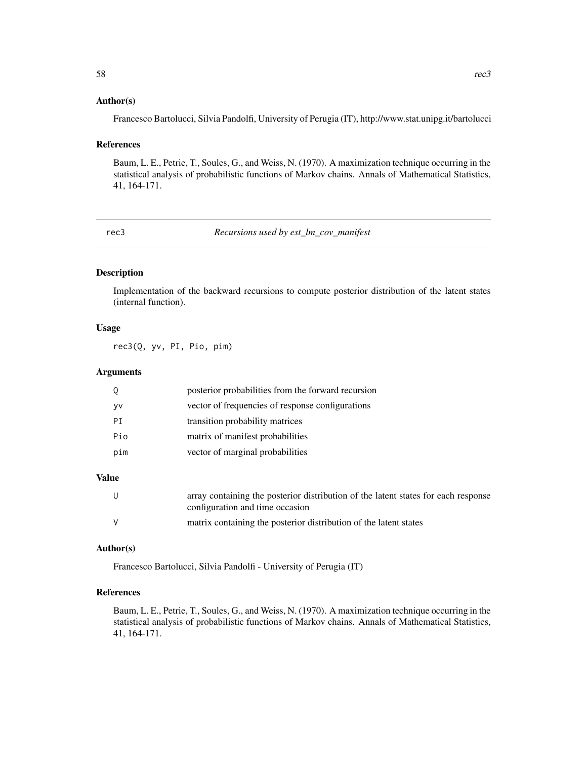### Author(s)

Francesco Bartolucci, Silvia Pandolfi, University of Perugia (IT), http://www.stat.unipg.it/bartolucci

### References

Baum, L. E., Petrie, T., Soules, G., and Weiss, N. (1970). A maximization technique occurring in the statistical analysis of probabilistic functions of Markov chains. Annals of Mathematical Statistics, 41, 164-171.

---

## rec3 — *Recursions used by est_lm_cov_manifest*

### Description

Implementation of the backward recursions to compute posterior distribution of the latent states (internal function).

### Usage

```
rec3(Q, yv, PI, Pio, pim)
```

### Arguments

| | |
|---|---|
| `Q` | posterior probabilities from the forward recursion |
| `yv` | vector of frequencies of response configurations |
| `PI` | transition probability matrices |
| `Pio` | matrix of manifest probabilities |
| `pim` | vector of marginal probabilities |

### Value

| | |
|---|---|
| `U` | array containing the posterior distribution of the latent states for each response configuration and time occasion |
| `V` | matrix containing the posterior distribution of the latent states |

### Author(s)

Francesco Bartolucci, Silvia Pandolfi - University of Perugia (IT)

### References

Baum, L. E., Petrie, T., Soules, G., and Weiss, N. (1970). A maximization technique occurring in the statistical analysis of probabilistic functions of Markov chains. Annals of Mathematical Statistics, 41, 164-171.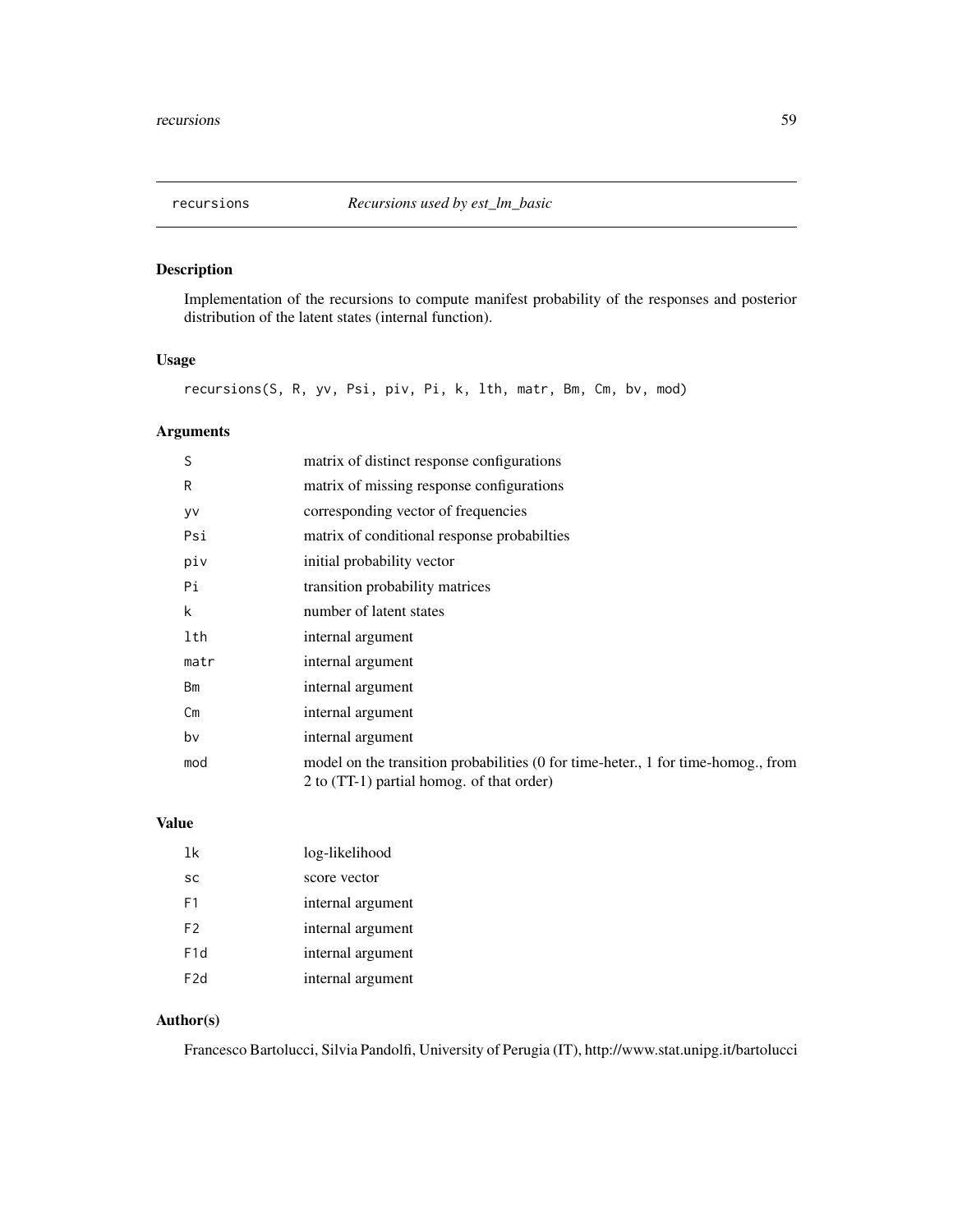## recursions *Recursions used by est_lm_basic*

### Description

Implementation of the recursions to compute manifest probability of the responses and posterior distribution of the latent states (internal function).

### Usage

```
recursions(S, R, yv, Psi, piv, Pi, k, lth, matr, Bm, Cm, bv, mod)
```

### Arguments

| | |
|---|---|
| S | matrix of distinct response configurations |
| R | matrix of missing response configurations |
| yv | corresponding vector of frequencies |
| Psi | matrix of conditional response probabilties |
| piv | initial probability vector |
| Pi | transition probability matrices |
| k | number of latent states |
| lth | internal argument |
| matr | internal argument |
| Bm | internal argument |
| Cm | internal argument |
| bv | internal argument |
| mod | model on the transition probabilities (0 for time-heter., 1 for time-homog., from 2 to (TT-1) partial homog. of that order) |

### Value

| | |
|---|---|
| lk | log-likelihood |
| sc | score vector |
| F1 | internal argument |
| F2 | internal argument |
| F1d | internal argument |
| F2d | internal argument |

### Author(s)

Francesco Bartolucci, Silvia Pandolfi, University of Perugia (IT), http://www.stat.unipg.it/bartolucci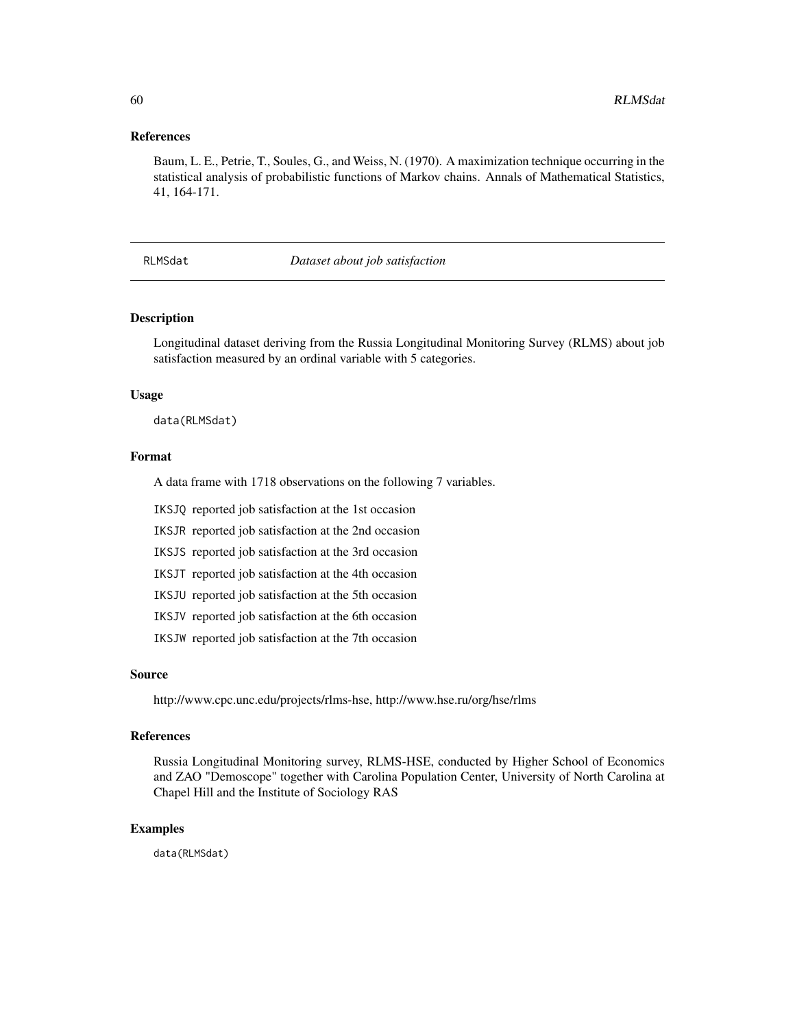## References

Baum, L. E., Petrie, T., Soules, G., and Weiss, N. (1970). A maximization technique occurring in the statistical analysis of probabilistic functions of Markov chains. Annals of Mathematical Statistics, 41, 164-171.

---

# RLMSdat — *Dataset about job satisfaction*

---

### Description

Longitudinal dataset deriving from the Russia Longitudinal Monitoring Survey (RLMS) about job satisfaction measured by an ordinal variable with 5 categories.

### Usage

```
data(RLMSdat)
```

### Format

A data frame with 1718 observations on the following 7 variables.

- `IKSJQ` reported job satisfaction at the 1st occasion
- `IKSJR` reported job satisfaction at the 2nd occasion
- `IKSJS` reported job satisfaction at the 3rd occasion
- `IKSJT` reported job satisfaction at the 4th occasion
- `IKSJU` reported job satisfaction at the 5th occasion
- `IKSJV` reported job satisfaction at the 6th occasion
- `IKSJW` reported job satisfaction at the 7th occasion

### Source

http://www.cpc.unc.edu/projects/rlms-hse, http://www.hse.ru/org/hse/rlms

### References

Russia Longitudinal Monitoring survey, RLMS-HSE, conducted by Higher School of Economics and ZAO "Demoscope" together with Carolina Population Center, University of North Carolina at Chapel Hill and the Institute of Sociology RAS

### Examples

```
data(RLMSdat)
```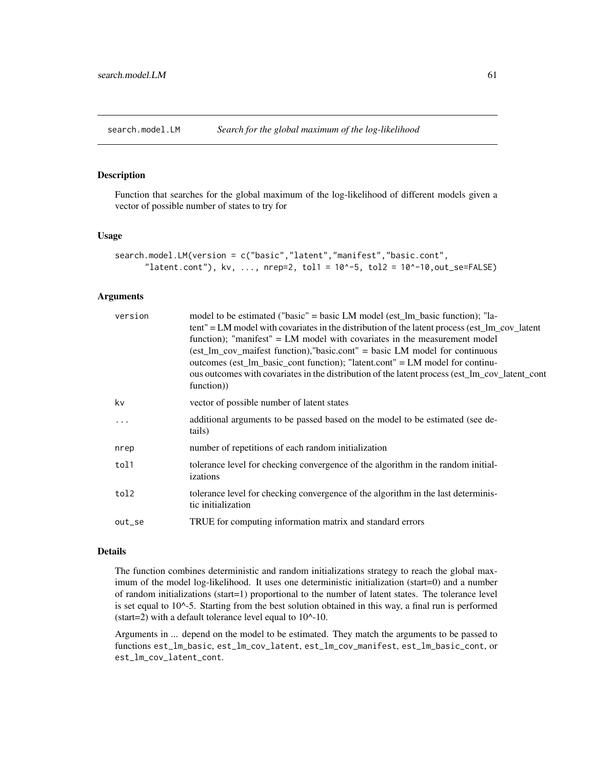## search.model.LM — *Search for the global maximum of the log-likelihood*

### Description

Function that searches for the global maximum of the log-likelihood of different models given a vector of possible number of states to try for

### Usage

```
search.model.LM(version = c("basic","latent","manifest","basic.cont",
      "latent.cont"), kv, ..., nrep=2, tol1 = 10^-5, tol2 = 10^-10,out_se=FALSE)
```

### Arguments

| | |
|---|---|
| version | model to be estimated ("basic" = basic LM model (est_lm_basic function); "latent" = LM model with covariates in the distribution of the latent process (est_lm_cov_latent function); "manifest" = LM model with covariates in the measurement model (est_lm_cov_maifest function),"basic.cont" = basic LM model for continuous outcomes (est_lm_basic_cont function); "latent.cont" = LM model for continuous outcomes with covariates in the distribution of the latent process (est_lm_cov_latent_cont function)) |
| kv | vector of possible number of latent states |
| ... | additional arguments to be passed based on the model to be estimated (see details) |
| nrep | number of repetitions of each random initialization |
| tol1 | tolerance level for checking convergence of the algorithm in the random initializations |
| tol2 | tolerance level for checking convergence of the algorithm in the last deterministic initialization |
| out_se | TRUE for computing information matrix and standard errors |

### Details

The function combines deterministic and random initializations strategy to reach the global maximum of the model log-likelihood. It uses one deterministic initialization (start=0) and a number of random initializations (start=1) proportional to the number of latent states. The tolerance level is set equal to 10^-5. Starting from the best solution obtained in this way, a final run is performed (start=2) with a default tolerance level equal to 10^-10.

Arguments in ... depend on the model to be estimated. They match the arguments to be passed to functions `est_lm_basic`, `est_lm_cov_latent`, `est_lm_cov_manifest`, `est_lm_basic_cont`, or `est_lm_cov_latent_cont`.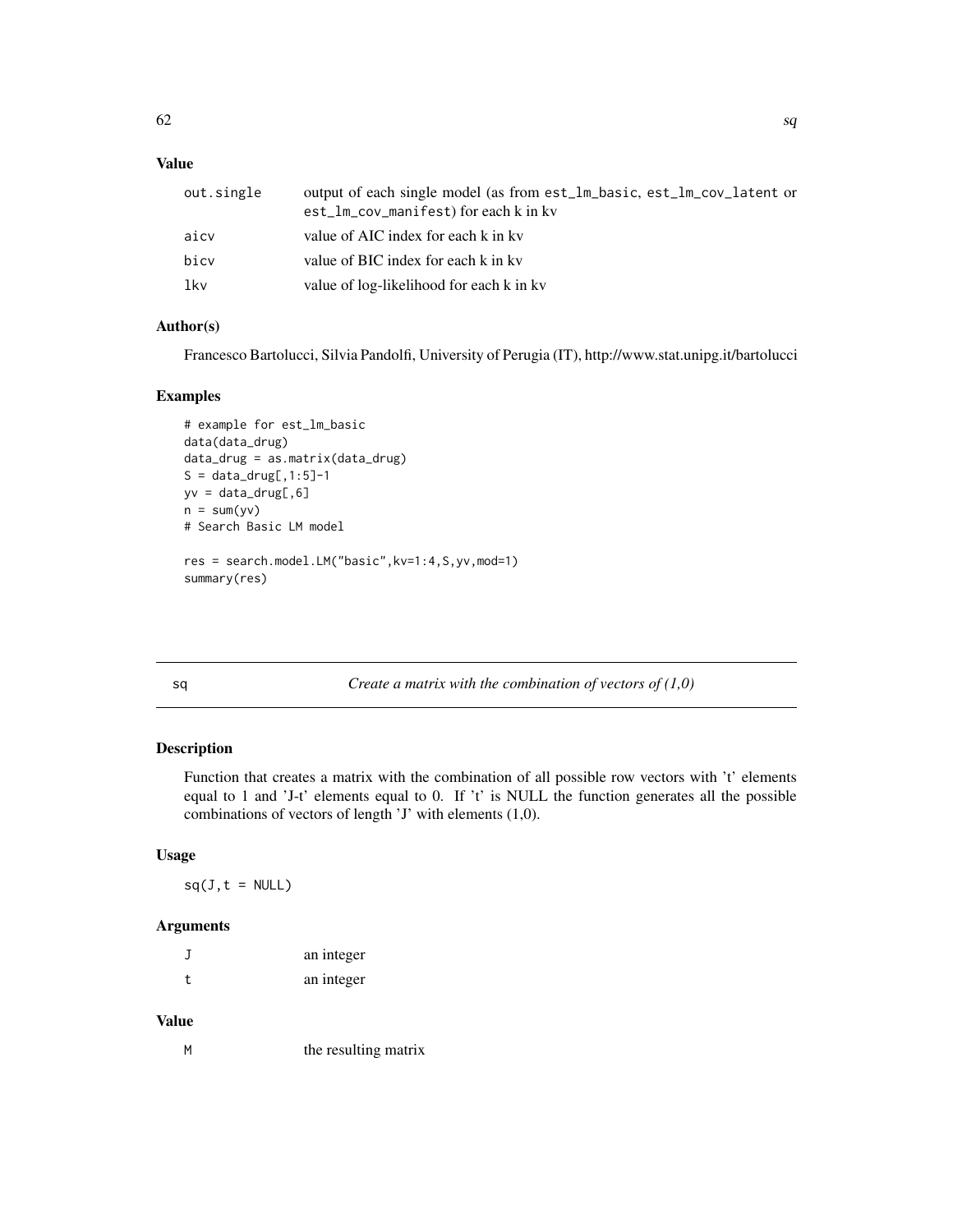### Value

| | |
|---|---|
| out.single | output of each single model (as from est_lm_basic, est_lm_cov_latent or est_lm_cov_manifest) for each k in kv |
| aicv | value of AIC index for each k in kv |
| bicv | value of BIC index for each k in kv |
| lkv | value of log-likelihood for each k in kv |

### Author(s)

Francesco Bartolucci, Silvia Pandolfi, University of Perugia (IT), http://www.stat.unipg.it/bartolucci

### Examples

```
# example for est_lm_basic
data(data_drug)
data_drug = as.matrix(data_drug)
S = data_drug[,1:5]-1
yv = data_drug[,6]
n = sum(yv)
# Search Basic LM model

res = search.model.LM("basic",kv=1:4,S,yv,mod=1)
summary(res)
```

---

## sq — *Create a matrix with the combination of vectors of (1,0)*

### Description

Function that creates a matrix with the combination of all possible row vectors with 't' elements equal to 1 and 'J-t' elements equal to 0. If 't' is NULL the function generates all the possible combinations of vectors of length 'J' with elements (1,0).

### Usage

```
sq(J,t = NULL)
```

### Arguments

| | |
|---|---|
| J | an integer |
| t | an integer |

### Value

| | |
|---|---|
| M | the resulting matrix |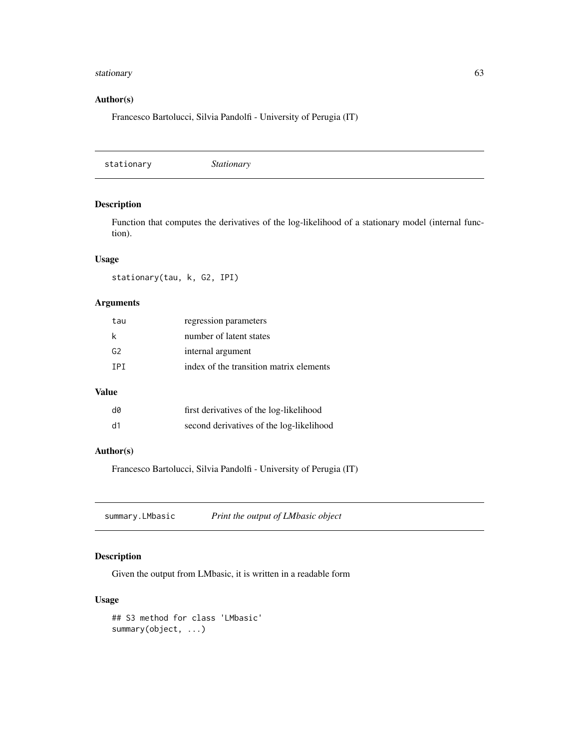### Author(s)

Francesco Bartolucci, Silvia Pandolfi - University of Perugia (IT)

---

## stationary — *Stationary*

### Description

Function that computes the derivatives of the log-likelihood of a stationary model (internal function).

### Usage

```
stationary(tau, k, G2, IPI)
```

### Arguments

| | |
|---|---|
| tau | regression parameters |
| k | number of latent states |
| G2 | internal argument |
| IPI | index of the transition matrix elements |

### Value

| | |
|---|---|
| d0 | first derivatives of the log-likelihood |
| d1 | second derivatives of the log-likelihood |

### Author(s)

Francesco Bartolucci, Silvia Pandolfi - University of Perugia (IT)

---

## summary.LMbasic — *Print the output of LMbasic object*

### Description

Given the output from LMbasic, it is written in a readable form

### Usage

```
## S3 method for class 'LMbasic'
summary(object, ...)
```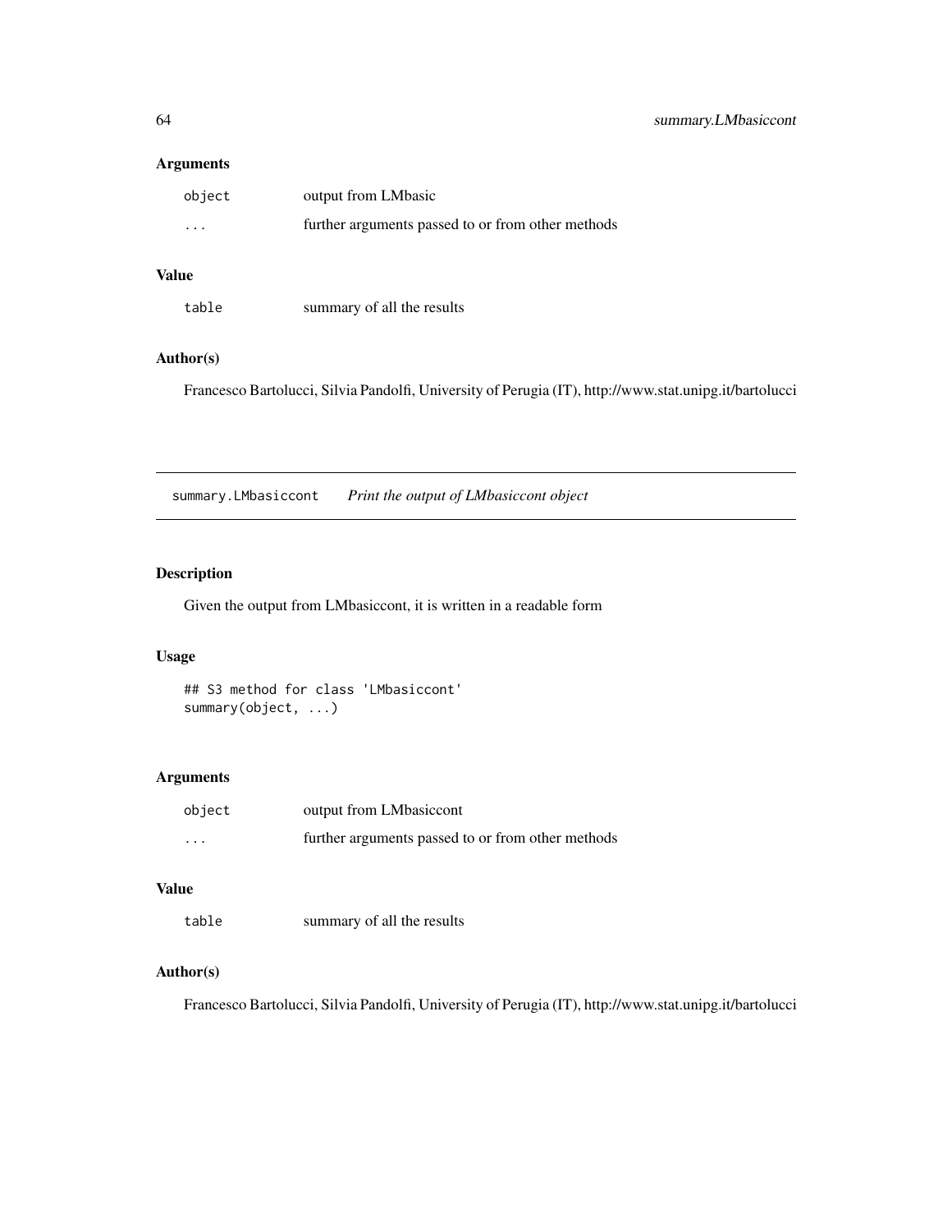### Arguments

| | |
|---|---|
| object | output from LMbasic |
| ... | further arguments passed to or from other methods |

### Value

| | |
|---|---|
| table | summary of all the results |

### Author(s)

Francesco Bartolucci, Silvia Pandolfi, University of Perugia (IT), http://www.stat.unipg.it/bartolucci

---

## summary.LMbasiccont    *Print the output of LMbasiccont object*

---

### Description

Given the output from LMbasiccont, it is written in a readable form

### Usage

```
## S3 method for class 'LMbasiccont'
summary(object, ...)
```

### Arguments

| | |
|---|---|
| object | output from LMbasiccont |
| ... | further arguments passed to or from other methods |

### Value

| | |
|---|---|
| table | summary of all the results |

### Author(s)

Francesco Bartolucci, Silvia Pandolfi, University of Perugia (IT), http://www.stat.unipg.it/bartolucci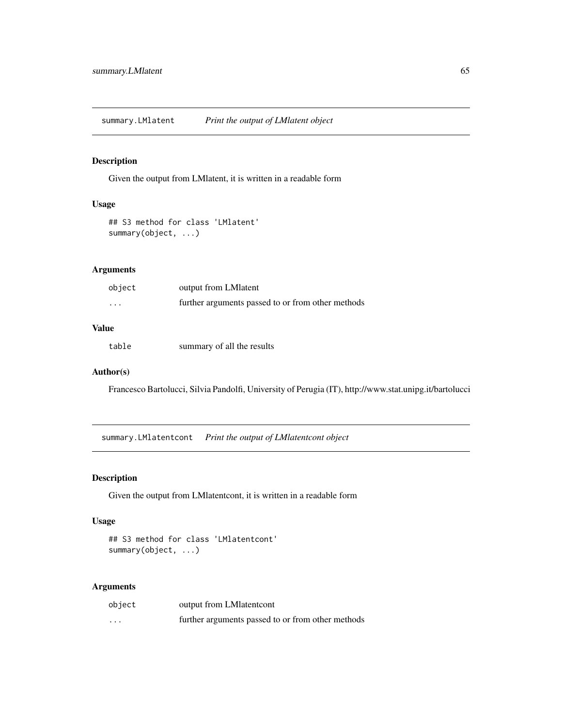## summary.LMlatent *Print the output of LMlatent object*

### Description

Given the output from LMlatent, it is written in a readable form

### Usage

```
## S3 method for class 'LMlatent'
summary(object, ...)
```

### Arguments

| | |
|---|---|
| `object` | output from LMlatent |
| `...` | further arguments passed to or from other methods |

### Value

| | |
|---|---|
| `table` | summary of all the results |

### Author(s)

Francesco Bartolucci, Silvia Pandolfi, University of Perugia (IT), http://www.stat.unipg.it/bartolucci

## summary.LMlatentcont *Print the output of LMlatentcont object*

### Description

Given the output from LMlatentcont, it is written in a readable form

### Usage

```
## S3 method for class 'LMlatentcont'
summary(object, ...)
```

### Arguments

| | |
|---|---|
| `object` | output from LMlatentcont |
| `...` | further arguments passed to or from other methods |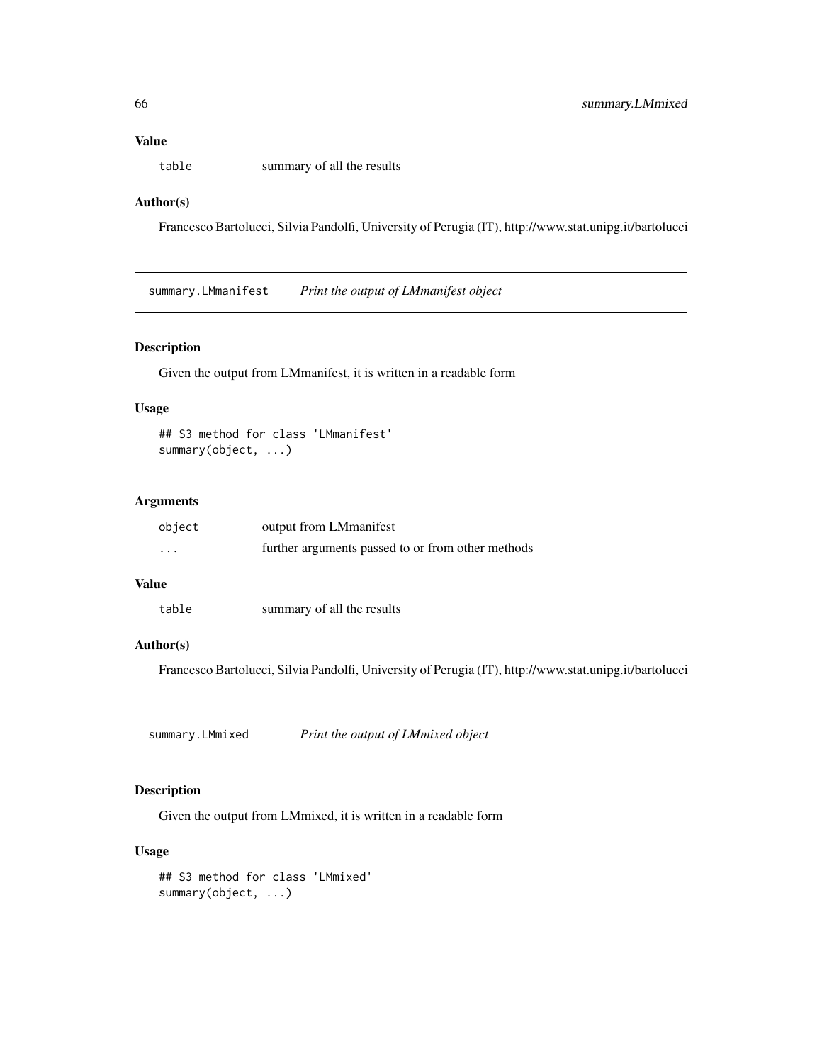### Value

`table` summary of all the results

### Author(s)

Francesco Bartolucci, Silvia Pandolfi, University of Perugia (IT), http://www.stat.unipg.it/bartolucci

---

## summary.LMmanifest — *Print the output of LMmanifest object*

### Description

Given the output from LMmanifest, it is written in a readable form

### Usage

```
## S3 method for class 'LMmanifest'
summary(object, ...)
```

### Arguments

| | |
|---|---|
| `object` | output from LMmanifest |
| `...` | further arguments passed to or from other methods |

### Value

`table` summary of all the results

### Author(s)

Francesco Bartolucci, Silvia Pandolfi, University of Perugia (IT), http://www.stat.unipg.it/bartolucci

---

## summary.LMmixed — *Print the output of LMmixed object*

### Description

Given the output from LMmixed, it is written in a readable form

### Usage

```
## S3 method for class 'LMmixed'
summary(object, ...)
```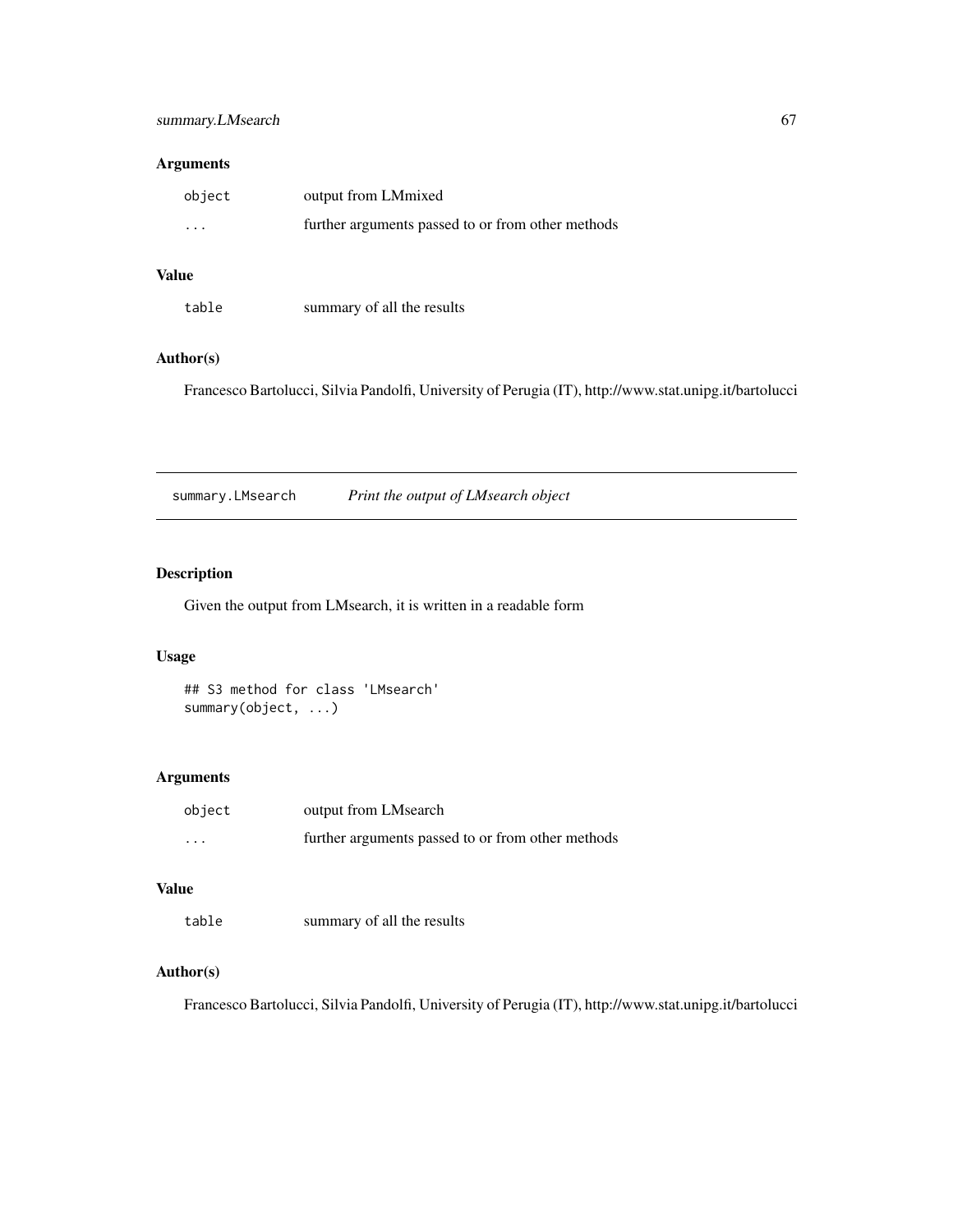## Arguments

| | |
|---|---|
| object | output from LMmixed |
| ... | further arguments passed to or from other methods |

## Value

| | |
|---|---|
| table | summary of all the results |

## Author(s)

Francesco Bartolucci, Silvia Pandolfi, University of Perugia (IT), http://www.stat.unipg.it/bartolucci

---

# summary.LMsearch *Print the output of LMsearch object*

## Description

Given the output from LMsearch, it is written in a readable form

## Usage

```
## S3 method for class 'LMsearch'
summary(object, ...)
```

## Arguments

| | |
|---|---|
| object | output from LMsearch |
| ... | further arguments passed to or from other methods |

## Value

| | |
|---|---|
| table | summary of all the results |

## Author(s)

Francesco Bartolucci, Silvia Pandolfi, University of Perugia (IT), http://www.stat.unipg.it/bartolucci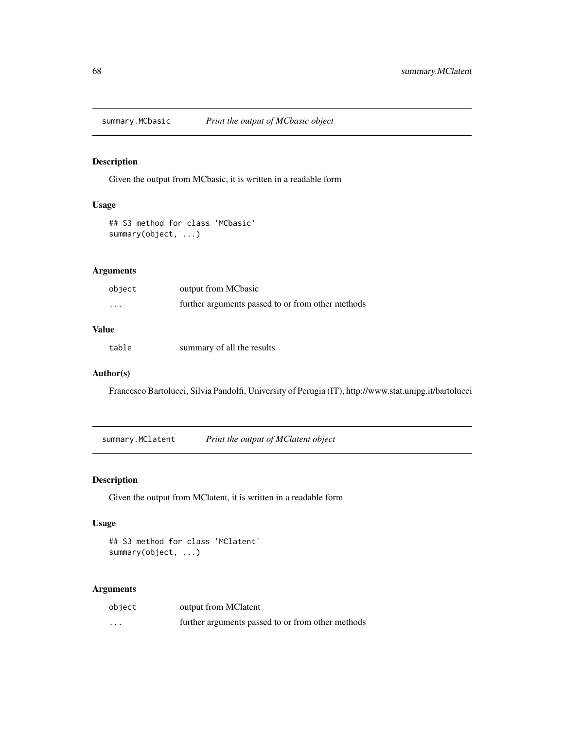## summary.MCbasic *Print the output of MCbasic object*

### Description

Given the output from MCbasic, it is written in a readable form

### Usage

```
## S3 method for class 'MCbasic'
summary(object, ...)
```

### Arguments

| | |
|---|---|
| object | output from MCbasic |
| ... | further arguments passed to or from other methods |

### Value

| | |
|---|---|
| table | summary of all the results |

### Author(s)

Francesco Bartolucci, Silvia Pandolfi, University of Perugia (IT), http://www.stat.unipg.it/bartolucci

## summary.MClatent *Print the output of MClatent object*

### Description

Given the output from MClatent, it is written in a readable form

### Usage

```
## S3 method for class 'MClatent'
summary(object, ...)
```

### Arguments

| | |
|---|---|
| object | output from MClatent |
| ... | further arguments passed to or from other methods |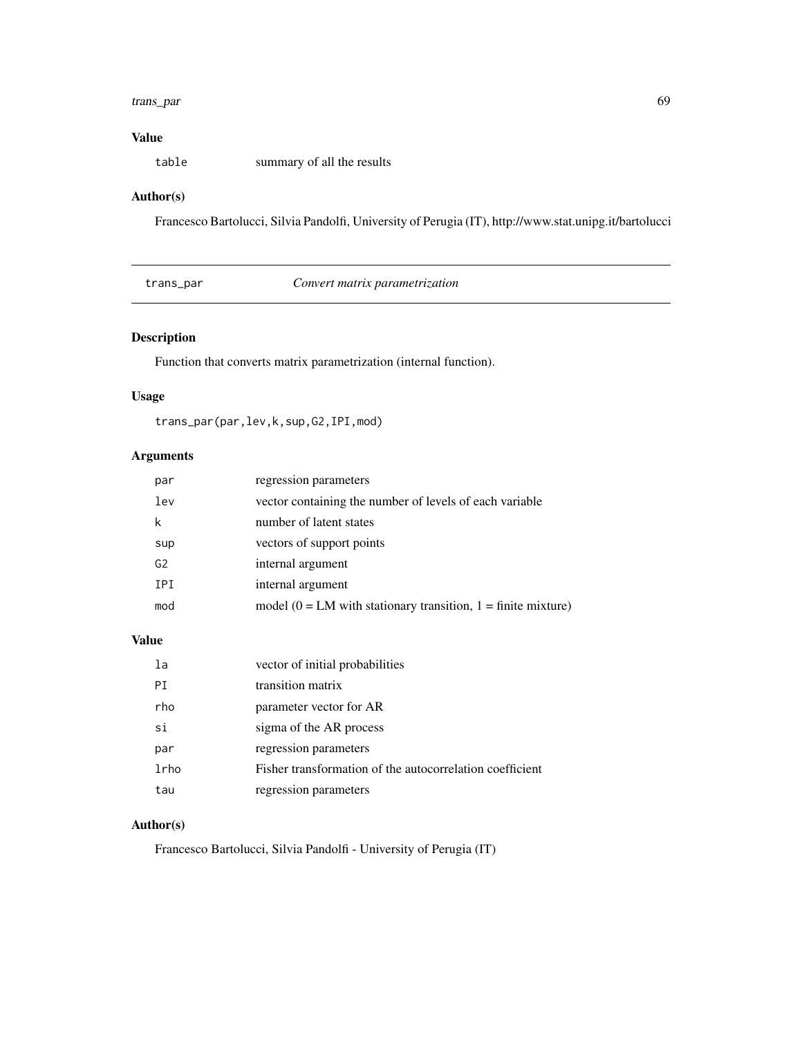## Value

| | |
|---|---|
| `table` | summary of all the results |

## Author(s)

Francesco Bartolucci, Silvia Pandolfi, University of Perugia (IT), http://www.stat.unipg.it/bartolucci

---

# trans_par — *Convert matrix parametrization*

## Description

Function that converts matrix parametrization (internal function).

## Usage

```
trans_par(par,lev,k,sup,G2,IPI,mod)
```

## Arguments

| | |
|---|---|
| `par` | regression parameters |
| `lev` | vector containing the number of levels of each variable |
| `k` | number of latent states |
| `sup` | vectors of support points |
| `G2` | internal argument |
| `IPI` | internal argument |
| `mod` | model (0 = LM with stationary transition, 1 = finite mixture) |

## Value

| | |
|---|---|
| `la` | vector of initial probabilities |
| `PI` | transition matrix |
| `rho` | parameter vector for AR |
| `si` | sigma of the AR process |
| `par` | regression parameters |
| `lrho` | Fisher transformation of the autocorrelation coefficient |
| `tau` | regression parameters |

## Author(s)

Francesco Bartolucci, Silvia Pandolfi - University of Perugia (IT)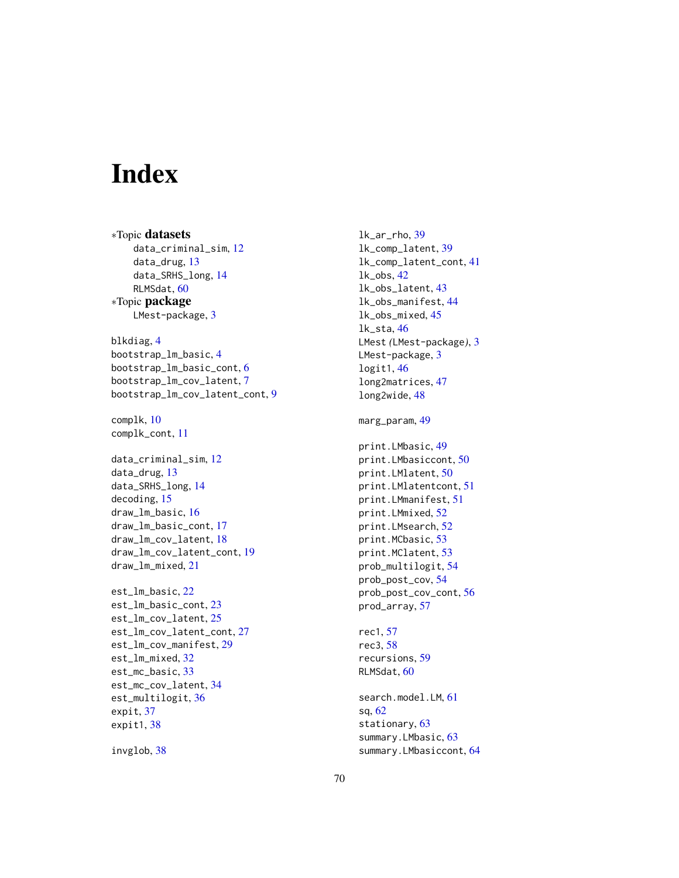# Index

∗Topic **datasets**

data_criminal_sim, 12
data_drug, 13
data_SRHS_long, 14
RLMSdat, 60

∗Topic **package**

LMest-package, 3

blkdiag, 4
bootstrap_lm_basic, 4
bootstrap_lm_basic_cont, 6
bootstrap_lm_cov_latent, 7
bootstrap_lm_cov_latent_cont, 9

complk, 10
complk_cont, 11

data_criminal_sim, 12
data_drug, 13
data_SRHS_long, 14
decoding, 15
draw_lm_basic, 16
draw_lm_basic_cont, 17
draw_lm_cov_latent, 18
draw_lm_cov_latent_cont, 19
draw_lm_mixed, 21

est_lm_basic, 22
est_lm_basic_cont, 23
est_lm_cov_latent, 25
est_lm_cov_latent_cont, 27
est_lm_cov_manifest, 29
est_lm_mixed, 32
est_mc_basic, 33
est_mc_cov_latent, 34
est_multilogit, 36
expit, 37
expit1, 38

invglob, 38

lk_ar_rho, 39
lk_comp_latent, 39
lk_comp_latent_cont, 41
lk_obs, 42
lk_obs_latent, 43
lk_obs_manifest, 44
lk_obs_mixed, 45
lk_sta, 46
LMest *(*LMest-package*)*, 3
LMest-package, 3
logit1, 46
long2matrices, 47
long2wide, 48

marg_param, 49

print.LMbasic, 49
print.LMbasiccont, 50
print.LMlatent, 50
print.LMlatentcont, 51
print.LMmanifest, 51
print.LMmixed, 52
print.LMsearch, 52
print.MCbasic, 53
print.MClatent, 53
prob_multilogit, 54
prob_post_cov, 54
prob_post_cov_cont, 56
prod_array, 57

rec1, 57
rec3, 58
recursions, 59
RLMSdat, 60

search.model.LM, 61
sq, 62
stationary, 63
summary.LMbasic, 63
summary.LMbasiccont, 64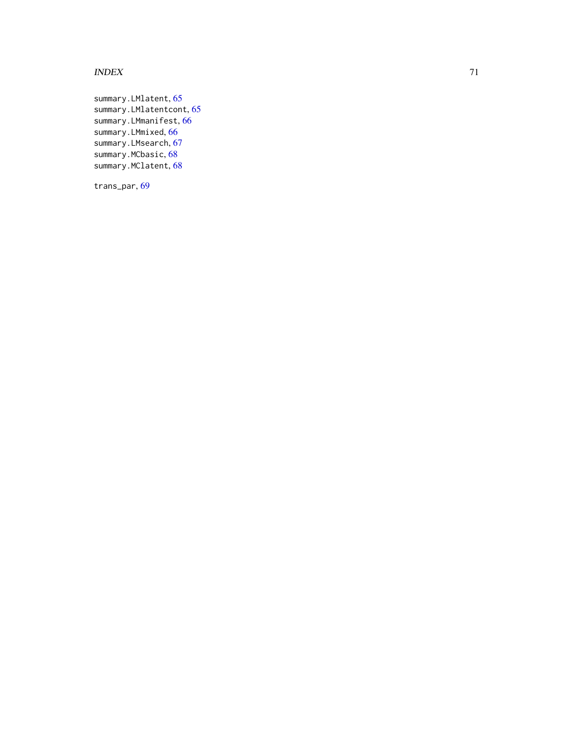summary.LMlatent, 65
summary.LMlatentcont, 65
summary.LMmanifest, 66
summary.LMmixed, 66
summary.LMsearch, 67
summary.MCbasic, 68
summary.MClatent, 68

trans_par, 69